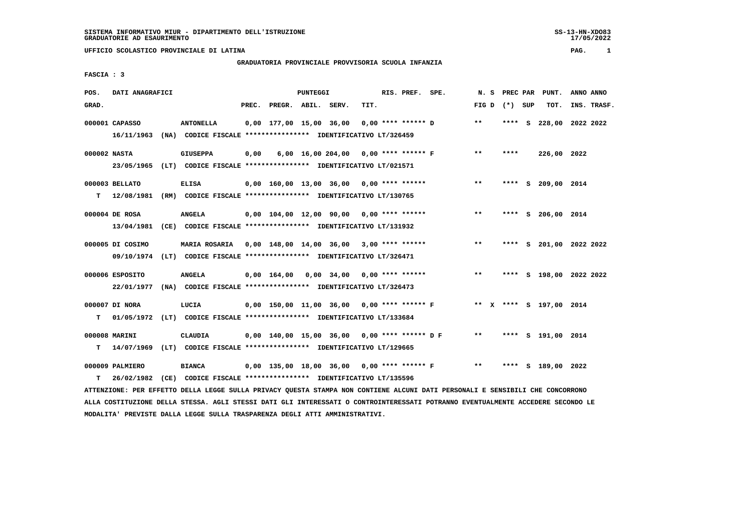SISTEMA INFORMATIVO MIUR - DIPARTIMENTO DELL'ISTRUZIONE
GRADUATORIE AD ESAURIMENTO

UFFICIO SCOLASTICO PROVINCIALE DI LATINA

GRADUATORIA PROVINCIALE PROVVISORIA SCUOLA INFANZIA

FASCIA : 3

| POS. GRAD. | DATI ANAGRAFICI | | PREC. | PREGR. | ABIL. | SERV. | TIT. | RIS. PREF. SPE. | N. S FIG D | PREC PAR (*) SUP | PUNT. TOT. | ANNO INS. | ANNO TRASF. |
|---|---|---|---|---|---|---|---|---|---|---|---|---|---|
| 000001 | CAPASSO | ANTONELLA | 0,00 | 177,00 | 15,00 | 36,00 | 0,00 | **** ****** D | ** | **** S | 228,00 | 2022 | 2022 |
| | 16/11/1963 (NA) CODICE FISCALE **************** IDENTIFICATIVO LT/326459 | | | | | | | | | | | | |
| 000002 | NASTA | GIUSEPPA | 0,00 | 6,00 | 16,00 | 204,00 | 0,00 | **** ****** F | ** | **** | 226,00 | 2022 | |
| | 23/05/1965 (LT) CODICE FISCALE **************** IDENTIFICATIVO LT/021571 | | | | | | | | | | | | |
| 000003 | BELLATO | ELISA | 0,00 | 160,00 | 13,00 | 36,00 | 0,00 | **** ****** | ** | **** S | 209,00 | 2014 | |
| T | 12/08/1981 (RM) CODICE FISCALE **************** IDENTIFICATIVO LT/130765 | | | | | | | | | | | | |
| 000004 | DE ROSA | ANGELA | 0,00 | 104,00 | 12,00 | 90,00 | 0,00 | **** ****** | ** | **** S | 206,00 | 2014 | |
| | 13/04/1981 (CE) CODICE FISCALE **************** IDENTIFICATIVO LT/131932 | | | | | | | | | | | | |
| 000005 | DI COSIMO | MARIA ROSARIA | 0,00 | 148,00 | 14,00 | 36,00 | 3,00 | **** ****** | ** | **** S | 201,00 | 2022 | 2022 |
| | 09/10/1974 (LT) CODICE FISCALE **************** IDENTIFICATIVO LT/326471 | | | | | | | | | | | | |
| 000006 | ESPOSITO | ANGELA | 0,00 | 164,00 | 0,00 | 34,00 | 0,00 | **** ****** | ** | **** S | 198,00 | 2022 | 2022 |
| | 22/01/1977 (NA) CODICE FISCALE **************** IDENTIFICATIVO LT/326473 | | | | | | | | | | | | |
| 000007 | DI NORA | LUCIA | 0,00 | 150,00 | 11,00 | 36,00 | 0,00 | **** ****** F | ** X | **** S | 197,00 | 2014 | |
| T | 01/05/1972 (LT) CODICE FISCALE **************** IDENTIFICATIVO LT/133684 | | | | | | | | | | | | |
| 000008 | MARINI | CLAUDIA | 0,00 | 140,00 | 15,00 | 36,00 | 0,00 | **** ****** D F | ** | **** S | 191,00 | 2014 | |
| T | 14/07/1969 (LT) CODICE FISCALE **************** IDENTIFICATIVO LT/129665 | | | | | | | | | | | | |
| 000009 | PALMIERO | BIANCA | 0,00 | 135,00 | 18,00 | 36,00 | 0,00 | **** ****** F | ** | **** S | 189,00 | 2022 | |
| T | 26/02/1982 (CE) CODICE FISCALE **************** IDENTIFICATIVO LT/135596 | | | | | | | | | | | | |

ATTENZIONE: PER EFFETTO DELLA LEGGE SULLA PRIVACY QUESTA STAMPA NON CONTIENE ALCUNI DATI PERSONALI E SENSIBILI CHE CONCORRONO ALLA COSTITUZIONE DELLA STESSA. AGLI STESSI DATI GLI INTERESSATI O CONTROINTERESSATI POTRANNO EVENTUALMENTE ACCEDERE SECONDO LE MODALITA' PREVISTE DALLA LEGGE SULLA TRASPARENZA DEGLI ATTI AMMINISTRATIVI.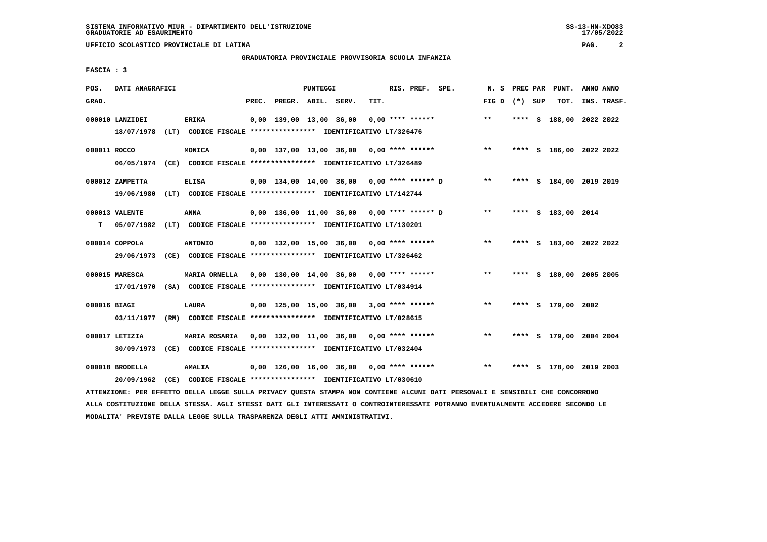UFFICIO SCOLASTICO PROVINCIALE DI LATINA

GRADUATORIA PROVINCIALE PROVVISORIA SCUOLA INFANZIA

FASCIA : 3

| POS. GRAD. | DATI ANAGRAFICI | | PREC. | PREGR. | ABIL. | SERV. | TIT. | RIS. PREF. | SPE. | N. S FIG D | PREC PAR (*) | SUP | PUNT. TOT. | ANNO INS. | ANNO TRASF. |
|---|---|---|---|---|---|---|---|---|---|---|---|---|---|---|---|
| 000010 | LANZIDEI | ERIKA | 0,00 | 139,00 | 13,00 | 36,00 | 0,00 | **** ****** | | ** | **** | S | 188,00 | 2022 | 2022 |
| | 18/07/1978 (LT) CODICE FISCALE **************** IDENTIFICATIVO LT/326476 | | | | | | | | | | | | | | |
| 000011 | ROCCO | MONICA | 0,00 | 137,00 | 13,00 | 36,00 | 0,00 | **** ****** | | ** | **** | S | 186,00 | 2022 | 2022 |
| | 06/05/1974 (CE) CODICE FISCALE **************** IDENTIFICATIVO LT/326489 | | | | | | | | | | | | | | |
| 000012 | ZAMPETTA | ELISA | 0,00 | 134,00 | 14,00 | 36,00 | 0,00 | **** ****** | D | ** | **** | S | 184,00 | 2019 | 2019 |
| | 19/06/1980 (LT) CODICE FISCALE **************** IDENTIFICATIVO LT/142744 | | | | | | | | | | | | | | |
| 000013 | VALENTE | ANNA | 0,00 | 136,00 | 11,00 | 36,00 | 0,00 | **** ****** | D | ** | **** | S | 183,00 | 2014 | |
| T | 05/07/1982 (LT) CODICE FISCALE **************** IDENTIFICATIVO LT/130201 | | | | | | | | | | | | | | |
| 000014 | COPPOLA | ANTONIO | 0,00 | 132,00 | 15,00 | 36,00 | 0,00 | **** ****** | | ** | **** | S | 183,00 | 2022 | 2022 |
| | 29/06/1973 (CE) CODICE FISCALE **************** IDENTIFICATIVO LT/326462 | | | | | | | | | | | | | | |
| 000015 | MARESCA | MARIA ORNELLA | 0,00 | 130,00 | 14,00 | 36,00 | 0,00 | **** ****** | | ** | **** | S | 180,00 | 2005 | 2005 |
| | 17/01/1970 (SA) CODICE FISCALE **************** IDENTIFICATIVO LT/034914 | | | | | | | | | | | | | | |
| 000016 | BIAGI | LAURA | 0,00 | 125,00 | 15,00 | 36,00 | 3,00 | **** ****** | | ** | **** | S | 179,00 | 2002 | |
| | 03/11/1977 (RM) CODICE FISCALE **************** IDENTIFICATIVO LT/028615 | | | | | | | | | | | | | | |
| 000017 | LETIZIA | MARIA ROSARIA | 0,00 | 132,00 | 11,00 | 36,00 | 0,00 | **** ****** | | ** | **** | S | 179,00 | 2004 | 2004 |
| | 30/09/1973 (CE) CODICE FISCALE **************** IDENTIFICATIVO LT/032404 | | | | | | | | | | | | | | |
| 000018 | BRODELLA | AMALIA | 0,00 | 126,00 | 16,00 | 36,00 | 0,00 | **** ****** | | ** | **** | S | 178,00 | 2019 | 2003 |
| | 20/09/1962 (CE) CODICE FISCALE **************** IDENTIFICATIVO LT/030610 | | | | | | | | | | | | | | |

ATTENZIONE: PER EFFETTO DELLA LEGGE SULLA PRIVACY QUESTA STAMPA NON CONTIENE ALCUNI DATI PERSONALI E SENSIBILI CHE CONCORRONO ALLA COSTITUZIONE DELLA STESSA. AGLI STESSI DATI GLI INTERESSATI O CONTROINTERESSATI POTRANNO EVENTUALMENTE ACCEDERE SECONDO LE MODALITA' PREVISTE DALLA LEGGE SULLA TRASPARENZA DEGLI ATTI AMMINISTRATIVI.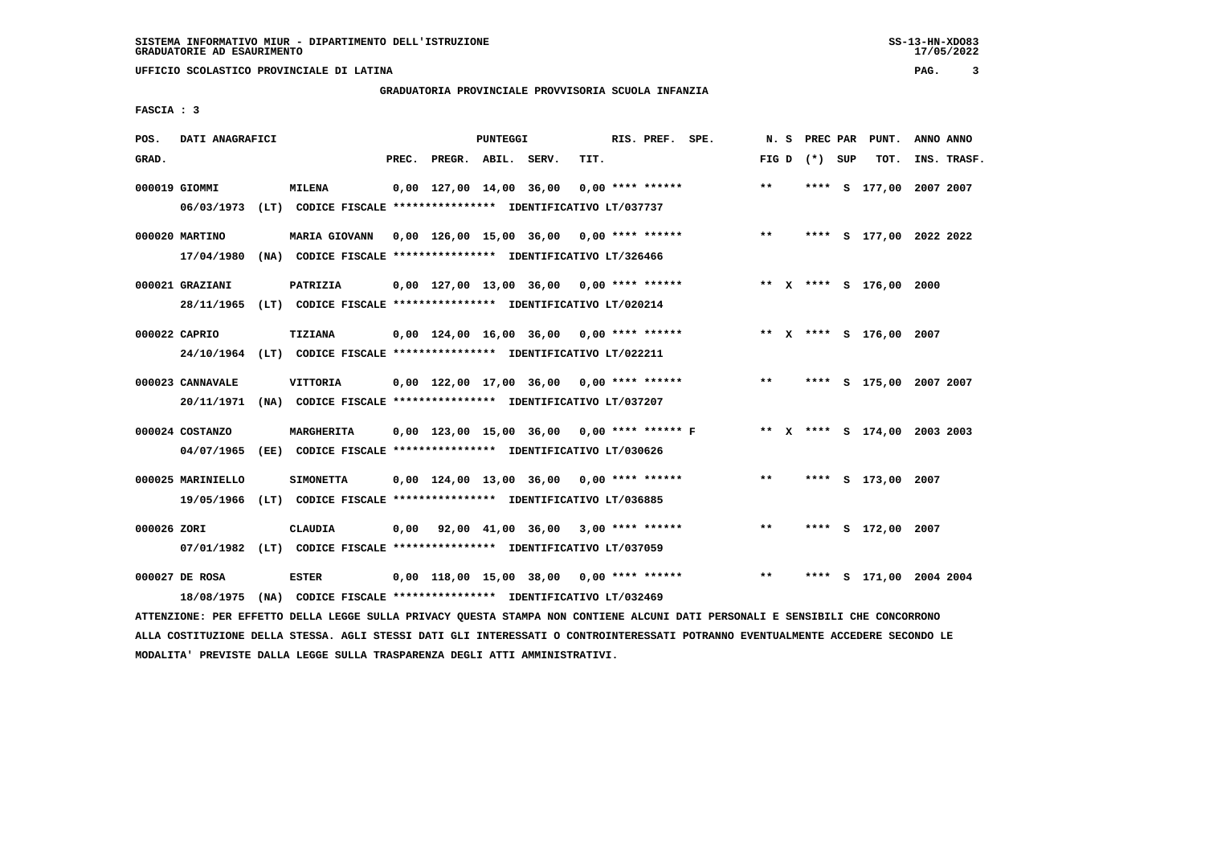UFFICIO SCOLASTICO PROVINCIALE DI LATINA

GRADUATORIA PROVINCIALE PROVVISORIA SCUOLA INFANZIA

FASCIA : 3

| POS. GRAD. | DATI ANAGRAFICI | | PREC. | PREGR. | ABIL. | SERV. | TIT. | RIS. PREF. | SPE. | N. S FIG D | PREC (*) | PAR SUP | PUNT. TOT. | ANNO INS. | ANNO TRASF. |
|---|---|---|---|---|---|---|---|---|---|---|---|---|---|---|---|
| 000019 | GIOMMI | MILENA | 0,00 | 127,00 | 14,00 | 36,00 | 0,00 | **** ****** | | ** | **** | S | 177,00 | 2007 | 2007 |
| | 06/03/1973 (LT) CODICE FISCALE **************** IDENTIFICATIVO LT/037737 | | | | | | | | | | | | | | |
| 000020 | MARTINO | MARIA GIOVANN | 0,00 | 126,00 | 15,00 | 36,00 | 0,00 | **** ****** | | ** | **** | S | 177,00 | 2022 | 2022 |
| | 17/04/1980 (NA) CODICE FISCALE **************** IDENTIFICATIVO LT/326466 | | | | | | | | | | | | | | |
| 000021 | GRAZIANI | PATRIZIA | 0,00 | 127,00 | 13,00 | 36,00 | 0,00 | **** ****** | | ** X | **** | S | 176,00 | 2000 | |
| | 28/11/1965 (LT) CODICE FISCALE **************** IDENTIFICATIVO LT/020214 | | | | | | | | | | | | | | |
| 000022 | CAPRIO | TIZIANA | 0,00 | 124,00 | 16,00 | 36,00 | 0,00 | **** ****** | | ** X | **** | S | 176,00 | 2007 | |
| | 24/10/1964 (LT) CODICE FISCALE **************** IDENTIFICATIVO LT/022211 | | | | | | | | | | | | | | |
| 000023 | CANNAVALE | VITTORIA | 0,00 | 122,00 | 17,00 | 36,00 | 0,00 | **** ****** | | ** | **** | S | 175,00 | 2007 | 2007 |
| | 20/11/1971 (NA) CODICE FISCALE **************** IDENTIFICATIVO LT/037207 | | | | | | | | | | | | | | |
| 000024 | COSTANZO | MARGHERITA | 0,00 | 123,00 | 15,00 | 36,00 | 0,00 | **** ****** | F | ** X | **** | S | 174,00 | 2003 | 2003 |
| | 04/07/1965 (EE) CODICE FISCALE **************** IDENTIFICATIVO LT/030626 | | | | | | | | | | | | | | |
| 000025 | MARINIELLO | SIMONETTA | 0,00 | 124,00 | 13,00 | 36,00 | 0,00 | **** ****** | | ** | **** | S | 173,00 | 2007 | |
| | 19/05/1966 (LT) CODICE FISCALE **************** IDENTIFICATIVO LT/036885 | | | | | | | | | | | | | | |
| 000026 | ZORI | CLAUDIA | 0,00 | 92,00 | 41,00 | 36,00 | 3,00 | **** ****** | | ** | **** | S | 172,00 | 2007 | |
| | 07/01/1982 (LT) CODICE FISCALE **************** IDENTIFICATIVO LT/037059 | | | | | | | | | | | | | | |
| 000027 | DE ROSA | ESTER | 0,00 | 118,00 | 15,00 | 38,00 | 0,00 | **** ****** | | ** | **** | S | 171,00 | 2004 | 2004 |
| | 18/08/1975 (NA) CODICE FISCALE **************** IDENTIFICATIVO LT/032469 | | | | | | | | | | | | | | |

ATTENZIONE: PER EFFETTO DELLA LEGGE SULLA PRIVACY QUESTA STAMPA NON CONTIENE ALCUNI DATI PERSONALI E SENSIBILI CHE CONCORRONO ALLA COSTITUZIONE DELLA STESSA. AGLI STESSI DATI GLI INTERESSATI O CONTROINTERESSATI POTRANNO EVENTUALMENTE ACCEDERE SECONDO LE MODALITA' PREVISTE DALLA LEGGE SULLA TRASPARENZA DEGLI ATTI AMMINISTRATIVI.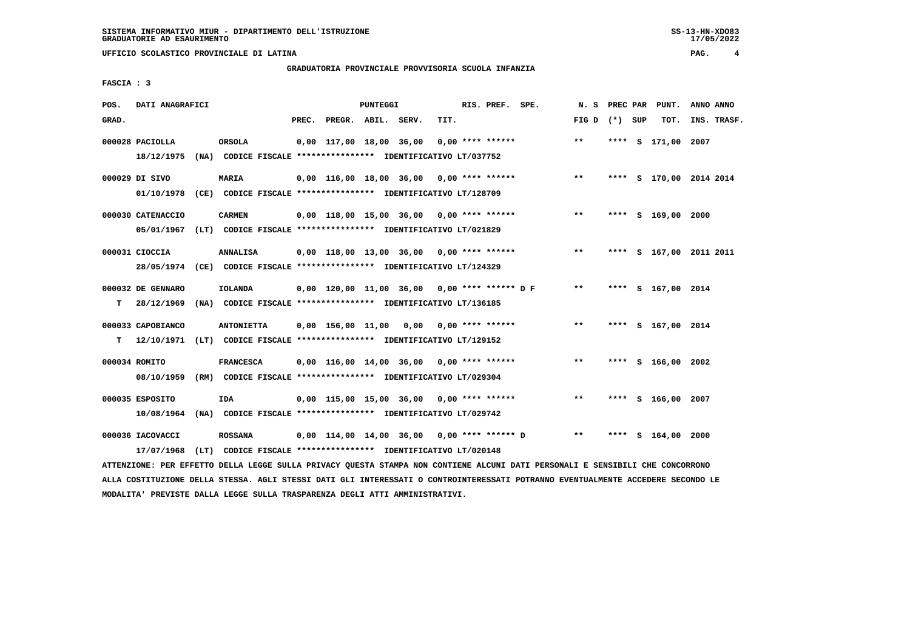SISTEMA INFORMATIVO MIUR - DIPARTIMENTO DELL'ISTRUZIONE
GRADUATORIE AD ESAURIMENTO

UFFICIO SCOLASTICO PROVINCIALE DI LATINA

## GRADUATORIA PROVINCIALE PROVVISORIA SCUOLA INFANZIA

FASCIA : 3

| POS. GRAD. | DATI ANAGRAFICI | | PREC. | PREGR. | ABIL. | SERV. | TIT. | RIS. PREF. SPE. | N. S FIG D | PREC PAR (*) SUP | PUNT. TOT. | ANNO INS. | ANNO TRASF. |
|---|---|---|---|---|---|---|---|---|---|---|---|---|---|
| 000028 | PACIOLLA | ORSOLA | 0,00 | 117,00 | 18,00 | 36,00 | 0,00 | **** ****** | ** | **** S | 171,00 | 2007 | |
| | 18/12/1975 (NA) CODICE FISCALE **************** IDENTIFICATIVO LT/037752 | | | | | | | | | | | | |
| 000029 | DI SIVO | MARIA | 0,00 | 116,00 | 18,00 | 36,00 | 0,00 | **** ****** | ** | **** S | 170,00 | 2014 | 2014 |
| | 01/10/1978 (CE) CODICE FISCALE **************** IDENTIFICATIVO LT/128709 | | | | | | | | | | | | |
| 000030 | CATENACCIO | CARMEN | 0,00 | 118,00 | 15,00 | 36,00 | 0,00 | **** ****** | ** | **** S | 169,00 | 2000 | |
| | 05/01/1967 (LT) CODICE FISCALE **************** IDENTIFICATIVO LT/021829 | | | | | | | | | | | | |
| 000031 | CIOCCIA | ANNALISA | 0,00 | 118,00 | 13,00 | 36,00 | 0,00 | **** ****** | ** | **** S | 167,00 | 2011 | 2011 |
| | 28/05/1974 (CE) CODICE FISCALE **************** IDENTIFICATIVO LT/124329 | | | | | | | | | | | | |
| 000032 | DE GENNARO | IOLANDA | 0,00 | 120,00 | 11,00 | 36,00 | 0,00 | **** ****** D F | ** | **** S | 167,00 | 2014 | |
| T | 28/12/1969 (NA) CODICE FISCALE **************** IDENTIFICATIVO LT/136185 | | | | | | | | | | | | |
| 000033 | CAPOBIANCO | ANTONIETTA | 0,00 | 156,00 | 11,00 | 0,00 | 0,00 | **** ****** | ** | **** S | 167,00 | 2014 | |
| T | 12/10/1971 (LT) CODICE FISCALE **************** IDENTIFICATIVO LT/129152 | | | | | | | | | | | | |
| 000034 | ROMITO | FRANCESCA | 0,00 | 116,00 | 14,00 | 36,00 | 0,00 | **** ****** | ** | **** S | 166,00 | 2002 | |
| | 08/10/1959 (RM) CODICE FISCALE **************** IDENTIFICATIVO LT/029304 | | | | | | | | | | | | |
| 000035 | ESPOSITO | IDA | 0,00 | 115,00 | 15,00 | 36,00 | 0,00 | **** ****** | ** | **** S | 166,00 | 2007 | |
| | 10/08/1964 (NA) CODICE FISCALE **************** IDENTIFICATIVO LT/029742 | | | | | | | | | | | | |
| 000036 | IACOVACCI | ROSSANA | 0,00 | 114,00 | 14,00 | 36,00 | 0,00 | **** ****** D | ** | **** S | 164,00 | 2000 | |
| | 17/07/1968 (LT) CODICE FISCALE **************** IDENTIFICATIVO LT/020148 | | | | | | | | | | | | |

ATTENZIONE: PER EFFETTO DELLA LEGGE SULLA PRIVACY QUESTA STAMPA NON CONTIENE ALCUNI DATI PERSONALI E SENSIBILI CHE CONCORRONO ALLA COSTITUZIONE DELLA STESSA. AGLI STESSI DATI GLI INTERESSATI O CONTROINTERESSATI POTRANNO EVENTUALMENTE ACCEDERE SECONDO LE MODALITA' PREVISTE DALLA LEGGE SULLA TRASPARENZA DEGLI ATTI AMMINISTRATIVI.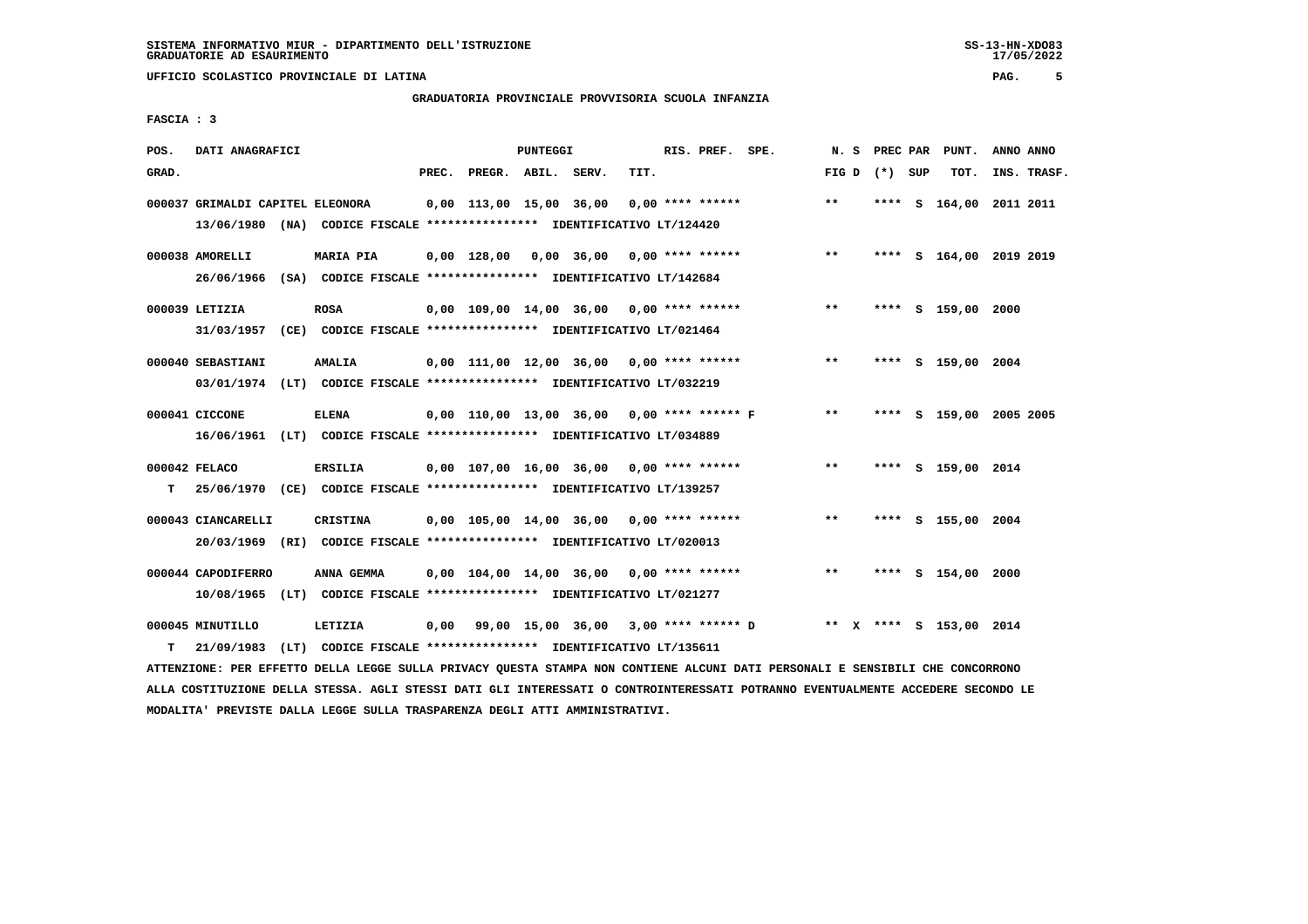SISTEMA INFORMATIVO MIUR - DIPARTIMENTO DELL'ISTRUZIONE
GRADUATORIE AD ESAURIMENTO

UFFICIO SCOLASTICO PROVINCIALE DI LATINA

## GRADUATORIA PROVINCIALE PROVVISORIA SCUOLA INFANZIA

FASCIA : 3

| POS. GRAD. | DATI ANAGRAFICI | | PREC. | PREGR. | ABIL. | SERV. | TIT. | RIS. PREF. | SPE. | N. S FIG D | PREC PAR (*) | SUP | PUNT. TOT. | ANNO INS. | ANNO TRASF. |
|---|---|---|---|---|---|---|---|---|---|---|---|---|---|---|---|
| 000037 | GRIMALDI CAPITEL ELEONORA 13/06/1980 (NA) CODICE FISCALE **************** IDENTIFICATIVO LT/124420 | | 0,00 | 113,00 | 15,00 | 36,00 | 0,00 | **** ****** | | ** | **** | S | 164,00 | 2011 | 2011 |
| 000038 | AMORELLI 26/06/1966 (SA) CODICE FISCALE **************** IDENTIFICATIVO LT/142684 | MARIA PIA | 0,00 | 128,00 | 0,00 | 36,00 | 0,00 | **** ****** | | ** | **** | S | 164,00 | 2019 | 2019 |
| 000039 | LETIZIA 31/03/1957 (CE) CODICE FISCALE **************** IDENTIFICATIVO LT/021464 | ROSA | 0,00 | 109,00 | 14,00 | 36,00 | 0,00 | **** ****** | | ** | **** | S | 159,00 | 2000 | |
| 000040 | SEBASTIANI 03/01/1974 (LT) CODICE FISCALE **************** IDENTIFICATIVO LT/032219 | AMALIA | 0,00 | 111,00 | 12,00 | 36,00 | 0,00 | **** ****** | | ** | **** | S | 159,00 | 2004 | |
| 000041 | CICCONE 16/06/1961 (LT) CODICE FISCALE **************** IDENTIFICATIVO LT/034889 | ELENA | 0,00 | 110,00 | 13,00 | 36,00 | 0,00 | **** ****** | F | ** | **** | S | 159,00 | 2005 | 2005 |
| 000042 T | FELACO 25/06/1970 (CE) CODICE FISCALE **************** IDENTIFICATIVO LT/139257 | ERSILIA | 0,00 | 107,00 | 16,00 | 36,00 | 0,00 | **** ****** | | ** | **** | S | 159,00 | 2014 | |
| 000043 | CIANCARELLI 20/03/1969 (RI) CODICE FISCALE **************** IDENTIFICATIVO LT/020013 | CRISTINA | 0,00 | 105,00 | 14,00 | 36,00 | 0,00 | **** ****** | | ** | **** | S | 155,00 | 2004 | |
| 000044 | CAPODIFERRO 10/08/1965 (LT) CODICE FISCALE **************** IDENTIFICATIVO LT/021277 | ANNA GEMMA | 0,00 | 104,00 | 14,00 | 36,00 | 0,00 | **** ****** | | ** | **** | S | 154,00 | 2000 | |
| 000045 T | MINUTILLO 21/09/1983 (LT) CODICE FISCALE **************** IDENTIFICATIVO LT/135611 | LETIZIA | 0,00 | 99,00 | 15,00 | 36,00 | 3,00 | **** ****** | D | ** X | **** | S | 153,00 | 2014 | |

ATTENZIONE: PER EFFETTO DELLA LEGGE SULLA PRIVACY QUESTA STAMPA NON CONTIENE ALCUNI DATI PERSONALI E SENSIBILI CHE CONCORRONO ALLA COSTITUZIONE DELLA STESSA. AGLI STESSI DATI GLI INTERESSATI O CONTROINTERESSATI POTRANNO EVENTUALMENTE ACCEDERE SECONDO LE MODALITA' PREVISTE DALLA LEGGE SULLA TRASPARENZA DEGLI ATTI AMMINISTRATIVI.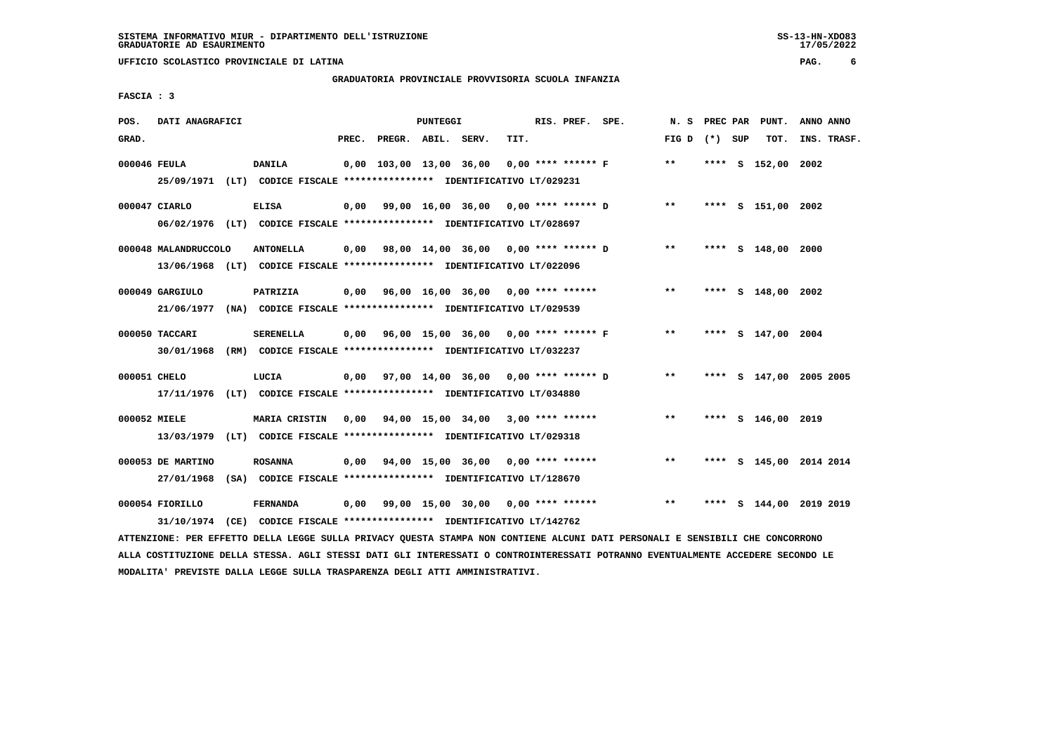SISTEMA INFORMATIVO MIUR - DIPARTIMENTO DELL'ISTRUZIONE
GRADUATORIE AD ESAURIMENTO

UFFICIO SCOLASTICO PROVINCIALE DI LATINA

GRADUATORIA PROVINCIALE PROVVISORIA SCUOLA INFANZIA

FASCIA : 3

| POS. GRAD. | DATI ANAGRAFICI | | PREC. | PREGR. | ABIL. | SERV. | TIT. | RIS. PREF. | SPE. | N. S FIG D | PREC (*) | PAR SUP | PUNT. TOT. | ANNO INS. | ANNO TRASF. |
|---|---|---|---|---|---|---|---|---|---|---|---|---|---|---|---|
| 000046 | FEULA | DANILA | 0,00 | 103,00 | 13,00 | 36,00 | 0,00 | **** ****** F | | ** | **** | S | 152,00 | 2002 | |
| | 25/09/1971 (LT) CODICE FISCALE **************** IDENTIFICATIVO LT/029231 | | | | | | | | | | | | | | |
| 000047 | CIARLO | ELISA | 0,00 | 99,00 | 16,00 | 36,00 | 0,00 | **** ****** D | | ** | **** | S | 151,00 | 2002 | |
| | 06/02/1976 (LT) CODICE FISCALE **************** IDENTIFICATIVO LT/028697 | | | | | | | | | | | | | | |
| 000048 | MALANDRUCCOLO | ANTONELLA | 0,00 | 98,00 | 14,00 | 36,00 | 0,00 | **** ****** D | | ** | **** | S | 148,00 | 2000 | |
| | 13/06/1968 (LT) CODICE FISCALE **************** IDENTIFICATIVO LT/022096 | | | | | | | | | | | | | | |
| 000049 | GARGIULO | PATRIZIA | 0,00 | 96,00 | 16,00 | 36,00 | 0,00 | **** ****** | | ** | **** | S | 148,00 | 2002 | |
| | 21/06/1977 (NA) CODICE FISCALE **************** IDENTIFICATIVO LT/029539 | | | | | | | | | | | | | | |
| 000050 | TACCARI | SERENELLA | 0,00 | 96,00 | 15,00 | 36,00 | 0,00 | **** ****** F | | ** | **** | S | 147,00 | 2004 | |
| | 30/01/1968 (RM) CODICE FISCALE **************** IDENTIFICATIVO LT/032237 | | | | | | | | | | | | | | |
| 000051 | CHELO | LUCIA | 0,00 | 97,00 | 14,00 | 36,00 | 0,00 | **** ****** D | | ** | **** | S | 147,00 | 2005 | 2005 |
| | 17/11/1976 (LT) CODICE FISCALE **************** IDENTIFICATIVO LT/034880 | | | | | | | | | | | | | | |
| 000052 | MIELE | MARIA CRISTIN | 0,00 | 94,00 | 15,00 | 34,00 | 3,00 | **** ****** | | ** | **** | S | 146,00 | 2019 | |
| | 13/03/1979 (LT) CODICE FISCALE **************** IDENTIFICATIVO LT/029318 | | | | | | | | | | | | | | |
| 000053 | DE MARTINO | ROSANNA | 0,00 | 94,00 | 15,00 | 36,00 | 0,00 | **** ****** | | ** | **** | S | 145,00 | 2014 | 2014 |
| | 27/01/1968 (SA) CODICE FISCALE **************** IDENTIFICATIVO LT/128670 | | | | | | | | | | | | | | |
| 000054 | FIORILLO | FERNANDA | 0,00 | 99,00 | 15,00 | 30,00 | 0,00 | **** ****** | | ** | **** | S | 144,00 | 2019 | 2019 |
| | 31/10/1974 (CE) CODICE FISCALE **************** IDENTIFICATIVO LT/142762 | | | | | | | | | | | | | | |

ATTENZIONE: PER EFFETTO DELLA LEGGE SULLA PRIVACY QUESTA STAMPA NON CONTIENE ALCUNI DATI PERSONALI E SENSIBILI CHE CONCORRONO ALLA COSTITUZIONE DELLA STESSA. AGLI STESSI DATI GLI INTERESSATI O CONTROINTERESSATI POTRANNO EVENTUALMENTE ACCEDERE SECONDO LE MODALITA' PREVISTE DALLA LEGGE SULLA TRASPARENZA DEGLI ATTI AMMINISTRATIVI.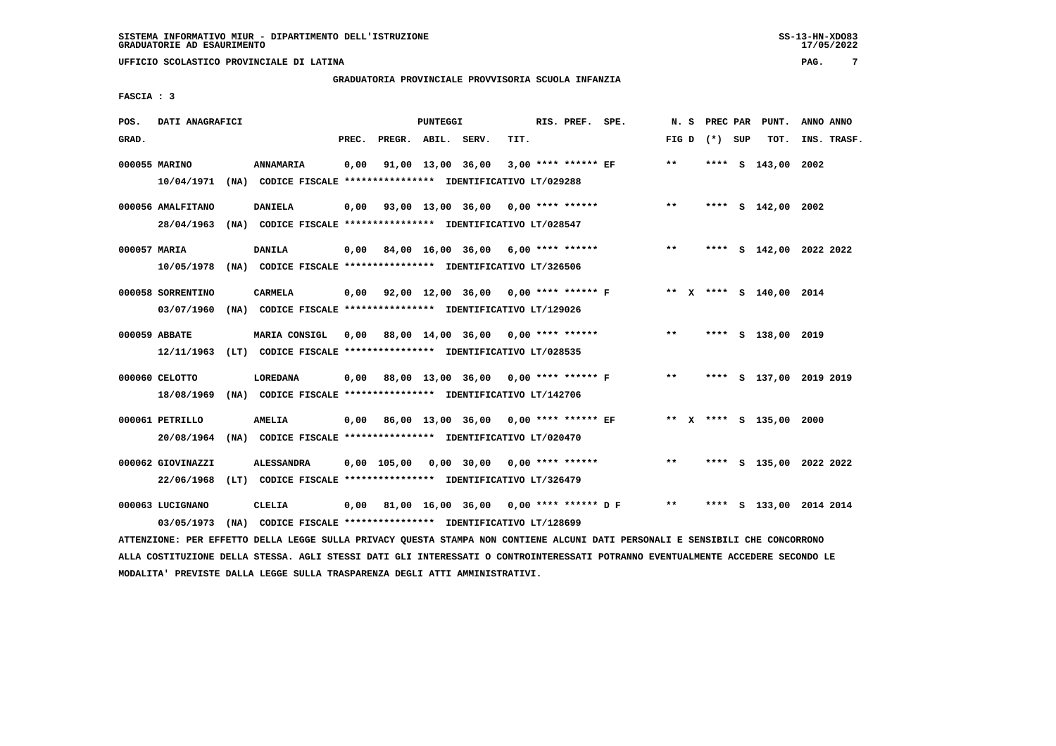SISTEMA INFORMATIVO MIUR - DIPARTIMENTO DELL'ISTRUZIONE
GRADUATORIE AD ESAURIMENTO

UFFICIO SCOLASTICO PROVINCIALE DI LATINA

GRADUATORIA PROVINCIALE PROVVISORIA SCUOLA INFANZIA

FASCIA : 3

| POS. GRAD. | DATI ANAGRAFICI | | PREC. | PREGR. | ABIL. | SERV. | TIT. | RIS. PREF. SPE. | N. S FIG D | PREC PAR (*) SUP | PUNT. TOT. | ANNO INS. | ANNO TRASF. |
|---|---|---|---|---|---|---|---|---|---|---|---|---|---|
| 000055 | MARINO | ANNAMARIA | 0,00 | 91,00 | 13,00 | 36,00 | 3,00 | **** ****** EF | ** | **** S | 143,00 | 2002 | |
| | 10/04/1971 (NA) CODICE FISCALE **************** IDENTIFICATIVO LT/029288 | | | | | | | | | | | | |
| 000056 | AMALFITANO | DANIELA | 0,00 | 93,00 | 13,00 | 36,00 | 0,00 | **** ****** | ** | **** S | 142,00 | 2002 | |
| | 28/04/1963 (NA) CODICE FISCALE **************** IDENTIFICATIVO LT/028547 | | | | | | | | | | | | |
| 000057 | MARIA | DANILA | 0,00 | 84,00 | 16,00 | 36,00 | 6,00 | **** ****** | ** | **** S | 142,00 | 2022 | 2022 |
| | 10/05/1978 (NA) CODICE FISCALE **************** IDENTIFICATIVO LT/326506 | | | | | | | | | | | | |
| 000058 | SORRENTINO | CARMELA | 0,00 | 92,00 | 12,00 | 36,00 | 0,00 | **** ****** F | ** X | **** S | 140,00 | 2014 | |
| | 03/07/1960 (NA) CODICE FISCALE **************** IDENTIFICATIVO LT/129026 | | | | | | | | | | | | |
| 000059 | ABBATE | MARIA CONSIGL | 0,00 | 88,00 | 14,00 | 36,00 | 0,00 | **** ****** | ** | **** S | 138,00 | 2019 | |
| | 12/11/1963 (LT) CODICE FISCALE **************** IDENTIFICATIVO LT/028535 | | | | | | | | | | | | |
| 000060 | CELOTTO | LOREDANA | 0,00 | 88,00 | 13,00 | 36,00 | 0,00 | **** ****** F | ** | **** S | 137,00 | 2019 | 2019 |
| | 18/08/1969 (NA) CODICE FISCALE **************** IDENTIFICATIVO LT/142706 | | | | | | | | | | | | |
| 000061 | PETRILLO | AMELIA | 0,00 | 86,00 | 13,00 | 36,00 | 0,00 | **** ****** EF | ** X | **** S | 135,00 | 2000 | |
| | 20/08/1964 (NA) CODICE FISCALE **************** IDENTIFICATIVO LT/020470 | | | | | | | | | | | | |
| 000062 | GIOVINAZZI | ALESSANDRA | 0,00 | 105,00 | 0,00 | 30,00 | 0,00 | **** ****** | ** | **** S | 135,00 | 2022 | 2022 |
| | 22/06/1968 (LT) CODICE FISCALE **************** IDENTIFICATIVO LT/326479 | | | | | | | | | | | | |
| 000063 | LUCIGNANO | CLELIA | 0,00 | 81,00 | 16,00 | 36,00 | 0,00 | **** ****** D F | ** | **** S | 133,00 | 2014 | 2014 |
| | 03/05/1973 (NA) CODICE FISCALE **************** IDENTIFICATIVO LT/128699 | | | | | | | | | | | | |

ATTENZIONE: PER EFFETTO DELLA LEGGE SULLA PRIVACY QUESTA STAMPA NON CONTIENE ALCUNI DATI PERSONALI E SENSIBILI CHE CONCORRONO ALLA COSTITUZIONE DELLA STESSA. AGLI STESSI DATI GLI INTERESSATI O CONTROINTERESSATI POTRANNO EVENTUALMENTE ACCEDERE SECONDO LE MODALITA' PREVISTE DALLA LEGGE SULLA TRASPARENZA DEGLI ATTI AMMINISTRATIVI.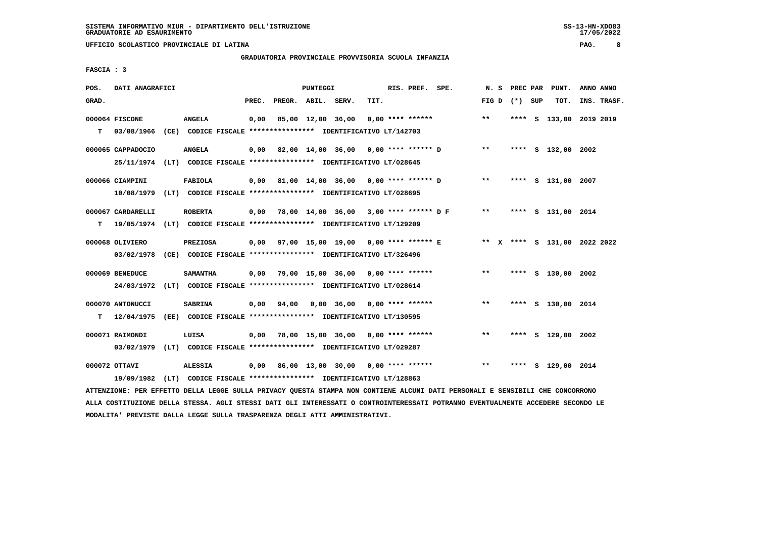SISTEMA INFORMATIVO MIUR - DIPARTIMENTO DELL'ISTRUZIONE
GRADUATORIE AD ESAURIMENTO

UFFICIO SCOLASTICO PROVINCIALE DI LATINA

GRADUATORIA PROVINCIALE PROVVISORIA SCUOLA INFANZIA

FASCIA : 3

| POS. GRAD. | DATI ANAGRAFICI | | PREC. | PREGR. | ABIL. | SERV. | TIT. | RIS. PREF. SPE. | N. S FIG D | PREC PAR (*) SUP | PUNT. TOT. | ANNO ANNO INS. TRASF. |
|---|---|---|---|---|---|---|---|---|---|---|---|---|
| 000064 FISCONE | ANGELA | | 0,00 | 85,00 | 12,00 | 36,00 | 0,00 | **** ****** | ** | **** S | 133,00 | 2019 2019 |
| T | 03/08/1966 (CE) CODICE FISCALE **************** IDENTIFICATIVO LT/142703 | | | | | | | | | | | |
| 000065 CAPPADOCIO | ANGELA | | 0,00 | 82,00 | 14,00 | 36,00 | 0,00 | **** ****** D | ** | **** S | 132,00 | 2002 |
| | 25/11/1974 (LT) CODICE FISCALE **************** IDENTIFICATIVO LT/028645 | | | | | | | | | | | |
| 000066 CIAMPINI | FABIOLA | | 0,00 | 81,00 | 14,00 | 36,00 | 0,00 | **** ****** D | ** | **** S | 131,00 | 2007 |
| | 10/08/1979 (LT) CODICE FISCALE **************** IDENTIFICATIVO LT/028695 | | | | | | | | | | | |
| 000067 CARDARELLI | ROBERTA | | 0,00 | 78,00 | 14,00 | 36,00 | 3,00 | **** ****** D F | ** | **** S | 131,00 | 2014 |
| T | 19/05/1974 (LT) CODICE FISCALE **************** IDENTIFICATIVO LT/129209 | | | | | | | | | | | |
| 000068 OLIVIERO | PREZIOSA | | 0,00 | 97,00 | 15,00 | 19,00 | 0,00 | **** ****** E | ** X | **** S | 131,00 | 2022 2022 |
| | 03/02/1978 (CE) CODICE FISCALE **************** IDENTIFICATIVO LT/326496 | | | | | | | | | | | |
| 000069 BENEDUCE | SAMANTHA | | 0,00 | 79,00 | 15,00 | 36,00 | 0,00 | **** ****** | ** | **** S | 130,00 | 2002 |
| | 24/03/1972 (LT) CODICE FISCALE **************** IDENTIFICATIVO LT/028614 | | | | | | | | | | | |
| 000070 ANTONUCCI | SABRINA | | 0,00 | 94,00 | 0,00 | 36,00 | 0,00 | **** ****** | ** | **** S | 130,00 | 2014 |
| T | 12/04/1975 (EE) CODICE FISCALE **************** IDENTIFICATIVO LT/130595 | | | | | | | | | | | |
| 000071 RAIMONDI | LUISA | | 0,00 | 78,00 | 15,00 | 36,00 | 0,00 | **** ****** | ** | **** S | 129,00 | 2002 |
| | 03/02/1979 (LT) CODICE FISCALE **************** IDENTIFICATIVO LT/029287 | | | | | | | | | | | |
| 000072 OTTAVI | ALESSIA | | 0,00 | 86,00 | 13,00 | 30,00 | 0,00 | **** ****** | ** | **** S | 129,00 | 2014 |
| | 19/09/1982 (LT) CODICE FISCALE **************** IDENTIFICATIVO LT/128863 | | | | | | | | | | | |

ATTENZIONE: PER EFFETTO DELLA LEGGE SULLA PRIVACY QUESTA STAMPA NON CONTIENE ALCUNI DATI PERSONALI E SENSIBILI CHE CONCORRONO ALLA COSTITUZIONE DELLA STESSA. AGLI STESSI DATI GLI INTERESSATI O CONTROINTERESSATI POTRANNO EVENTUALMENTE ACCEDERE SECONDO LE MODALITA' PREVISTE DALLA LEGGE SULLA TRASPARENZA DEGLI ATTI AMMINISTRATIVI.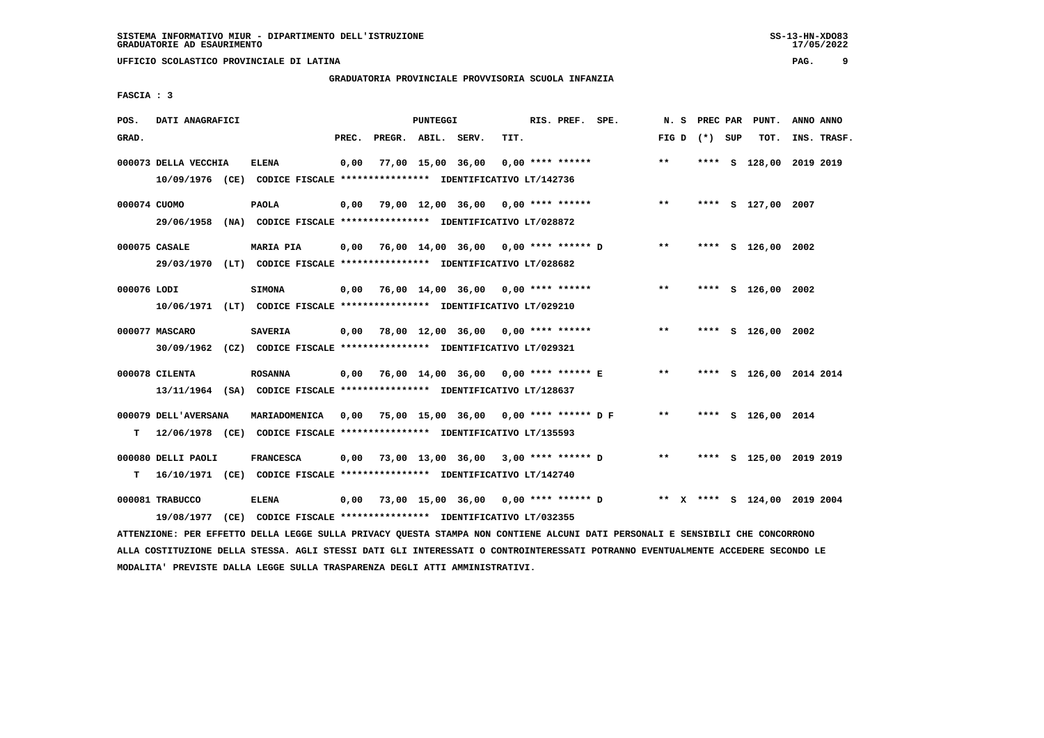SISTEMA INFORMATIVO MIUR - DIPARTIMENTO DELL'ISTRUZIONE
GRADUATORIE AD ESAURIMENTO

UFFICIO SCOLASTICO PROVINCIALE DI LATINA

GRADUATORIA PROVINCIALE PROVVISORIA SCUOLA INFANZIA

FASCIA : 3

| POS. GRAD. | DATI ANAGRAFICI | | PREC. | PREGR. | ABIL. | SERV. | TIT. | RIS. PREF. | SPE. | N. S FIG D | PREC (*) | PAR SUP | PUNT. TOT. | ANNO INS. | ANNO TRASF. |
|---|---|---|---|---|---|---|---|---|---|---|---|---|---|---|---|
| 000073 | DELLA VECCHIA | ELENA | 0,00 | 77,00 | 15,00 | 36,00 | 0,00 | **** ****** | | ** | **** | S | 128,00 | 2019 | 2019 |
| | 10/09/1976 (CE) CODICE FISCALE **************** IDENTIFICATIVO LT/142736 | | | | | | | | | | | | | | |
| 000074 | CUOMO | PAOLA | 0,00 | 79,00 | 12,00 | 36,00 | 0,00 | **** ****** | | ** | **** | S | 127,00 | 2007 | |
| | 29/06/1958 (NA) CODICE FISCALE **************** IDENTIFICATIVO LT/028872 | | | | | | | | | | | | | | |
| 000075 | CASALE | MARIA PIA | 0,00 | 76,00 | 14,00 | 36,00 | 0,00 | **** ****** | D | ** | **** | S | 126,00 | 2002 | |
| | 29/03/1970 (LT) CODICE FISCALE **************** IDENTIFICATIVO LT/028682 | | | | | | | | | | | | | | |
| 000076 | LODI | SIMONA | 0,00 | 76,00 | 14,00 | 36,00 | 0,00 | **** ****** | | ** | **** | S | 126,00 | 2002 | |
| | 10/06/1971 (LT) CODICE FISCALE **************** IDENTIFICATIVO LT/029210 | | | | | | | | | | | | | | |
| 000077 | MASCARO | SAVERIA | 0,00 | 78,00 | 12,00 | 36,00 | 0,00 | **** ****** | | ** | **** | S | 126,00 | 2002 | |
| | 30/09/1962 (CZ) CODICE FISCALE **************** IDENTIFICATIVO LT/029321 | | | | | | | | | | | | | | |
| 000078 | CILENTA | ROSANNA | 0,00 | 76,00 | 14,00 | 36,00 | 0,00 | **** ****** | E | ** | **** | S | 126,00 | 2014 | 2014 |
| | 13/11/1964 (SA) CODICE FISCALE **************** IDENTIFICATIVO LT/128637 | | | | | | | | | | | | | | |
| 000079 | DELL'AVERSANA | MARIADOMENICA | 0,00 | 75,00 | 15,00 | 36,00 | 0,00 | **** ****** | D F | ** | **** | S | 126,00 | 2014 | |
| T | 12/06/1978 (CE) CODICE FISCALE **************** IDENTIFICATIVO LT/135593 | | | | | | | | | | | | | | |
| 000080 | DELLI PAOLI | FRANCESCA | 0,00 | 73,00 | 13,00 | 36,00 | 3,00 | **** ****** | D | ** | **** | S | 125,00 | 2019 | 2019 |
| T | 16/10/1971 (CE) CODICE FISCALE **************** IDENTIFICATIVO LT/142740 | | | | | | | | | | | | | | |
| 000081 | TRABUCCO | ELENA | 0,00 | 73,00 | 15,00 | 36,00 | 0,00 | **** ****** | D | ** X | **** | S | 124,00 | 2019 | 2004 |
| | 19/08/1977 (CE) CODICE FISCALE **************** IDENTIFICATIVO LT/032355 | | | | | | | | | | | | | | |

ATTENZIONE: PER EFFETTO DELLA LEGGE SULLA PRIVACY QUESTA STAMPA NON CONTIENE ALCUNI DATI PERSONALI E SENSIBILI CHE CONCORRONO ALLA COSTITUZIONE DELLA STESSA. AGLI STESSI DATI GLI INTERESSATI O CONTROINTERESSATI POTRANNO EVENTUALMENTE ACCEDERE SECONDO LE MODALITA' PREVISTE DALLA LEGGE SULLA TRASPARENZA DEGLI ATTI AMMINISTRATIVI.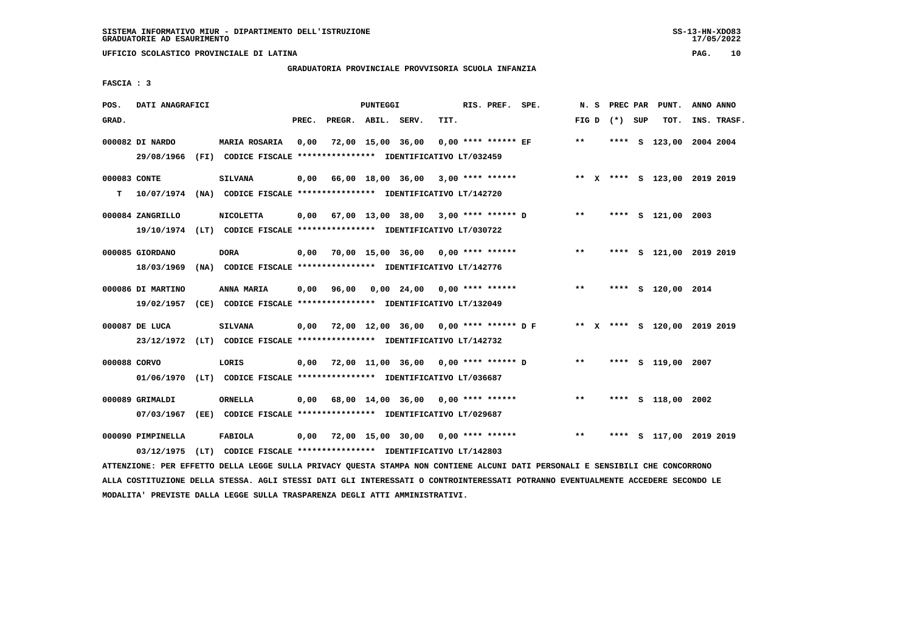SISTEMA INFORMATIVO MIUR - DIPARTIMENTO DELL'ISTRUZIONE
GRADUATORIE AD ESAURIMENTO

UFFICIO SCOLASTICO PROVINCIALE DI LATINA

GRADUATORIA PROVINCIALE PROVVISORIA SCUOLA INFANZIA

FASCIA : 3

| POS. GRAD. | DATI ANAGRAFICI | | PREC. | PREGR. | ABIL. | SERV. | TIT. | RIS. PREF. SPE. | N. S FIG D | PREC PAR (*) SUP | PUNT. TOT. | ANNO INS. | ANNO TRASF. |
|---|---|---|---|---|---|---|---|---|---|---|---|---|---|
| 000082 | DI NARDO | MARIA ROSARIA | 0,00 | 72,00 | 15,00 | 36,00 | 0,00 | **** ****** EF | ** | **** S | 123,00 | 2004 | 2004 |
| | 29/08/1966 (FI) CODICE FISCALE **************** IDENTIFICATIVO LT/032459 | | | | | | | | | | | | |
| 000083 | CONTE | SILVANA | 0,00 | 66,00 | 18,00 | 36,00 | 3,00 | **** ****** | ** X | **** S | 123,00 | 2019 | 2019 |
| T | 10/07/1974 (NA) CODICE FISCALE **************** IDENTIFICATIVO LT/142720 | | | | | | | | | | | | |
| 000084 | ZANGRILLO | NICOLETTA | 0,00 | 67,00 | 13,00 | 38,00 | 3,00 | **** ****** D | ** | **** S | 121,00 | 2003 | |
| | 19/10/1974 (LT) CODICE FISCALE **************** IDENTIFICATIVO LT/030722 | | | | | | | | | | | | |
| 000085 | GIORDANO | DORA | 0,00 | 70,00 | 15,00 | 36,00 | 0,00 | **** ****** | ** | **** S | 121,00 | 2019 | 2019 |
| | 18/03/1969 (NA) CODICE FISCALE **************** IDENTIFICATIVO LT/142776 | | | | | | | | | | | | |
| 000086 | DI MARTINO | ANNA MARIA | 0,00 | 96,00 | 0,00 | 24,00 | 0,00 | **** ****** | ** | **** S | 120,00 | 2014 | |
| | 19/02/1957 (CE) CODICE FISCALE **************** IDENTIFICATIVO LT/132049 | | | | | | | | | | | | |
| 000087 | DE LUCA | SILVANA | 0,00 | 72,00 | 12,00 | 36,00 | 0,00 | **** ****** D F | ** X | **** S | 120,00 | 2019 | 2019 |
| | 23/12/1972 (LT) CODICE FISCALE **************** IDENTIFICATIVO LT/142732 | | | | | | | | | | | | |
| 000088 | CORVO | LORIS | 0,00 | 72,00 | 11,00 | 36,00 | 0,00 | **** ****** D | ** | **** S | 119,00 | 2007 | |
| | 01/06/1970 (LT) CODICE FISCALE **************** IDENTIFICATIVO LT/036687 | | | | | | | | | | | | |
| 000089 | GRIMALDI | ORNELLA | 0,00 | 68,00 | 14,00 | 36,00 | 0,00 | **** ****** | ** | **** S | 118,00 | 2002 | |
| | 07/03/1967 (EE) CODICE FISCALE **************** IDENTIFICATIVO LT/029687 | | | | | | | | | | | | |
| 000090 | PIMPINELLA | FABIOLA | 0,00 | 72,00 | 15,00 | 30,00 | 0,00 | **** ****** | ** | **** S | 117,00 | 2019 | 2019 |
| | 03/12/1975 (LT) CODICE FISCALE **************** IDENTIFICATIVO LT/142803 | | | | | | | | | | | | |

ATTENZIONE: PER EFFETTO DELLA LEGGE SULLA PRIVACY QUESTA STAMPA NON CONTIENE ALCUNI DATI PERSONALI E SENSIBILI CHE CONCORRONO ALLA COSTITUZIONE DELLA STESSA. AGLI STESSI DATI GLI INTERESSATI O CONTROINTERESSATI POTRANNO EVENTUALMENTE ACCEDERE SECONDO LE MODALITA' PREVISTE DALLA LEGGE SULLA TRASPARENZA DEGLI ATTI AMMINISTRATIVI.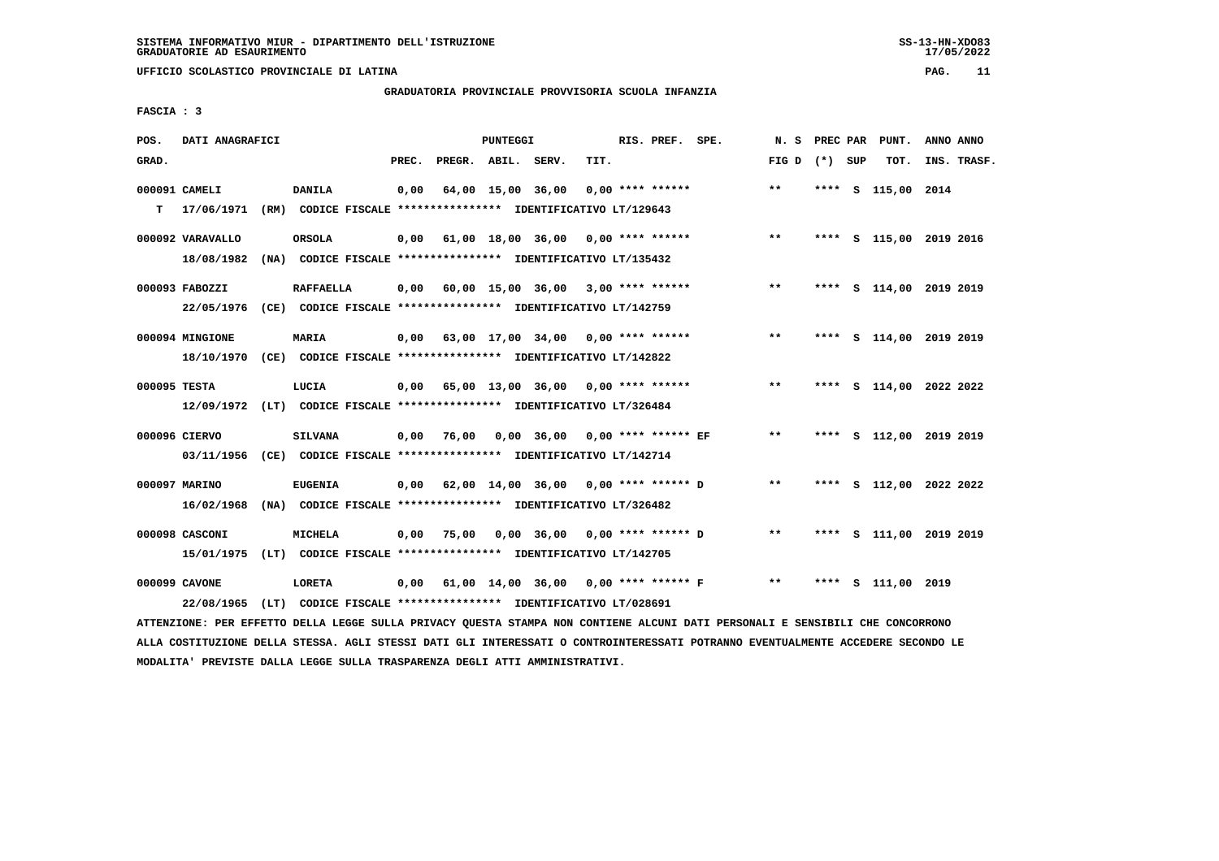SISTEMA INFORMATIVO MIUR - DIPARTIMENTO DELL'ISTRUZIONE
GRADUATORIE AD ESAURIMENTO

UFFICIO SCOLASTICO PROVINCIALE DI LATINA

GRADUATORIA PROVINCIALE PROVVISORIA SCUOLA INFANZIA

FASCIA : 3

| POS. GRAD. | DATI ANAGRAFICI | | PREC. | PREGR. | ABIL. | SERV. | TIT. | RIS. PREF. SPE. | N. S FIG D | PREC PAR (*) SUP | PUNT. TOT. | ANNO ANNO INS. TRASF. |
|---|---|---|---|---|---|---|---|---|---|---|---|---|
| 000091 | CAMELI | DANILA | 0,00 | 64,00 | 15,00 | 36,00 | 0,00 | **** ****** | ** | **** S | 115,00 | 2014 |
| T | 17/06/1971 (RM) | CODICE FISCALE **************** IDENTIFICATIVO LT/129643 | | | | | | | | | | |
| 000092 | VARAVALLO | ORSOLA | 0,00 | 61,00 | 18,00 | 36,00 | 0,00 | **** ****** | ** | **** S | 115,00 | 2019 2016 |
| | 18/08/1982 (NA) | CODICE FISCALE **************** IDENTIFICATIVO LT/135432 | | | | | | | | | | |
| 000093 | FABOZZI | RAFFAELLA | 0,00 | 60,00 | 15,00 | 36,00 | 3,00 | **** ****** | ** | **** S | 114,00 | 2019 2019 |
| | 22/05/1976 (CE) | CODICE FISCALE **************** IDENTIFICATIVO LT/142759 | | | | | | | | | | |
| 000094 | MINGIONE | MARIA | 0,00 | 63,00 | 17,00 | 34,00 | 0,00 | **** ****** | ** | **** S | 114,00 | 2019 2019 |
| | 18/10/1970 (CE) | CODICE FISCALE **************** IDENTIFICATIVO LT/142822 | | | | | | | | | | |
| 000095 | TESTA | LUCIA | 0,00 | 65,00 | 13,00 | 36,00 | 0,00 | **** ****** | ** | **** S | 114,00 | 2022 2022 |
| | 12/09/1972 (LT) | CODICE FISCALE **************** IDENTIFICATIVO LT/326484 | | | | | | | | | | |
| 000096 | CIERVO | SILVANA | 0,00 | 76,00 | 0,00 | 36,00 | 0,00 | **** ****** EF | ** | **** S | 112,00 | 2019 2019 |
| | 03/11/1956 (CE) | CODICE FISCALE **************** IDENTIFICATIVO LT/142714 | | | | | | | | | | |
| 000097 | MARINO | EUGENIA | 0,00 | 62,00 | 14,00 | 36,00 | 0,00 | **** ****** D | ** | **** S | 112,00 | 2022 2022 |
| | 16/02/1968 (NA) | CODICE FISCALE **************** IDENTIFICATIVO LT/326482 | | | | | | | | | | |
| 000098 | CASCONI | MICHELA | 0,00 | 75,00 | 0,00 | 36,00 | 0,00 | **** ****** D | ** | **** S | 111,00 | 2019 2019 |
| | 15/01/1975 (LT) | CODICE FISCALE **************** IDENTIFICATIVO LT/142705 | | | | | | | | | | |
| 000099 | CAVONE | LORETA | 0,00 | 61,00 | 14,00 | 36,00 | 0,00 | **** ****** F | ** | **** S | 111,00 | 2019 |
| | 22/08/1965 (LT) | CODICE FISCALE **************** IDENTIFICATIVO LT/028691 | | | | | | | | | | |

ATTENZIONE: PER EFFETTO DELLA LEGGE SULLA PRIVACY QUESTA STAMPA NON CONTIENE ALCUNI DATI PERSONALI E SENSIBILI CHE CONCORRONO ALLA COSTITUZIONE DELLA STESSA. AGLI STESSI DATI GLI INTERESSATI O CONTROINTERESSATI POTRANNO EVENTUALMENTE ACCEDERE SECONDO LE MODALITA' PREVISTE DALLA LEGGE SULLA TRASPARENZA DEGLI ATTI AMMINISTRATIVI.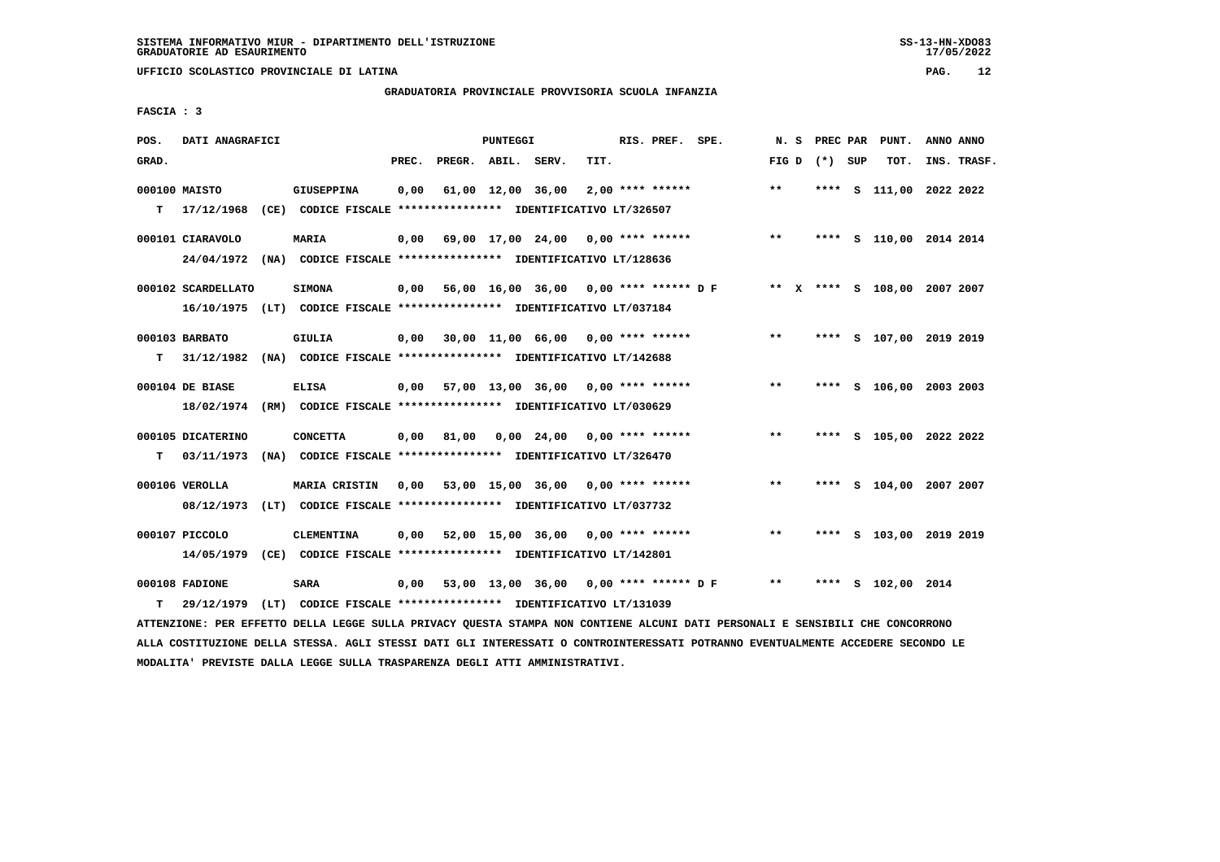SISTEMA INFORMATIVO MIUR - DIPARTIMENTO DELL'ISTRUZIONE
GRADUATORIE AD ESAURIMENTO

UFFICIO SCOLASTICO PROVINCIALE DI LATINA

GRADUATORIA PROVINCIALE PROVVISORIA SCUOLA INFANZIA

FASCIA : 3

| POS. GRAD. | DATI ANAGRAFICI | | PREC. | PREGR. | ABIL. | SERV. | TIT. | RIS. PREF. | SPE. | N. S FIG D | PREC PAR (*) | SUP | PUNT. TOT. | ANNO INS. | ANNO TRASF. |
|---|---|---|---|---|---|---|---|---|---|---|---|---|---|---|---|
| 000100 | MAISTO | GIUSEPPINA | 0,00 | 61,00 | 12,00 | 36,00 | 2,00 | **** ****** | | ** | **** | S | 111,00 | 2022 | 2022 |
| T | 17/12/1968 (CE) CODICE FISCALE **************** IDENTIFICATIVO LT/326507 | | | | | | | | | | | | | | |
| 000101 | CIARAVOLO | MARIA | 0,00 | 69,00 | 17,00 | 24,00 | 0,00 | **** ****** | | ** | **** | S | 110,00 | 2014 | 2014 |
| | 24/04/1972 (NA) CODICE FISCALE **************** IDENTIFICATIVO LT/128636 | | | | | | | | | | | | | | |
| 000102 | SCARDELLATO | SIMONA | 0,00 | 56,00 | 16,00 | 36,00 | 0,00 | **** ****** | D F | ** X | **** | S | 108,00 | 2007 | 2007 |
| | 16/10/1975 (LT) CODICE FISCALE **************** IDENTIFICATIVO LT/037184 | | | | | | | | | | | | | | |
| 000103 | BARBATO | GIULIA | 0,00 | 30,00 | 11,00 | 66,00 | 0,00 | **** ****** | | ** | **** | S | 107,00 | 2019 | 2019 |
| T | 31/12/1982 (NA) CODICE FISCALE **************** IDENTIFICATIVO LT/142688 | | | | | | | | | | | | | | |
| 000104 | DE BIASE | ELISA | 0,00 | 57,00 | 13,00 | 36,00 | 0,00 | **** ****** | | ** | **** | S | 106,00 | 2003 | 2003 |
| | 18/02/1974 (RM) CODICE FISCALE **************** IDENTIFICATIVO LT/030629 | | | | | | | | | | | | | | |
| 000105 | DICATERINO | CONCETTA | 0,00 | 81,00 | 0,00 | 24,00 | 0,00 | **** ****** | | ** | **** | S | 105,00 | 2022 | 2022 |
| T | 03/11/1973 (NA) CODICE FISCALE **************** IDENTIFICATIVO LT/326470 | | | | | | | | | | | | | | |
| 000106 | VEROLLA | MARIA CRISTIN | 0,00 | 53,00 | 15,00 | 36,00 | 0,00 | **** ****** | | ** | **** | S | 104,00 | 2007 | 2007 |
| | 08/12/1973 (LT) CODICE FISCALE **************** IDENTIFICATIVO LT/037732 | | | | | | | | | | | | | | |
| 000107 | PICCOLO | CLEMENTINA | 0,00 | 52,00 | 15,00 | 36,00 | 0,00 | **** ****** | | ** | **** | S | 103,00 | 2019 | 2019 |
| | 14/05/1979 (CE) CODICE FISCALE **************** IDENTIFICATIVO LT/142801 | | | | | | | | | | | | | | |
| 000108 | FADIONE | SARA | 0,00 | 53,00 | 13,00 | 36,00 | 0,00 | **** ****** | D F | ** | **** | S | 102,00 | 2014 | |
| T | 29/12/1979 (LT) CODICE FISCALE **************** IDENTIFICATIVO LT/131039 | | | | | | | | | | | | | | |

ATTENZIONE: PER EFFETTO DELLA LEGGE SULLA PRIVACY QUESTA STAMPA NON CONTIENE ALCUNI DATI PERSONALI E SENSIBILI CHE CONCORRONO ALLA COSTITUZIONE DELLA STESSA. AGLI STESSI DATI GLI INTERESSATI O CONTROINTERESSATI POTRANNO EVENTUALMENTE ACCEDERE SECONDO LE MODALITA' PREVISTE DALLA LEGGE SULLA TRASPARENZA DEGLI ATTI AMMINISTRATIVI.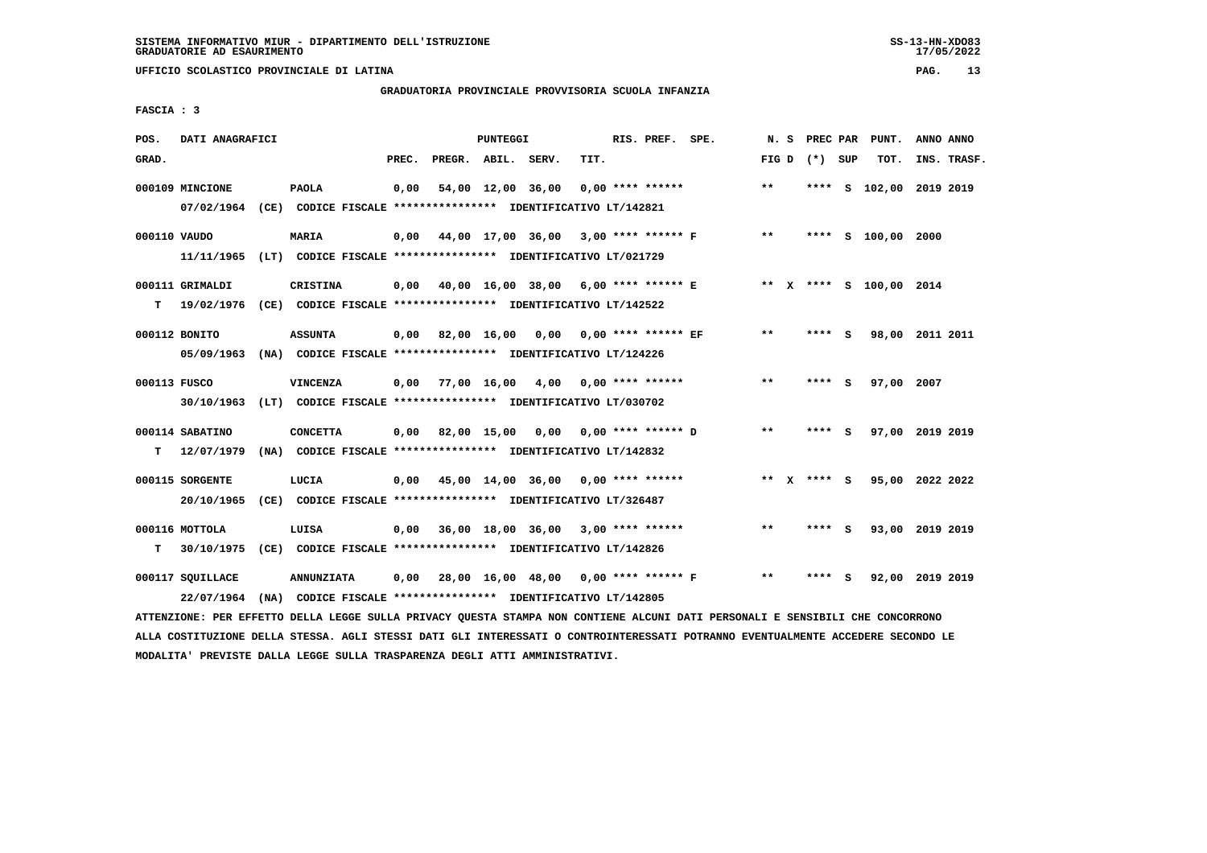SISTEMA INFORMATIVO MIUR - DIPARTIMENTO DELL'ISTRUZIONE
GRADUATORIE AD ESAURIMENTO

UFFICIO SCOLASTICO PROVINCIALE DI LATINA

GRADUATORIA PROVINCIALE PROVVISORIA SCUOLA INFANZIA

FASCIA : 3

| POS. GRAD. | DATI ANAGRAFICI | | PREC. | PREGR. | ABIL. | SERV. | TIT. | RIS. PREF. SPE. | N. S FIG D | PREC PAR (*) | SUP | PUNT. TOT. | ANNO INS. | ANNO TRASF. |
|---|---|---|---|---|---|---|---|---|---|---|---|---|---|---|
| 000109 | MINCIONE | PAOLA | 0,00 | 54,00 | 12,00 | 36,00 | 0,00 | **** ****** | ** | **** | S | 102,00 | 2019 | 2019 |
| | 07/02/1964 (CE) CODICE FISCALE **************** IDENTIFICATIVO LT/142821 | | | | | | | | | | | | | |
| 000110 | VAUDO | MARIA | 0,00 | 44,00 | 17,00 | 36,00 | 3,00 | **** ****** F | ** | **** | S | 100,00 | 2000 | |
| | 11/11/1965 (LT) CODICE FISCALE **************** IDENTIFICATIVO LT/021729 | | | | | | | | | | | | | |
| 000111 | GRIMALDI | CRISTINA | 0,00 | 40,00 | 16,00 | 38,00 | 6,00 | **** ****** E | ** X | **** | S | 100,00 | 2014 | |
| T | 19/02/1976 (CE) CODICE FISCALE **************** IDENTIFICATIVO LT/142522 | | | | | | | | | | | | | |
| 000112 | BONITO | ASSUNTA | 0,00 | 82,00 | 16,00 | 0,00 | 0,00 | **** ****** EF | ** | **** | S | 98,00 | 2011 | 2011 |
| | 05/09/1963 (NA) CODICE FISCALE **************** IDENTIFICATIVO LT/124226 | | | | | | | | | | | | | |
| 000113 | FUSCO | VINCENZA | 0,00 | 77,00 | 16,00 | 4,00 | 0,00 | **** ****** | ** | **** | S | 97,00 | 2007 | |
| | 30/10/1963 (LT) CODICE FISCALE **************** IDENTIFICATIVO LT/030702 | | | | | | | | | | | | | |
| 000114 | SABATINO | CONCETTA | 0,00 | 82,00 | 15,00 | 0,00 | 0,00 | **** ****** D | ** | **** | S | 97,00 | 2019 | 2019 |
| T | 12/07/1979 (NA) CODICE FISCALE **************** IDENTIFICATIVO LT/142832 | | | | | | | | | | | | | |
| 000115 | SORGENTE | LUCIA | 0,00 | 45,00 | 14,00 | 36,00 | 0,00 | **** ****** | ** X | **** | S | 95,00 | 2022 | 2022 |
| | 20/10/1965 (CE) CODICE FISCALE **************** IDENTIFICATIVO LT/326487 | | | | | | | | | | | | | |
| 000116 | MOTTOLA | LUISA | 0,00 | 36,00 | 18,00 | 36,00 | 3,00 | **** ****** | ** | **** | S | 93,00 | 2019 | 2019 |
| T | 30/10/1975 (CE) CODICE FISCALE **************** IDENTIFICATIVO LT/142826 | | | | | | | | | | | | | |
| 000117 | SQUILLACE | ANNUNZIATA | 0,00 | 28,00 | 16,00 | 48,00 | 0,00 | **** ****** F | ** | **** | S | 92,00 | 2019 | 2019 |
| | 22/07/1964 (NA) CODICE FISCALE **************** IDENTIFICATIVO LT/142805 | | | | | | | | | | | | | |

ATTENZIONE: PER EFFETTO DELLA LEGGE SULLA PRIVACY QUESTA STAMPA NON CONTIENE ALCUNI DATI PERSONALI E SENSIBILI CHE CONCORRONO ALLA COSTITUZIONE DELLA STESSA. AGLI STESSI DATI GLI INTERESSATI O CONTROINTERESSATI POTRANNO EVENTUALMENTE ACCEDERE SECONDO LE MODALITA' PREVISTE DALLA LEGGE SULLA TRASPARENZA DEGLI ATTI AMMINISTRATIVI.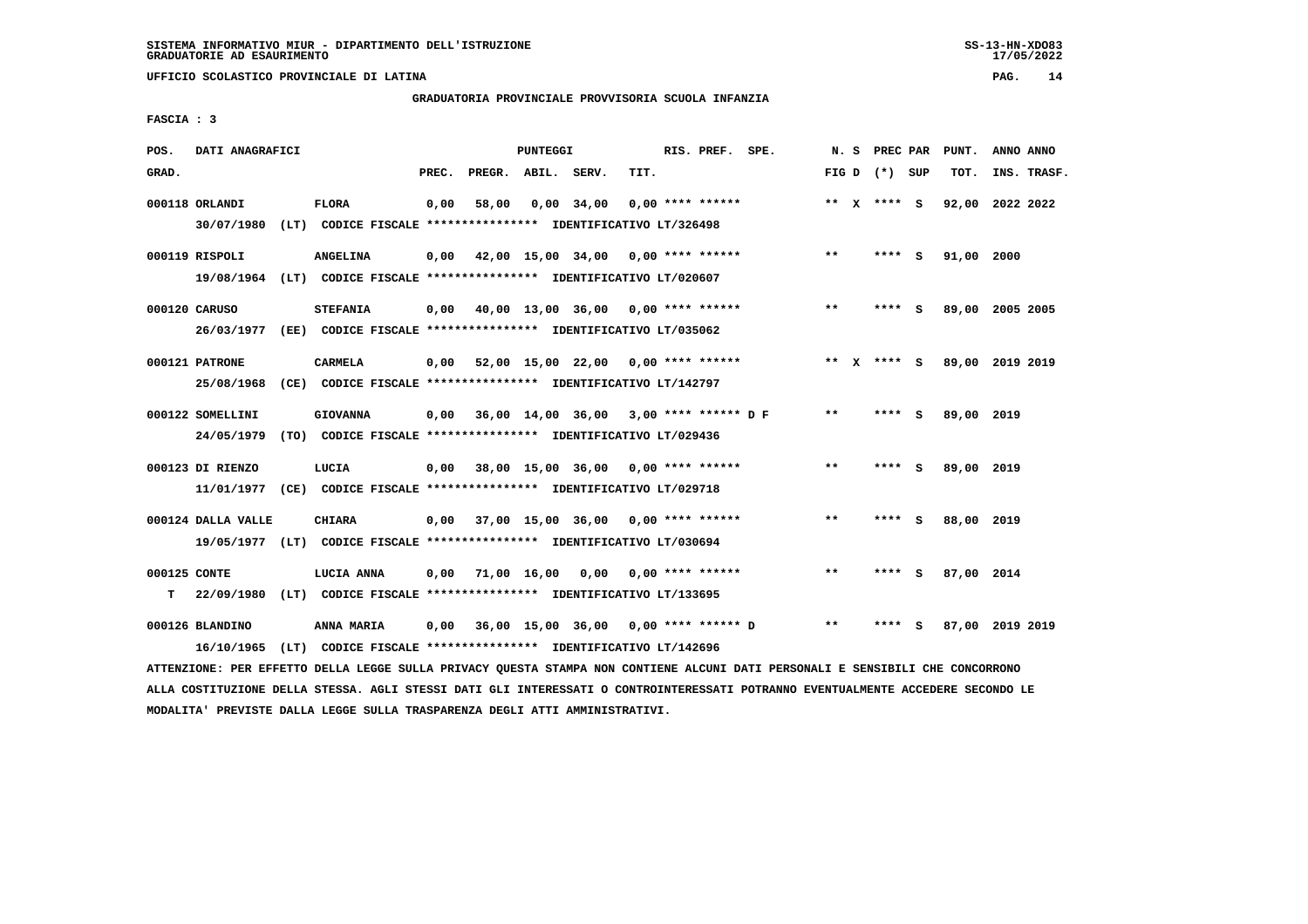SISTEMA INFORMATIVO MIUR - DIPARTIMENTO DELL'ISTRUZIONE
GRADUATORIE AD ESAURIMENTO

UFFICIO SCOLASTICO PROVINCIALE DI LATINA

GRADUATORIA PROVINCIALE PROVVISORIA SCUOLA INFANZIA

FASCIA : 3

| POS. GRAD. | DATI ANAGRAFICI | | PREC. | PREGR. | ABIL. | SERV. | TIT. | RIS. PREF. | SPE. | N. S FIG D | PREC PAR (*) SUP | PUNT. TOT. | ANNO INS. | ANNO TRASF. |
|---|---|---|---|---|---|---|---|---|---|---|---|---|---|---|
| 000118 | ORLANDI | FLORA | 0,00 | 58,00 | 0,00 | 34,00 | 0,00 | **** ****** | | ** X | **** S | 92,00 | 2022 | 2022 |
| | 30/07/1980 (LT) | CODICE FISCALE **************** IDENTIFICATIVO LT/326498 | | | | | | | | | | | | |
| 000119 | RISPOLI | ANGELINA | 0,00 | 42,00 | 15,00 | 34,00 | 0,00 | **** ****** | | ** | **** S | 91,00 | 2000 | |
| | 19/08/1964 (LT) | CODICE FISCALE **************** IDENTIFICATIVO LT/020607 | | | | | | | | | | | | |
| 000120 | CARUSO | STEFANIA | 0,00 | 40,00 | 13,00 | 36,00 | 0,00 | **** ****** | | ** | **** S | 89,00 | 2005 | 2005 |
| | 26/03/1977 (EE) | CODICE FISCALE **************** IDENTIFICATIVO LT/035062 | | | | | | | | | | | | |
| 000121 | PATRONE | CARMELA | 0,00 | 52,00 | 15,00 | 22,00 | 0,00 | **** ****** | | ** X | **** S | 89,00 | 2019 | 2019 |
| | 25/08/1968 (CE) | CODICE FISCALE **************** IDENTIFICATIVO LT/142797 | | | | | | | | | | | | |
| 000122 | SOMELLINI | GIOVANNA | 0,00 | 36,00 | 14,00 | 36,00 | 3,00 | **** ****** | D F | ** | **** S | 89,00 | 2019 | |
| | 24/05/1979 (TO) | CODICE FISCALE **************** IDENTIFICATIVO LT/029436 | | | | | | | | | | | | |
| 000123 | DI RIENZO | LUCIA | 0,00 | 38,00 | 15,00 | 36,00 | 0,00 | **** ****** | | ** | **** S | 89,00 | 2019 | |
| | 11/01/1977 (CE) | CODICE FISCALE **************** IDENTIFICATIVO LT/029718 | | | | | | | | | | | | |
| 000124 | DALLA VALLE | CHIARA | 0,00 | 37,00 | 15,00 | 36,00 | 0,00 | **** ****** | | ** | **** S | 88,00 | 2019 | |
| | 19/05/1977 (LT) | CODICE FISCALE **************** IDENTIFICATIVO LT/030694 | | | | | | | | | | | | |
| 000125 | CONTE | LUCIA ANNA | 0,00 | 71,00 | 16,00 | 0,00 | 0,00 | **** ****** | | ** | **** S | 87,00 | 2014 | |
| T | 22/09/1980 (LT) | CODICE FISCALE **************** IDENTIFICATIVO LT/133695 | | | | | | | | | | | | |
| 000126 | BLANDINO | ANNA MARIA | 0,00 | 36,00 | 15,00 | 36,00 | 0,00 | **** ****** | D | ** | **** S | 87,00 | 2019 | 2019 |
| | 16/10/1965 (LT) | CODICE FISCALE **************** IDENTIFICATIVO LT/142696 | | | | | | | | | | | | |

ATTENZIONE: PER EFFETTO DELLA LEGGE SULLA PRIVACY QUESTA STAMPA NON CONTIENE ALCUNI DATI PERSONALI E SENSIBILI CHE CONCORRONO ALLA COSTITUZIONE DELLA STESSA. AGLI STESSI DATI GLI INTERESSATI O CONTROINTERESSATI POTRANNO EVENTUALMENTE ACCEDERE SECONDO LE MODALITA' PREVISTE DALLA LEGGE SULLA TRASPARENZA DEGLI ATTI AMMINISTRATIVI.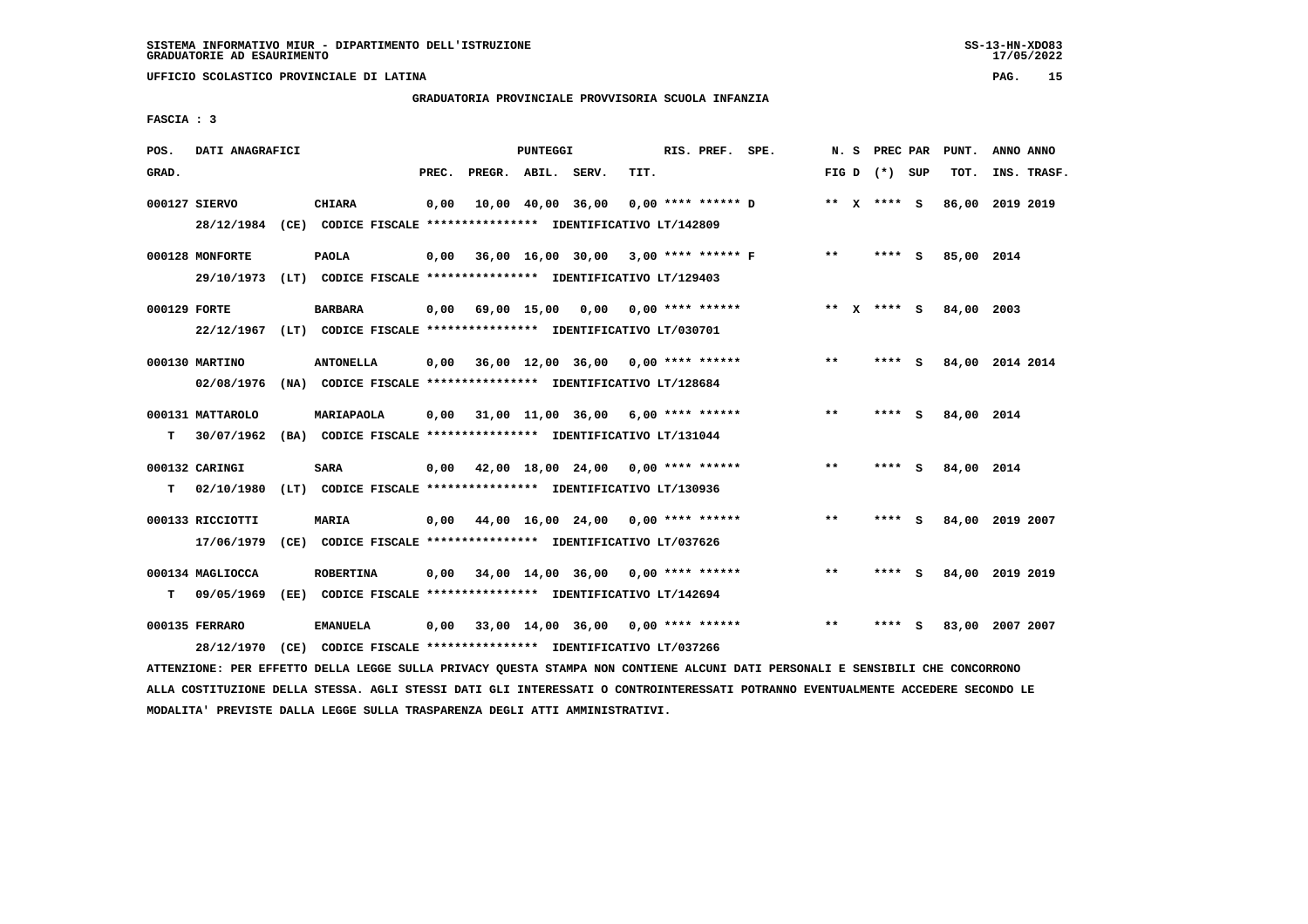SISTEMA INFORMATIVO MIUR - DIPARTIMENTO DELL'ISTRUZIONE
GRADUATORIE AD ESAURIMENTO

UFFICIO SCOLASTICO PROVINCIALE DI LATINA

GRADUATORIA PROVINCIALE PROVVISORIA SCUOLA INFANZIA

FASCIA : 3

| POS. GRAD. | DATI ANAGRAFICI | | PUNTEGGI PREC. | PREGR. | ABIL. | SERV. | TIT. | RIS. PREF. | SPE. | N. S FIG D | PREC PAR (*) | SUP | PUNT. TOT. | ANNO INS. | ANNO TRASF. |
|---|---|---|---|---|---|---|---|---|---|---|---|---|---|---|---|
| 000127 | SIERVO | CHIARA | 0,00 | 10,00 | 40,00 | 36,00 | 0,00 | **** ****** | D | ** X | **** | S | 86,00 | 2019 | 2019 |
| | 28/12/1984 (CE) | CODICE FISCALE **************** IDENTIFICATIVO LT/142809 | | | | | | | | | | | | | |
| 000128 | MONFORTE | PAOLA | 0,00 | 36,00 | 16,00 | 30,00 | 3,00 | **** ****** | F | ** | **** | S | 85,00 | 2014 | |
| | 29/10/1973 (LT) | CODICE FISCALE **************** IDENTIFICATIVO LT/129403 | | | | | | | | | | | | | |
| 000129 | FORTE | BARBARA | 0,00 | 69,00 | 15,00 | 0,00 | 0,00 | **** ****** | | ** X | **** | S | 84,00 | 2003 | |
| | 22/12/1967 (LT) | CODICE FISCALE **************** IDENTIFICATIVO LT/030701 | | | | | | | | | | | | | |
| 000130 | MARTINO | ANTONELLA | 0,00 | 36,00 | 12,00 | 36,00 | 0,00 | **** ****** | | ** | **** | S | 84,00 | 2014 | 2014 |
| | 02/08/1976 (NA) | CODICE FISCALE **************** IDENTIFICATIVO LT/128684 | | | | | | | | | | | | | |
| 000131 | MATTAROLO | MARIAPAOLA | 0,00 | 31,00 | 11,00 | 36,00 | 6,00 | **** ****** | | ** | **** | S | 84,00 | 2014 | |
| T | 30/07/1962 (BA) | CODICE FISCALE **************** IDENTIFICATIVO LT/131044 | | | | | | | | | | | | | |
| 000132 | CARINGI | SARA | 0,00 | 42,00 | 18,00 | 24,00 | 0,00 | **** ****** | | ** | **** | S | 84,00 | 2014 | |
| T | 02/10/1980 (LT) | CODICE FISCALE **************** IDENTIFICATIVO LT/130936 | | | | | | | | | | | | | |
| 000133 | RICCIOTTI | MARIA | 0,00 | 44,00 | 16,00 | 24,00 | 0,00 | **** ****** | | ** | **** | S | 84,00 | 2019 | 2007 |
| | 17/06/1979 (CE) | CODICE FISCALE **************** IDENTIFICATIVO LT/037626 | | | | | | | | | | | | | |
| 000134 | MAGLIOCCA | ROBERTINA | 0,00 | 34,00 | 14,00 | 36,00 | 0,00 | **** ****** | | ** | **** | S | 84,00 | 2019 | 2019 |
| T | 09/05/1969 (EE) | CODICE FISCALE **************** IDENTIFICATIVO LT/142694 | | | | | | | | | | | | | |
| 000135 | FERRARO | EMANUELA | 0,00 | 33,00 | 14,00 | 36,00 | 0,00 | **** ****** | | ** | **** | S | 83,00 | 2007 | 2007 |
| | 28/12/1970 (CE) | CODICE FISCALE **************** IDENTIFICATIVO LT/037266 | | | | | | | | | | | | | |

ATTENZIONE: PER EFFETTO DELLA LEGGE SULLA PRIVACY QUESTA STAMPA NON CONTIENE ALCUNI DATI PERSONALI E SENSIBILI CHE CONCORRONO ALLA COSTITUZIONE DELLA STESSA. AGLI STESSI DATI GLI INTERESSATI O CONTROINTERESSATI POTRANNO EVENTUALMENTE ACCEDERE SECONDO LE MODALITA' PREVISTE DALLA LEGGE SULLA TRASPARENZA DEGLI ATTI AMMINISTRATIVI.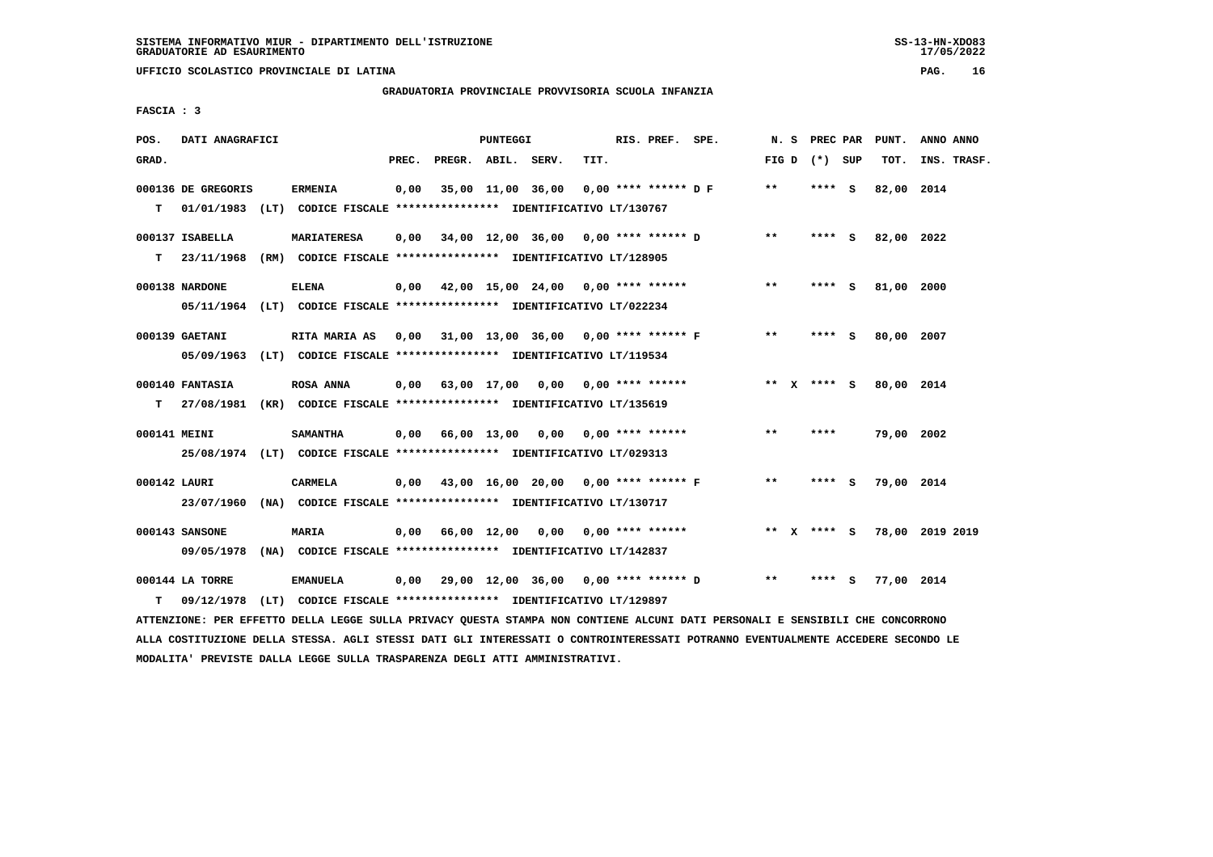SISTEMA INFORMATIVO MIUR - DIPARTIMENTO DELL'ISTRUZIONE
GRADUATORIE AD ESAURIMENTO

UFFICIO SCOLASTICO PROVINCIALE DI LATINA

GRADUATORIA PROVINCIALE PROVVISORIA SCUOLA INFANZIA

FASCIA : 3

| POS. GRAD. | DATI ANAGRAFICI | | PREC. | PREGR. | ABIL. | SERV. | TIT. | RIS. PREF. SPE. | N. S FIG D | PREC PAR (*) SUP | PUNT. TOT. | ANNO ANNO INS. TRASF. |
|---|---|---|---|---|---|---|---|---|---|---|---|---|
| 000136 | DE GREGORIS | ERMENIA | 0,00 | 35,00 | 11,00 | 36,00 | 0,00 | **** ****** D F | ** | **** S | 82,00 | 2014 |
| T | 01/01/1983 (LT) | CODICE FISCALE **************** IDENTIFICATIVO LT/130767 | | | | | | | | | | |
| 000137 | ISABELLA | MARIATERESA | 0,00 | 34,00 | 12,00 | 36,00 | 0,00 | **** ****** D | ** | **** S | 82,00 | 2022 |
| T | 23/11/1968 (RM) | CODICE FISCALE **************** IDENTIFICATIVO LT/128905 | | | | | | | | | | |
| 000138 | NARDONE | ELENA | 0,00 | 42,00 | 15,00 | 24,00 | 0,00 | **** ****** | ** | **** S | 81,00 | 2000 |
| | 05/11/1964 (LT) | CODICE FISCALE **************** IDENTIFICATIVO LT/022234 | | | | | | | | | | |
| 000139 | GAETANI | RITA MARIA AS | 0,00 | 31,00 | 13,00 | 36,00 | 0,00 | **** ****** F | ** | **** S | 80,00 | 2007 |
| | 05/09/1963 (LT) | CODICE FISCALE **************** IDENTIFICATIVO LT/119534 | | | | | | | | | | |
| 000140 | FANTASIA | ROSA ANNA | 0,00 | 63,00 | 17,00 | 0,00 | 0,00 | **** ****** | ** X | **** S | 80,00 | 2014 |
| T | 27/08/1981 (KR) | CODICE FISCALE **************** IDENTIFICATIVO LT/135619 | | | | | | | | | | |
| 000141 | MEINI | SAMANTHA | 0,00 | 66,00 | 13,00 | 0,00 | 0,00 | **** ****** | ** | **** | 79,00 | 2002 |
| | 25/08/1974 (LT) | CODICE FISCALE **************** IDENTIFICATIVO LT/029313 | | | | | | | | | | |
| 000142 | LAURI | CARMELA | 0,00 | 43,00 | 16,00 | 20,00 | 0,00 | **** ****** F | ** | **** S | 79,00 | 2014 |
| | 23/07/1960 (NA) | CODICE FISCALE **************** IDENTIFICATIVO LT/130717 | | | | | | | | | | |
| 000143 | SANSONE | MARIA | 0,00 | 66,00 | 12,00 | 0,00 | 0,00 | **** ****** | ** X | **** S | 78,00 | 2019 2019 |
| | 09/05/1978 (NA) | CODICE FISCALE **************** IDENTIFICATIVO LT/142837 | | | | | | | | | | |
| 000144 | LA TORRE | EMANUELA | 0,00 | 29,00 | 12,00 | 36,00 | 0,00 | **** ****** D | ** | **** S | 77,00 | 2014 |
| T | 09/12/1978 (LT) | CODICE FISCALE **************** IDENTIFICATIVO LT/129897 | | | | | | | | | | |

ATTENZIONE: PER EFFETTO DELLA LEGGE SULLA PRIVACY QUESTA STAMPA NON CONTIENE ALCUNI DATI PERSONALI E SENSIBILI CHE CONCORRONO ALLA COSTITUZIONE DELLA STESSA. AGLI STESSI DATI GLI INTERESSATI O CONTROINTERESSATI POTRANNO EVENTUALMENTE ACCEDERE SECONDO LE MODALITA' PREVISTE DALLA LEGGE SULLA TRASPARENZA DEGLI ATTI AMMINISTRATIVI.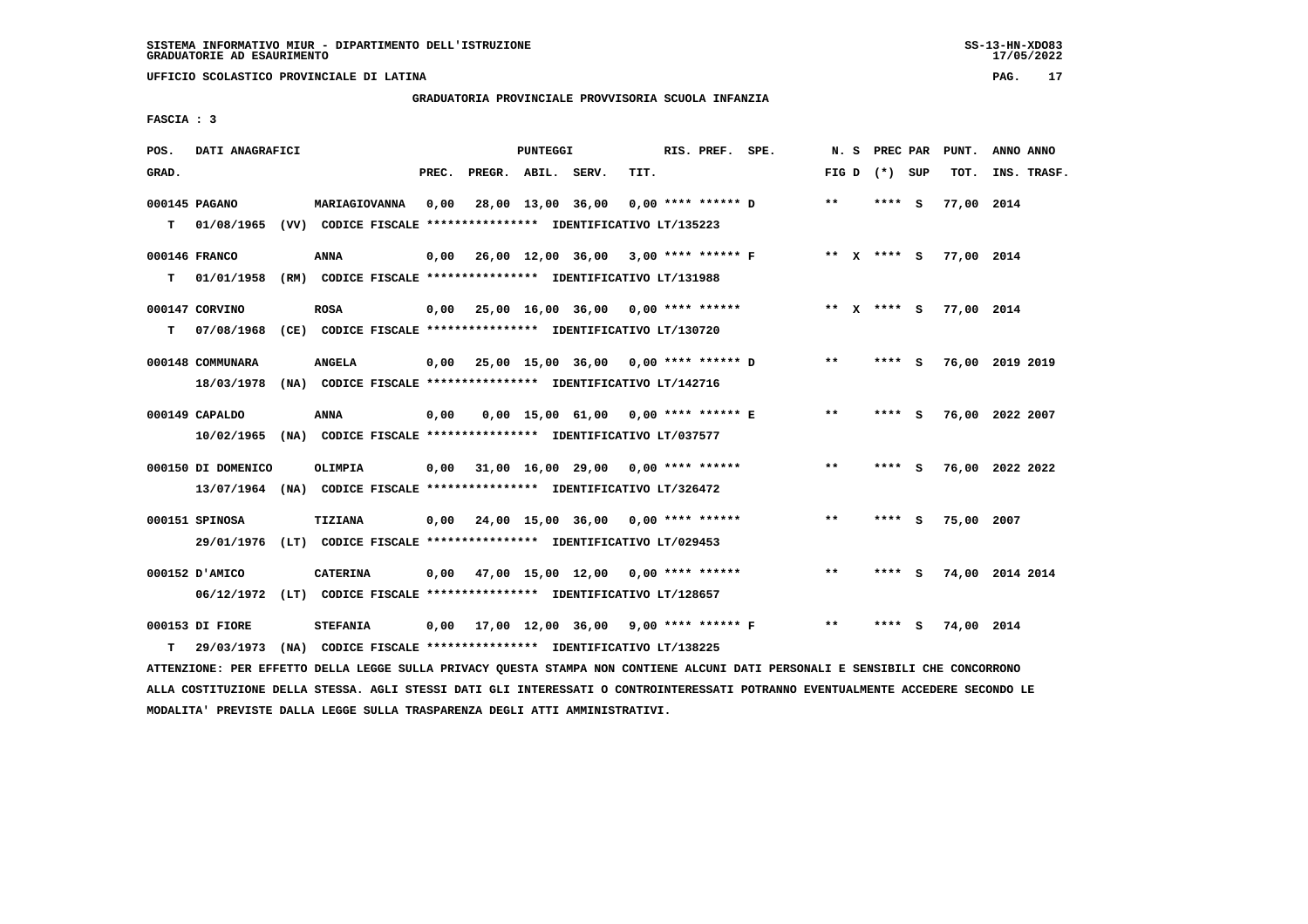SISTEMA INFORMATIVO MIUR - DIPARTIMENTO DELL'ISTRUZIONE
GRADUATORIE AD ESAURIMENTO

UFFICIO SCOLASTICO PROVINCIALE DI LATINA

GRADUATORIA PROVINCIALE PROVVISORIA SCUOLA INFANZIA

FASCIA : 3

| POS. GRAD. | DATI ANAGRAFICI | | PREC. | PREGR. | ABIL. | SERV. | TIT. | RIS. PREF. SPE. | N. S FIG D | PREC PAR (*) SUP | PUNT. TOT. | ANNO ANNO INS. TRASF. |
|---|---|---|---|---|---|---|---|---|---|---|---|---|
| 000145 | PAGANO | MARIAGIOVANNA | 0,00 | 28,00 | 13,00 | 36,00 | 0,00 | **** ****** D | ** | **** S | 77,00 | 2014 |
| T | 01/08/1965 (VV) | CODICE FISCALE **************** IDENTIFICATIVO LT/135223 | | | | | | | | | | |
| 000146 | FRANCO | ANNA | 0,00 | 26,00 | 12,00 | 36,00 | 3,00 | **** ****** F | ** X | **** S | 77,00 | 2014 |
| T | 01/01/1958 (RM) | CODICE FISCALE **************** IDENTIFICATIVO LT/131988 | | | | | | | | | | |
| 000147 | CORVINO | ROSA | 0,00 | 25,00 | 16,00 | 36,00 | 0,00 | **** ****** | ** X | **** S | 77,00 | 2014 |
| T | 07/08/1968 (CE) | CODICE FISCALE **************** IDENTIFICATIVO LT/130720 | | | | | | | | | | |
| 000148 | COMMUNARA | ANGELA | 0,00 | 25,00 | 15,00 | 36,00 | 0,00 | **** ****** D | ** | **** S | 76,00 | 2019 2019 |
| | 18/03/1978 (NA) | CODICE FISCALE **************** IDENTIFICATIVO LT/142716 | | | | | | | | | | |
| 000149 | CAPALDO | ANNA | 0,00 | 0,00 | 15,00 | 61,00 | 0,00 | **** ****** E | ** | **** S | 76,00 | 2022 2007 |
| | 10/02/1965 (NA) | CODICE FISCALE **************** IDENTIFICATIVO LT/037577 | | | | | | | | | | |
| 000150 | DI DOMENICO | OLIMPIA | 0,00 | 31,00 | 16,00 | 29,00 | 0,00 | **** ****** | ** | **** S | 76,00 | 2022 2022 |
| | 13/07/1964 (NA) | CODICE FISCALE **************** IDENTIFICATIVO LT/326472 | | | | | | | | | | |
| 000151 | SPINOSA | TIZIANA | 0,00 | 24,00 | 15,00 | 36,00 | 0,00 | **** ****** | ** | **** S | 75,00 | 2007 |
| | 29/01/1976 (LT) | CODICE FISCALE **************** IDENTIFICATIVO LT/029453 | | | | | | | | | | |
| 000152 | D'AMICO | CATERINA | 0,00 | 47,00 | 15,00 | 12,00 | 0,00 | **** ****** | ** | **** S | 74,00 | 2014 2014 |
| | 06/12/1972 (LT) | CODICE FISCALE **************** IDENTIFICATIVO LT/128657 | | | | | | | | | | |
| 000153 | DI FIORE | STEFANIA | 0,00 | 17,00 | 12,00 | 36,00 | 9,00 | **** ****** F | ** | **** S | 74,00 | 2014 |
| T | 29/03/1973 (NA) | CODICE FISCALE **************** IDENTIFICATIVO LT/138225 | | | | | | | | | | |

ATTENZIONE: PER EFFETTO DELLA LEGGE SULLA PRIVACY QUESTA STAMPA NON CONTIENE ALCUNI DATI PERSONALI E SENSIBILI CHE CONCORRONO ALLA COSTITUZIONE DELLA STESSA. AGLI STESSI DATI GLI INTERESSATI O CONTROINTERESSATI POTRANNO EVENTUALMENTE ACCEDERE SECONDO LE MODALITA' PREVISTE DALLA LEGGE SULLA TRASPARENZA DEGLI ATTI AMMINISTRATIVI.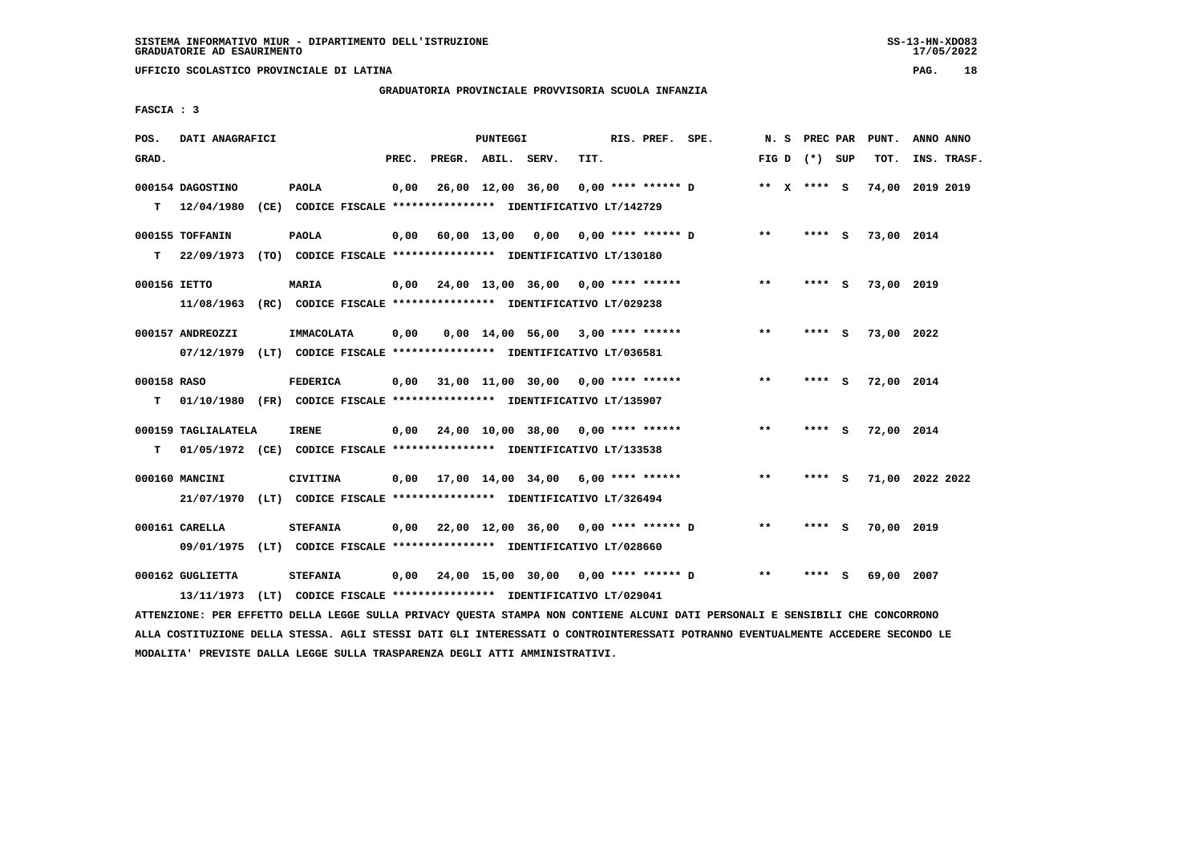SISTEMA INFORMATIVO MIUR - DIPARTIMENTO DELL'ISTRUZIONE
GRADUATORIE AD ESAURIMENTO

UFFICIO SCOLASTICO PROVINCIALE DI LATINA

GRADUATORIA PROVINCIALE PROVVISORIA SCUOLA INFANZIA

FASCIA : 3

| POS. GRAD. | DATI ANAGRAFICI | | PUNTEGGI PREC. | PREGR. | ABIL. | SERV. | TIT. | RIS. PREF. SPE. | N. S FIG D | PREC PAR (*) SUP | PUNT. TOT. | ANNO ANNO INS. TRASF. |
|---|---|---|---|---|---|---|---|---|---|---|---|---|
| 000154 | DAGOSTINO | PAOLA | 0,00 | 26,00 | 12,00 | 36,00 | 0,00 | **** ****** D | ** X | **** S | 74,00 | 2019 2019 |
| T | 12/04/1980 (CE) CODICE FISCALE **************** IDENTIFICATIVO LT/142729 | | | | | | | | | | | |
| 000155 | TOFFANIN | PAOLA | 0,00 | 60,00 | 13,00 | 0,00 | 0,00 | **** ****** D | ** | **** S | 73,00 | 2014 |
| T | 22/09/1973 (TO) CODICE FISCALE **************** IDENTIFICATIVO LT/130180 | | | | | | | | | | | |
| 000156 | IETTO | MARIA | 0,00 | 24,00 | 13,00 | 36,00 | 0,00 | **** ****** | ** | **** S | 73,00 | 2019 |
| | 11/08/1963 (RC) CODICE FISCALE **************** IDENTIFICATIVO LT/029238 | | | | | | | | | | | |
| 000157 | ANDREOZZI | IMMACOLATA | 0,00 | 0,00 | 14,00 | 56,00 | 3,00 | **** ****** | ** | **** S | 73,00 | 2022 |
| | 07/12/1979 (LT) CODICE FISCALE **************** IDENTIFICATIVO LT/036581 | | | | | | | | | | | |
| 000158 | RASO | FEDERICA | 0,00 | 31,00 | 11,00 | 30,00 | 0,00 | **** ****** | ** | **** S | 72,00 | 2014 |
| T | 01/10/1980 (FR) CODICE FISCALE **************** IDENTIFICATIVO LT/135907 | | | | | | | | | | | |
| 000159 | TAGLIALATELA | IRENE | 0,00 | 24,00 | 10,00 | 38,00 | 0,00 | **** ****** | ** | **** S | 72,00 | 2014 |
| T | 01/05/1972 (CE) CODICE FISCALE **************** IDENTIFICATIVO LT/133538 | | | | | | | | | | | |
| 000160 | MANCINI | CIVITINA | 0,00 | 17,00 | 14,00 | 34,00 | 6,00 | **** ****** | ** | **** S | 71,00 | 2022 2022 |
| | 21/07/1970 (LT) CODICE FISCALE **************** IDENTIFICATIVO LT/326494 | | | | | | | | | | | |
| 000161 | CARELLA | STEFANIA | 0,00 | 22,00 | 12,00 | 36,00 | 0,00 | **** ****** D | ** | **** S | 70,00 | 2019 |
| | 09/01/1975 (LT) CODICE FISCALE **************** IDENTIFICATIVO LT/028660 | | | | | | | | | | | |
| 000162 | GUGLIETTA | STEFANIA | 0,00 | 24,00 | 15,00 | 30,00 | 0,00 | **** ****** D | ** | **** S | 69,00 | 2007 |
| | 13/11/1973 (LT) CODICE FISCALE **************** IDENTIFICATIVO LT/029041 | | | | | | | | | | | |

ATTENZIONE: PER EFFETTO DELLA LEGGE SULLA PRIVACY QUESTA STAMPA NON CONTIENE ALCUNI DATI PERSONALI E SENSIBILI CHE CONCORRONO ALLA COSTITUZIONE DELLA STESSA. AGLI STESSI DATI GLI INTERESSATI O CONTROINTERESSATI POTRANNO EVENTUALMENTE ACCEDERE SECONDO LE MODALITA' PREVISTE DALLA LEGGE SULLA TRASPARENZA DEGLI ATTI AMMINISTRATIVI.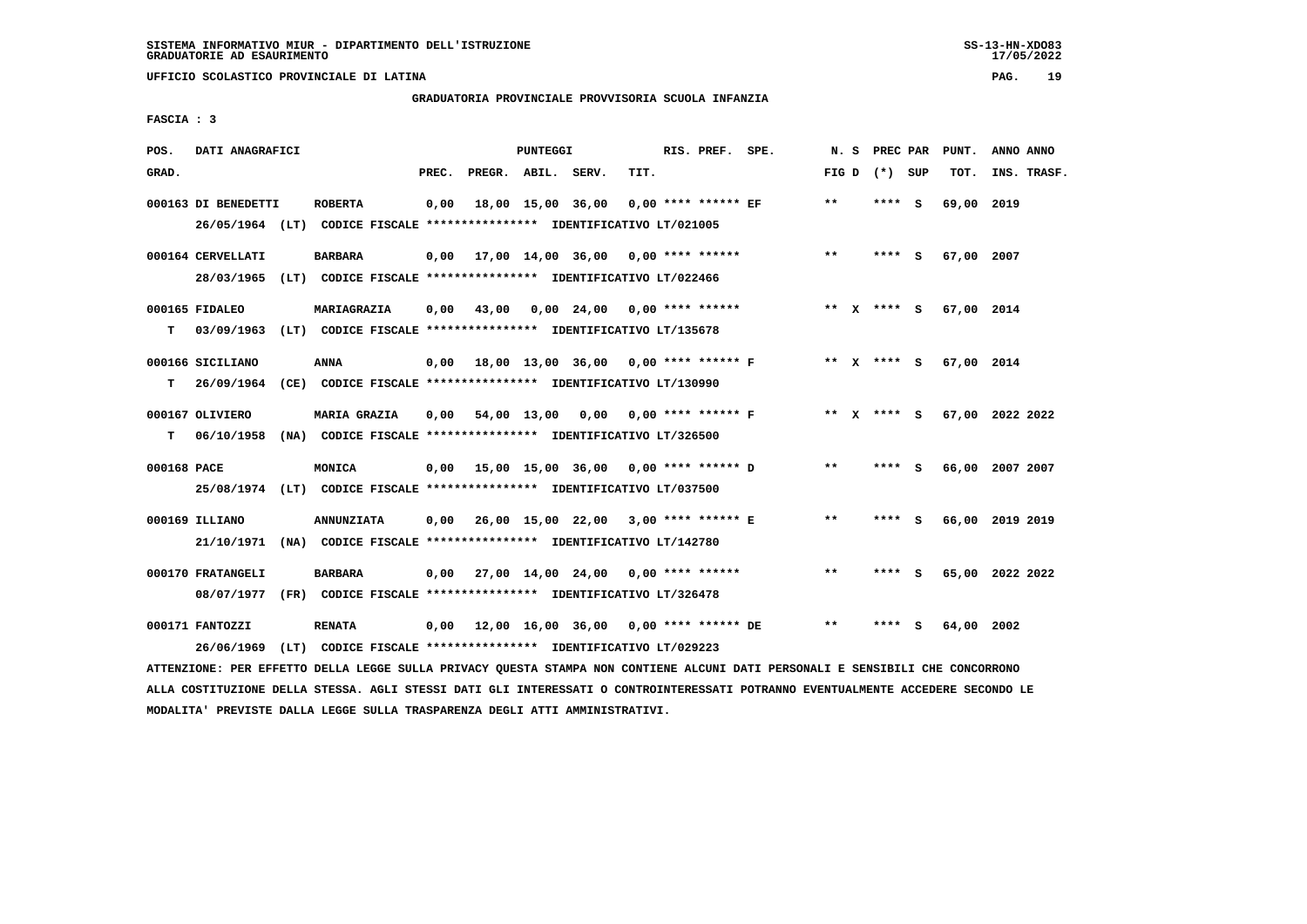SISTEMA INFORMATIVO MIUR - DIPARTIMENTO DELL'ISTRUZIONE
GRADUATORIE AD ESAURIMENTO

UFFICIO SCOLASTICO PROVINCIALE DI LATINA

GRADUATORIA PROVINCIALE PROVVISORIA SCUOLA INFANZIA

FASCIA : 3

| POS. GRAD. | DATI ANAGRAFICI | | PREC. | PREGR. | ABIL. | SERV. | TIT. | RIS. PREF. | SPE. | N. S FIG D | PREC (*) | PAR SUP | PUNT. TOT. | ANNO INS. | ANNO TRASF. |
|---|---|---|---|---|---|---|---|---|---|---|---|---|---|---|---|
| 000163 | DI BENEDETTI | ROBERTA | 0,00 | 18,00 | 15,00 | 36,00 | 0,00 | **** ****** | EF | ** | **** | S | 69,00 | 2019 | |
| | 26/05/1964 (LT) CODICE FISCALE **************** IDENTIFICATIVO LT/021005 | | | | | | | | | | | | | | |
| 000164 | CERVELLATI | BARBARA | 0,00 | 17,00 | 14,00 | 36,00 | 0,00 | **** ****** | | ** | **** | S | 67,00 | 2007 | |
| | 28/03/1965 (LT) CODICE FISCALE **************** IDENTIFICATIVO LT/022466 | | | | | | | | | | | | | | |
| 000165 | FIDALEO | MARIAGRAZIA | 0,00 | 43,00 | 0,00 | 24,00 | 0,00 | **** ****** | | ** X | **** | S | 67,00 | 2014 | |
| T | 03/09/1963 (LT) CODICE FISCALE **************** IDENTIFICATIVO LT/135678 | | | | | | | | | | | | | | |
| 000166 | SICILIANO | ANNA | 0,00 | 18,00 | 13,00 | 36,00 | 0,00 | **** ****** | F | ** X | **** | S | 67,00 | 2014 | |
| T | 26/09/1964 (CE) CODICE FISCALE **************** IDENTIFICATIVO LT/130990 | | | | | | | | | | | | | | |
| 000167 | OLIVIERO | MARIA GRAZIA | 0,00 | 54,00 | 13,00 | 0,00 | 0,00 | **** ****** | F | ** X | **** | S | 67,00 | 2022 | 2022 |
| T | 06/10/1958 (NA) CODICE FISCALE **************** IDENTIFICATIVO LT/326500 | | | | | | | | | | | | | | |
| 000168 | PACE | MONICA | 0,00 | 15,00 | 15,00 | 36,00 | 0,00 | **** ****** | D | ** | **** | S | 66,00 | 2007 | 2007 |
| | 25/08/1974 (LT) CODICE FISCALE **************** IDENTIFICATIVO LT/037500 | | | | | | | | | | | | | | |
| 000169 | ILLIANO | ANNUNZIATA | 0,00 | 26,00 | 15,00 | 22,00 | 3,00 | **** ****** | E | ** | **** | S | 66,00 | 2019 | 2019 |
| | 21/10/1971 (NA) CODICE FISCALE **************** IDENTIFICATIVO LT/142780 | | | | | | | | | | | | | | |
| 000170 | FRATANGELI | BARBARA | 0,00 | 27,00 | 14,00 | 24,00 | 0,00 | **** ****** | | ** | **** | S | 65,00 | 2022 | 2022 |
| | 08/07/1977 (FR) CODICE FISCALE **************** IDENTIFICATIVO LT/326478 | | | | | | | | | | | | | | |
| 000171 | FANTOZZI | RENATA | 0,00 | 12,00 | 16,00 | 36,00 | 0,00 | **** ****** | DE | ** | **** | S | 64,00 | 2002 | |
| | 26/06/1969 (LT) CODICE FISCALE **************** IDENTIFICATIVO LT/029223 | | | | | | | | | | | | | | |

ATTENZIONE: PER EFFETTO DELLA LEGGE SULLA PRIVACY QUESTA STAMPA NON CONTIENE ALCUNI DATI PERSONALI E SENSIBILI CHE CONCORRONO ALLA COSTITUZIONE DELLA STESSA. AGLI STESSI DATI GLI INTERESSATI O CONTROINTERESSATI POTRANNO EVENTUALMENTE ACCEDERE SECONDO LE MODALITA' PREVISTE DALLA LEGGE SULLA TRASPARENZA DEGLI ATTI AMMINISTRATIVI.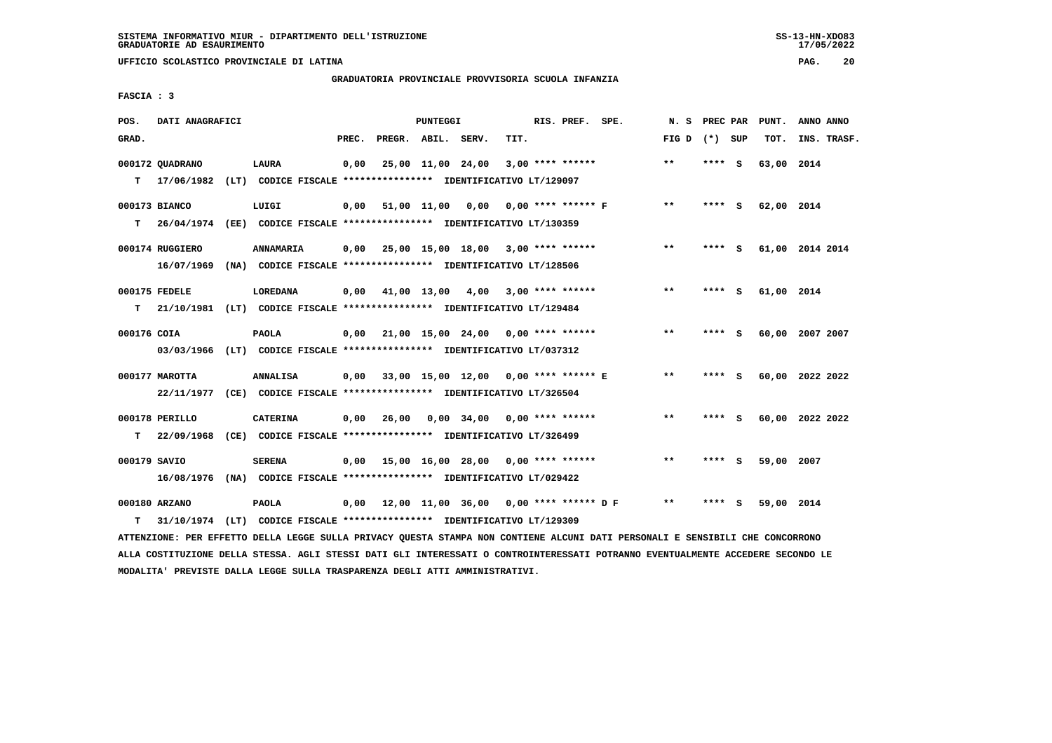SISTEMA INFORMATIVO MIUR - DIPARTIMENTO DELL'ISTRUZIONE
GRADUATORIE AD ESAURIMENTO

UFFICIO SCOLASTICO PROVINCIALE DI LATINA

GRADUATORIA PROVINCIALE PROVVISORIA SCUOLA INFANZIA

FASCIA : 3

| POS. GRAD. | DATI ANAGRAFICI | | PREC. | PREGR. | ABIL. | SERV. | TIT. | RIS. PREF. SPE. | N. S FIG D | PREC PAR (*) SUP | PUNT. TOT. | ANNO ANNO INS. TRASF. |
|---|---|---|---|---|---|---|---|---|---|---|---|---|
| 000172 QUADRANO | LAURA | | 0,00 | 25,00 | 11,00 | 24,00 | 3,00 | **** ****** | ** | **** S | 63,00 | 2014 |
| T | 17/06/1982 (LT) | CODICE FISCALE **************** IDENTIFICATIVO LT/129097 | | | | | | | | | | |
| 000173 BIANCO | LUIGI | | 0,00 | 51,00 | 11,00 | 0,00 | 0,00 | **** ****** F | ** | **** S | 62,00 | 2014 |
| T | 26/04/1974 (EE) | CODICE FISCALE **************** IDENTIFICATIVO LT/130359 | | | | | | | | | | |
| 000174 RUGGIERO | ANNAMARIA | | 0,00 | 25,00 | 15,00 | 18,00 | 3,00 | **** ****** | ** | **** S | 61,00 | 2014 2014 |
| | 16/07/1969 (NA) | CODICE FISCALE **************** IDENTIFICATIVO LT/128506 | | | | | | | | | | |
| 000175 FEDELE | LOREDANA | | 0,00 | 41,00 | 13,00 | 4,00 | 3,00 | **** ****** | ** | **** S | 61,00 | 2014 |
| T | 21/10/1981 (LT) | CODICE FISCALE **************** IDENTIFICATIVO LT/129484 | | | | | | | | | | |
| 000176 COIA | PAOLA | | 0,00 | 21,00 | 15,00 | 24,00 | 0,00 | **** ****** | ** | **** S | 60,00 | 2007 2007 |
| | 03/03/1966 (LT) | CODICE FISCALE **************** IDENTIFICATIVO LT/037312 | | | | | | | | | | |
| 000177 MAROTTA | ANNALISA | | 0,00 | 33,00 | 15,00 | 12,00 | 0,00 | **** ****** E | ** | **** S | 60,00 | 2022 2022 |
| | 22/11/1977 (CE) | CODICE FISCALE **************** IDENTIFICATIVO LT/326504 | | | | | | | | | | |
| 000178 PERILLO | CATERINA | | 0,00 | 26,00 | 0,00 | 34,00 | 0,00 | **** ****** | ** | **** S | 60,00 | 2022 2022 |
| T | 22/09/1968 (CE) | CODICE FISCALE **************** IDENTIFICATIVO LT/326499 | | | | | | | | | | |
| 000179 SAVIO | SERENA | | 0,00 | 15,00 | 16,00 | 28,00 | 0,00 | **** ****** | ** | **** S | 59,00 | 2007 |
| | 16/08/1976 (NA) | CODICE FISCALE **************** IDENTIFICATIVO LT/029422 | | | | | | | | | | |
| 000180 ARZANO | PAOLA | | 0,00 | 12,00 | 11,00 | 36,00 | 0,00 | **** ****** D F | ** | **** S | 59,00 | 2014 |
| T | 31/10/1974 (LT) | CODICE FISCALE **************** IDENTIFICATIVO LT/129309 | | | | | | | | | | |

ATTENZIONE: PER EFFETTO DELLA LEGGE SULLA PRIVACY QUESTA STAMPA NON CONTIENE ALCUNI DATI PERSONALI E SENSIBILI CHE CONCORRONO ALLA COSTITUZIONE DELLA STESSA. AGLI STESSI DATI GLI INTERESSATI O CONTROINTERESSATI POTRANNO EVENTUALMENTE ACCEDERE SECONDO LE MODALITA' PREVISTE DALLA LEGGE SULLA TRASPARENZA DEGLI ATTI AMMINISTRATIVI.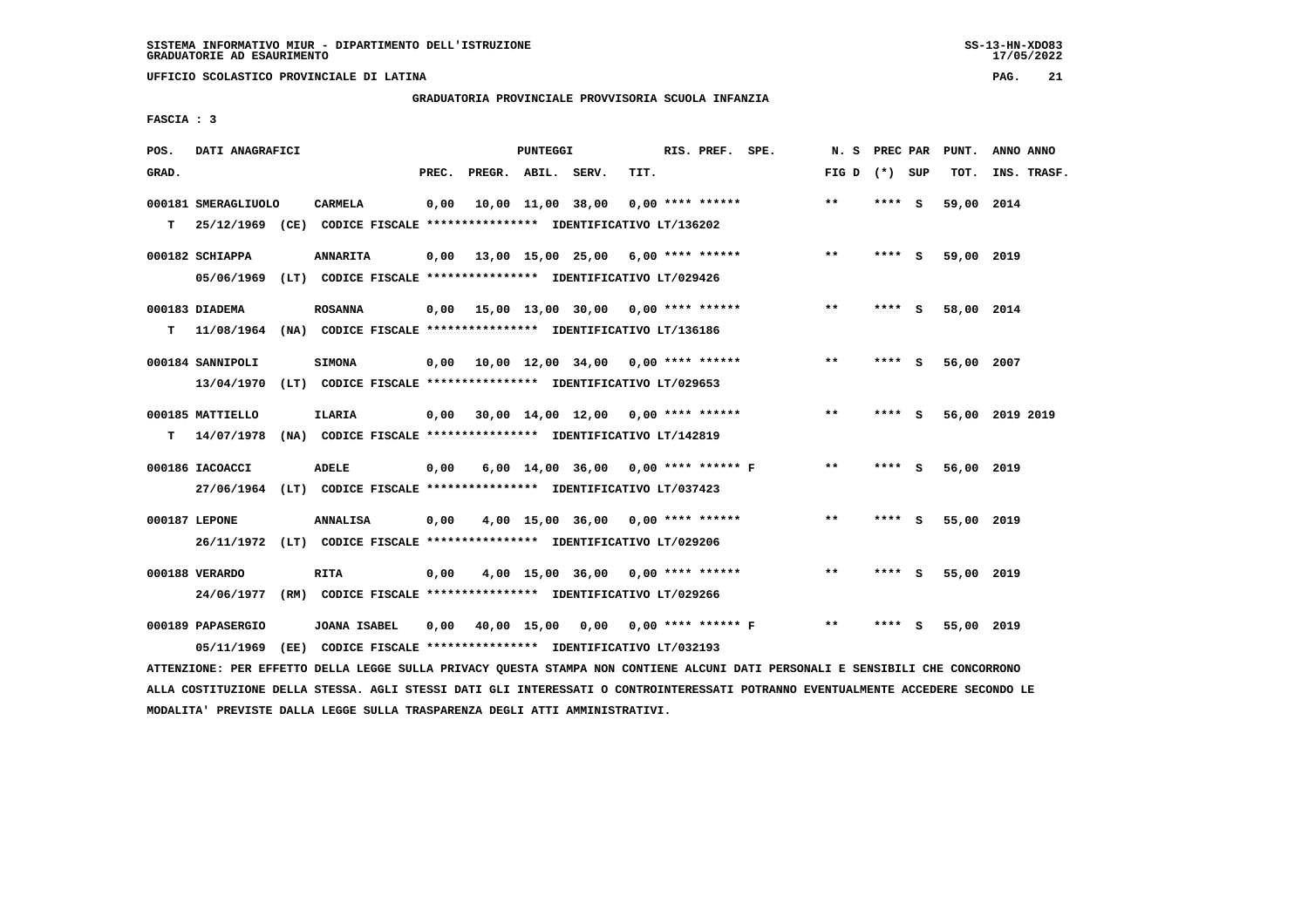SISTEMA INFORMATIVO MIUR - DIPARTIMENTO DELL'ISTRUZIONE
GRADUATORIE AD ESAURIMENTO

UFFICIO SCOLASTICO PROVINCIALE DI LATINA

GRADUATORIA PROVINCIALE PROVVISORIA SCUOLA INFANZIA

FASCIA : 3

| POS. GRAD. | DATI ANAGRAFICI | | PREC. | PREGR. | ABIL. | SERV. | TIT. | RIS. PREF. | SPE. | N. S FIG D | PREC PAR (*) | SUP | PUNT. TOT. | ANNO INS. | ANNO TRASF. |
|---|---|---|---|---|---|---|---|---|---|---|---|---|---|---|---|
| 000181 | SMERAGLIUOLO | CARMELA | 0,00 | 10,00 | 11,00 | 38,00 | 0,00 | **** ****** | | ** | **** | S | 59,00 | 2014 | |
| T | 25/12/1969 (CE) CODICE FISCALE **************** IDENTIFICATIVO LT/136202 | | | | | | | | | | | | | | |
| 000182 | SCHIAPPA | ANNARITA | 0,00 | 13,00 | 15,00 | 25,00 | 6,00 | **** ****** | | ** | **** | S | 59,00 | 2019 | |
| | 05/06/1969 (LT) CODICE FISCALE **************** IDENTIFICATIVO LT/029426 | | | | | | | | | | | | | | |
| 000183 | DIADEMA | ROSANNA | 0,00 | 15,00 | 13,00 | 30,00 | 0,00 | **** ****** | | ** | **** | S | 58,00 | 2014 | |
| T | 11/08/1964 (NA) CODICE FISCALE **************** IDENTIFICATIVO LT/136186 | | | | | | | | | | | | | | |
| 000184 | SANNIPOLI | SIMONA | 0,00 | 10,00 | 12,00 | 34,00 | 0,00 | **** ****** | | ** | **** | S | 56,00 | 2007 | |
| | 13/04/1970 (LT) CODICE FISCALE **************** IDENTIFICATIVO LT/029653 | | | | | | | | | | | | | | |
| 000185 | MATTIELLO | ILARIA | 0,00 | 30,00 | 14,00 | 12,00 | 0,00 | **** ****** | | ** | **** | S | 56,00 | 2019 | 2019 |
| T | 14/07/1978 (NA) CODICE FISCALE **************** IDENTIFICATIVO LT/142819 | | | | | | | | | | | | | | |
| 000186 | IACOACCI | ADELE | 0,00 | 6,00 | 14,00 | 36,00 | 0,00 | **** ****** | F | ** | **** | S | 56,00 | 2019 | |
| | 27/06/1964 (LT) CODICE FISCALE **************** IDENTIFICATIVO LT/037423 | | | | | | | | | | | | | | |
| 000187 | LEPONE | ANNALISA | 0,00 | 4,00 | 15,00 | 36,00 | 0,00 | **** ****** | | ** | **** | S | 55,00 | 2019 | |
| | 26/11/1972 (LT) CODICE FISCALE **************** IDENTIFICATIVO LT/029206 | | | | | | | | | | | | | | |
| 000188 | VERARDO | RITA | 0,00 | 4,00 | 15,00 | 36,00 | 0,00 | **** ****** | | ** | **** | S | 55,00 | 2019 | |
| | 24/06/1977 (RM) CODICE FISCALE **************** IDENTIFICATIVO LT/029266 | | | | | | | | | | | | | | |
| 000189 | PAPASERGIO | JOANA ISABEL | 0,00 | 40,00 | 15,00 | 0,00 | 0,00 | **** ****** | F | ** | **** | S | 55,00 | 2019 | |
| | 05/11/1969 (EE) CODICE FISCALE **************** IDENTIFICATIVO LT/032193 | | | | | | | | | | | | | | |

ATTENZIONE: PER EFFETTO DELLA LEGGE SULLA PRIVACY QUESTA STAMPA NON CONTIENE ALCUNI DATI PERSONALI E SENSIBILI CHE CONCORRONO ALLA COSTITUZIONE DELLA STESSA. AGLI STESSI DATI GLI INTERESSATI O CONTROINTERESSATI POTRANNO EVENTUALMENTE ACCEDERE SECONDO LE MODALITA' PREVISTE DALLA LEGGE SULLA TRASPARENZA DEGLI ATTI AMMINISTRATIVI.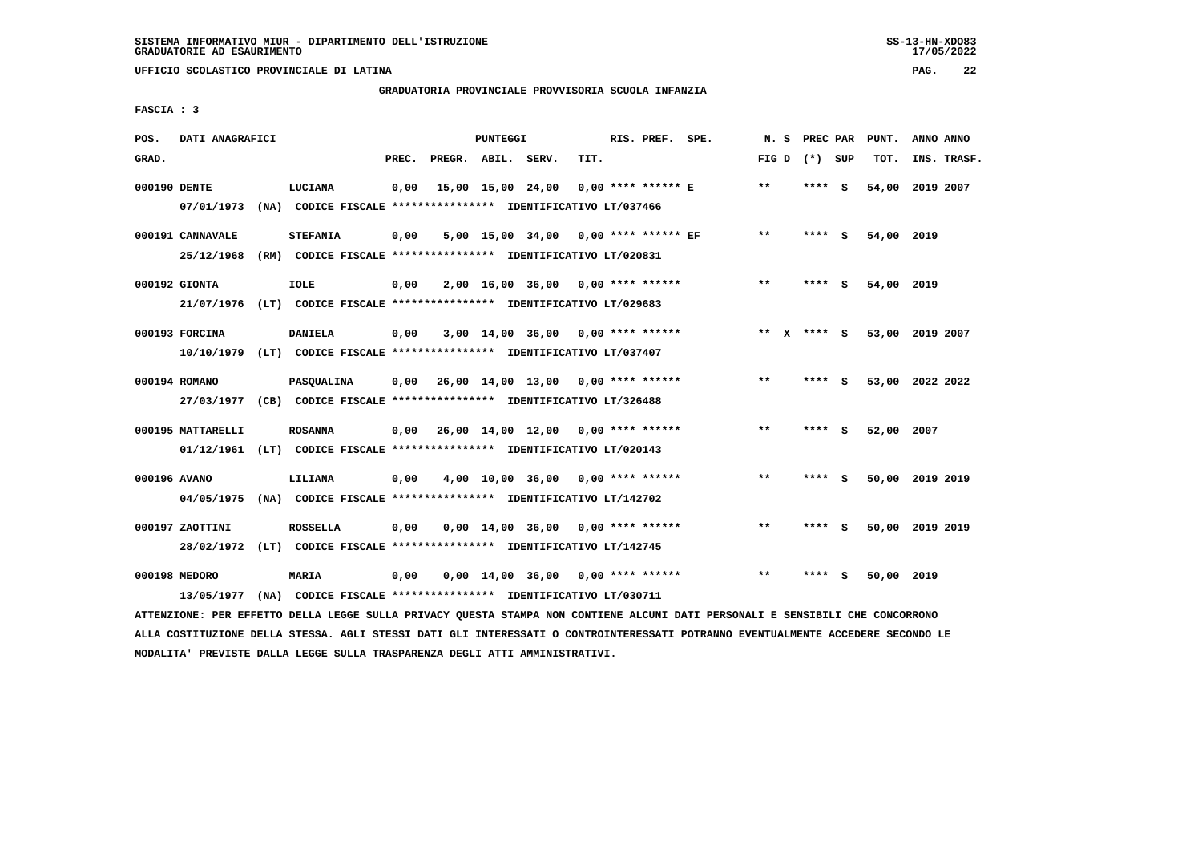SISTEMA INFORMATIVO MIUR - DIPARTIMENTO DELL'ISTRUZIONE
GRADUATORIE AD ESAURIMENTO

UFFICIO SCOLASTICO PROVINCIALE DI LATINA

GRADUATORIA PROVINCIALE PROVVISORIA SCUOLA INFANZIA

FASCIA : 3

| POS. GRAD. | DATI ANAGRAFICI | | PREC. | PREGR. | ABIL. | SERV. | TIT. | RIS. PREF. | SPE. | N. S FIG D | PREC PAR (*) | SUP | PUNT. TOT. | ANNO INS. | ANNO TRASF. |
|---|---|---|---|---|---|---|---|---|---|---|---|---|---|---|---|
| 000190 | DENTE | LUCIANA | 0,00 | 15,00 | 15,00 | 24,00 | 0,00 | **** ****** | E | ** | **** | S | 54,00 | 2019 | 2007 |
| | 07/01/1973 (NA) CODICE FISCALE **************** IDENTIFICATIVO LT/037466 | | | | | | | | | | | | | | |
| 000191 | CANNAVALE | STEFANIA | 0,00 | 5,00 | 15,00 | 34,00 | 0,00 | **** ****** | EF | ** | **** | S | 54,00 | 2019 | |
| | 25/12/1968 (RM) CODICE FISCALE **************** IDENTIFICATIVO LT/020831 | | | | | | | | | | | | | | |
| 000192 | GIONTA | IOLE | 0,00 | 2,00 | 16,00 | 36,00 | 0,00 | **** ****** | | ** | **** | S | 54,00 | 2019 | |
| | 21/07/1976 (LT) CODICE FISCALE **************** IDENTIFICATIVO LT/029683 | | | | | | | | | | | | | | |
| 000193 | FORCINA | DANIELA | 0,00 | 3,00 | 14,00 | 36,00 | 0,00 | **** ****** | | ** X | **** | S | 53,00 | 2019 | 2007 |
| | 10/10/1979 (LT) CODICE FISCALE **************** IDENTIFICATIVO LT/037407 | | | | | | | | | | | | | | |
| 000194 | ROMANO | PASQUALINA | 0,00 | 26,00 | 14,00 | 13,00 | 0,00 | **** ****** | | ** | **** | S | 53,00 | 2022 | 2022 |
| | 27/03/1977 (CB) CODICE FISCALE **************** IDENTIFICATIVO LT/326488 | | | | | | | | | | | | | | |
| 000195 | MATTARELLI | ROSANNA | 0,00 | 26,00 | 14,00 | 12,00 | 0,00 | **** ****** | | ** | **** | S | 52,00 | 2007 | |
| | 01/12/1961 (LT) CODICE FISCALE **************** IDENTIFICATIVO LT/020143 | | | | | | | | | | | | | | |
| 000196 | AVANO | LILIANA | 0,00 | 4,00 | 10,00 | 36,00 | 0,00 | **** ****** | | ** | **** | S | 50,00 | 2019 | 2019 |
| | 04/05/1975 (NA) CODICE FISCALE **************** IDENTIFICATIVO LT/142702 | | | | | | | | | | | | | | |
| 000197 | ZAOTTINI | ROSSELLA | 0,00 | 0,00 | 14,00 | 36,00 | 0,00 | **** ****** | | ** | **** | S | 50,00 | 2019 | 2019 |
| | 28/02/1972 (LT) CODICE FISCALE **************** IDENTIFICATIVO LT/142745 | | | | | | | | | | | | | | |
| 000198 | MEDORO | MARIA | 0,00 | 0,00 | 14,00 | 36,00 | 0,00 | **** ****** | | ** | **** | S | 50,00 | 2019 | |
| | 13/05/1977 (NA) CODICE FISCALE **************** IDENTIFICATIVO LT/030711 | | | | | | | | | | | | | | |

ATTENZIONE: PER EFFETTO DELLA LEGGE SULLA PRIVACY QUESTA STAMPA NON CONTIENE ALCUNI DATI PERSONALI E SENSIBILI CHE CONCORRONO ALLA COSTITUZIONE DELLA STESSA. AGLI STESSI DATI GLI INTERESSATI O CONTROINTERESSATI POTRANNO EVENTUALMENTE ACCEDERE SECONDO LE MODALITA' PREVISTE DALLA LEGGE SULLA TRASPARENZA DEGLI ATTI AMMINISTRATIVI.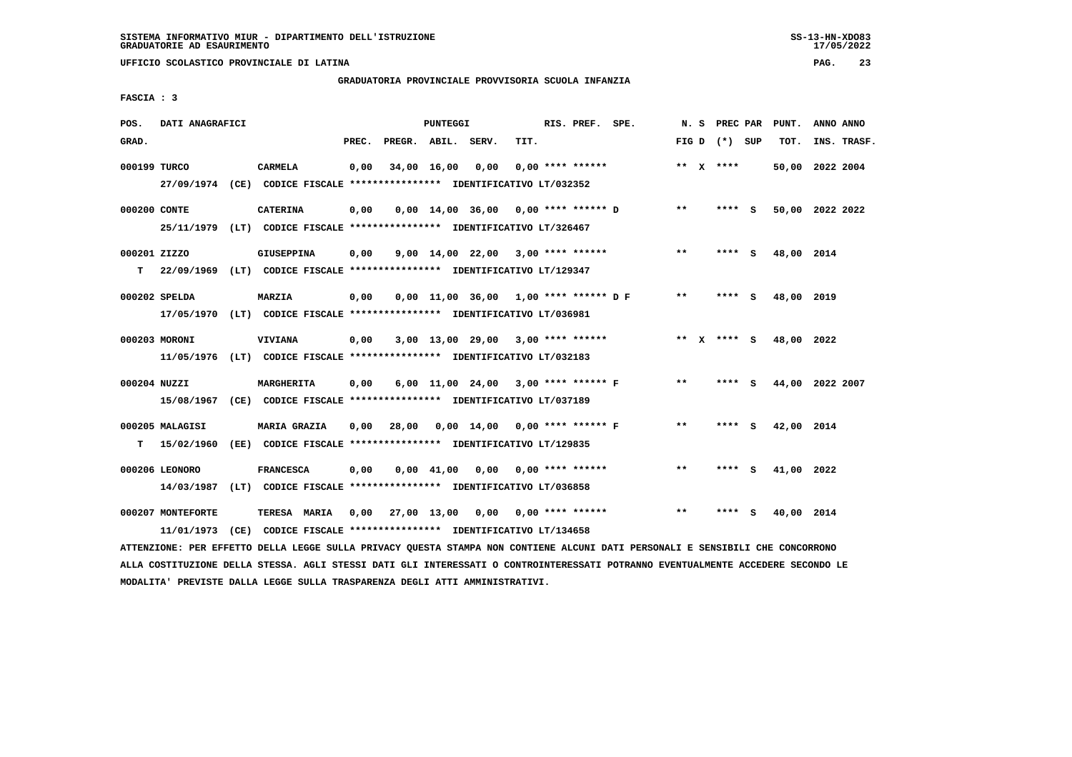SISTEMA INFORMATIVO MIUR - DIPARTIMENTO DELL'ISTRUZIONE
GRADUATORIE AD ESAURIMENTO

UFFICIO SCOLASTICO PROVINCIALE DI LATINA

GRADUATORIA PROVINCIALE PROVVISORIA SCUOLA INFANZIA

FASCIA : 3

| POS. GRAD. | DATI ANAGRAFICI | | PREC. | PREGR. | ABIL. | SERV. | TIT. | RIS. PREF. SPE. | N. S FIG D | PREC PAR (*) SUP | PUNT. TOT. | ANNO INS. | ANNO TRASF. |
|---|---|---|---|---|---|---|---|---|---|---|---|---|---|
| 000199 | TURCO | CARMELA | 0,00 | 34,00 | 16,00 | 0,00 | 0,00 | **** ****** | ** X | **** | 50,00 | 2022 | 2004 |
| | 27/09/1974 (CE) CODICE FISCALE **************** IDENTIFICATIVO LT/032352 | | | | | | | | | | | | |
| 000200 | CONTE | CATERINA | 0,00 | 0,00 | 14,00 | 36,00 | 0,00 | **** ****** D | ** | **** S | 50,00 | 2022 | 2022 |
| | 25/11/1979 (LT) CODICE FISCALE **************** IDENTIFICATIVO LT/326467 | | | | | | | | | | | | |
| 000201 | ZIZZO | GIUSEPPINA | 0,00 | 9,00 | 14,00 | 22,00 | 3,00 | **** ****** | ** | **** S | 48,00 | 2014 | |
| T | 22/09/1969 (LT) CODICE FISCALE **************** IDENTIFICATIVO LT/129347 | | | | | | | | | | | | |
| 000202 | SPELDA | MARZIA | 0,00 | 0,00 | 11,00 | 36,00 | 1,00 | **** ****** D F | ** | **** S | 48,00 | 2019 | |
| | 17/05/1970 (LT) CODICE FISCALE **************** IDENTIFICATIVO LT/036981 | | | | | | | | | | | | |
| 000203 | MORONI | VIVIANA | 0,00 | 3,00 | 13,00 | 29,00 | 3,00 | **** ****** | ** X | **** S | 48,00 | 2022 | |
| | 11/05/1976 (LT) CODICE FISCALE **************** IDENTIFICATIVO LT/032183 | | | | | | | | | | | | |
| 000204 | NUZZI | MARGHERITA | 0,00 | 6,00 | 11,00 | 24,00 | 3,00 | **** ****** F | ** | **** S | 44,00 | 2022 | 2007 |
| | 15/08/1967 (CE) CODICE FISCALE **************** IDENTIFICATIVO LT/037189 | | | | | | | | | | | | |
| 000205 | MALAGISI | MARIA GRAZIA | 0,00 | 28,00 | 0,00 | 14,00 | 0,00 | **** ****** F | ** | **** S | 42,00 | 2014 | |
| T | 15/02/1960 (EE) CODICE FISCALE **************** IDENTIFICATIVO LT/129835 | | | | | | | | | | | | |
| 000206 | LEONORO | FRANCESCA | 0,00 | 0,00 | 41,00 | 0,00 | 0,00 | **** ****** | ** | **** S | 41,00 | 2022 | |
| | 14/03/1987 (LT) CODICE FISCALE **************** IDENTIFICATIVO LT/036858 | | | | | | | | | | | | |
| 000207 | MONTEFORTE | TERESA MARIA | 0,00 | 27,00 | 13,00 | 0,00 | 0,00 | **** ****** | ** | **** S | 40,00 | 2014 | |
| | 11/01/1973 (CE) CODICE FISCALE **************** IDENTIFICATIVO LT/134658 | | | | | | | | | | | | |

ATTENZIONE: PER EFFETTO DELLA LEGGE SULLA PRIVACY QUESTA STAMPA NON CONTIENE ALCUNI DATI PERSONALI E SENSIBILI CHE CONCORRONO ALLA COSTITUZIONE DELLA STESSA. AGLI STESSI DATI GLI INTERESSATI O CONTROINTERESSATI POTRANNO EVENTUALMENTE ACCEDERE SECONDO LE MODALITA' PREVISTE DALLA LEGGE SULLA TRASPARENZA DEGLI ATTI AMMINISTRATIVI.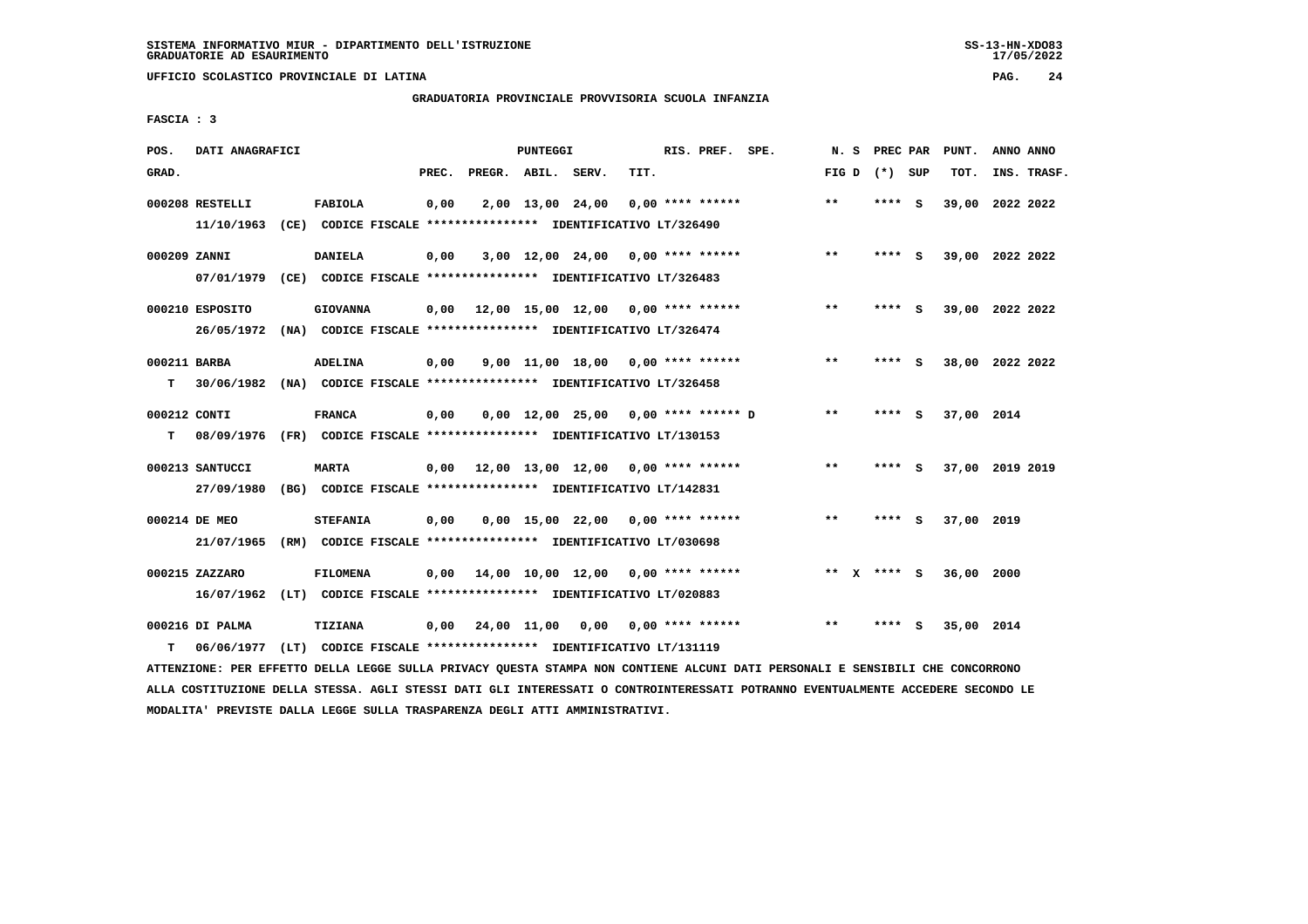SISTEMA INFORMATIVO MIUR - DIPARTIMENTO DELL'ISTRUZIONE
GRADUATORIE AD ESAURIMENTO

UFFICIO SCOLASTICO PROVINCIALE DI LATINA

GRADUATORIA PROVINCIALE PROVVISORIA SCUOLA INFANZIA

FASCIA : 3

| POS. GRAD. | DATI ANAGRAFICI | | PREC. | PREGR. | ABIL. | SERV. | TIT. | RIS. PREF. SPE. | N. S FIG D | PREC PAR (*) SUP | PUNT. TOT. | ANNO ANNO INS. TRASF. |
|---|---|---|---|---|---|---|---|---|---|---|---|---|
| 000208 | RESTELLI | FABIOLA | 0,00 | 2,00 | 13,00 | 24,00 | 0,00 | **** ****** | ** | **** S | 39,00 | 2022 2022 |
| | 11/10/1963 (CE) CODICE FISCALE **************** IDENTIFICATIVO LT/326490 | | | | | | | | | | | |
| 000209 | ZANNI | DANIELA | 0,00 | 3,00 | 12,00 | 24,00 | 0,00 | **** ****** | ** | **** S | 39,00 | 2022 2022 |
| | 07/01/1979 (CE) CODICE FISCALE **************** IDENTIFICATIVO LT/326483 | | | | | | | | | | | |
| 000210 | ESPOSITO | GIOVANNA | 0,00 | 12,00 | 15,00 | 12,00 | 0,00 | **** ****** | ** | **** S | 39,00 | 2022 2022 |
| | 26/05/1972 (NA) CODICE FISCALE **************** IDENTIFICATIVO LT/326474 | | | | | | | | | | | |
| 000211 | BARBA | ADELINA | 0,00 | 9,00 | 11,00 | 18,00 | 0,00 | **** ****** | ** | **** S | 38,00 | 2022 2022 |
| T | 30/06/1982 (NA) CODICE FISCALE **************** IDENTIFICATIVO LT/326458 | | | | | | | | | | | |
| 000212 | CONTI | FRANCA | 0,00 | 0,00 | 12,00 | 25,00 | 0,00 | **** ****** D | ** | **** S | 37,00 | 2014 |
| T | 08/09/1976 (FR) CODICE FISCALE **************** IDENTIFICATIVO LT/130153 | | | | | | | | | | | |
| 000213 | SANTUCCI | MARTA | 0,00 | 12,00 | 13,00 | 12,00 | 0,00 | **** ****** | ** | **** S | 37,00 | 2019 2019 |
| | 27/09/1980 (BG) CODICE FISCALE **************** IDENTIFICATIVO LT/142831 | | | | | | | | | | | |
| 000214 | DE MEO | STEFANIA | 0,00 | 0,00 | 15,00 | 22,00 | 0,00 | **** ****** | ** | **** S | 37,00 | 2019 |
| | 21/07/1965 (RM) CODICE FISCALE **************** IDENTIFICATIVO LT/030698 | | | | | | | | | | | |
| 000215 | ZAZZARO | FILOMENA | 0,00 | 14,00 | 10,00 | 12,00 | 0,00 | **** ****** | ** X | **** S | 36,00 | 2000 |
| | 16/07/1962 (LT) CODICE FISCALE **************** IDENTIFICATIVO LT/020883 | | | | | | | | | | | |
| 000216 | DI PALMA | TIZIANA | 0,00 | 24,00 | 11,00 | 0,00 | 0,00 | **** ****** | ** | **** S | 35,00 | 2014 |
| T | 06/06/1977 (LT) CODICE FISCALE **************** IDENTIFICATIVO LT/131119 | | | | | | | | | | | |

ATTENZIONE: PER EFFETTO DELLA LEGGE SULLA PRIVACY QUESTA STAMPA NON CONTIENE ALCUNI DATI PERSONALI E SENSIBILI CHE CONCORRONO ALLA COSTITUZIONE DELLA STESSA. AGLI STESSI DATI GLI INTERESSATI O CONTROINTERESSATI POTRANNO EVENTUALMENTE ACCEDERE SECONDO LE MODALITA' PREVISTE DALLA LEGGE SULLA TRASPARENZA DEGLI ATTI AMMINISTRATIVI.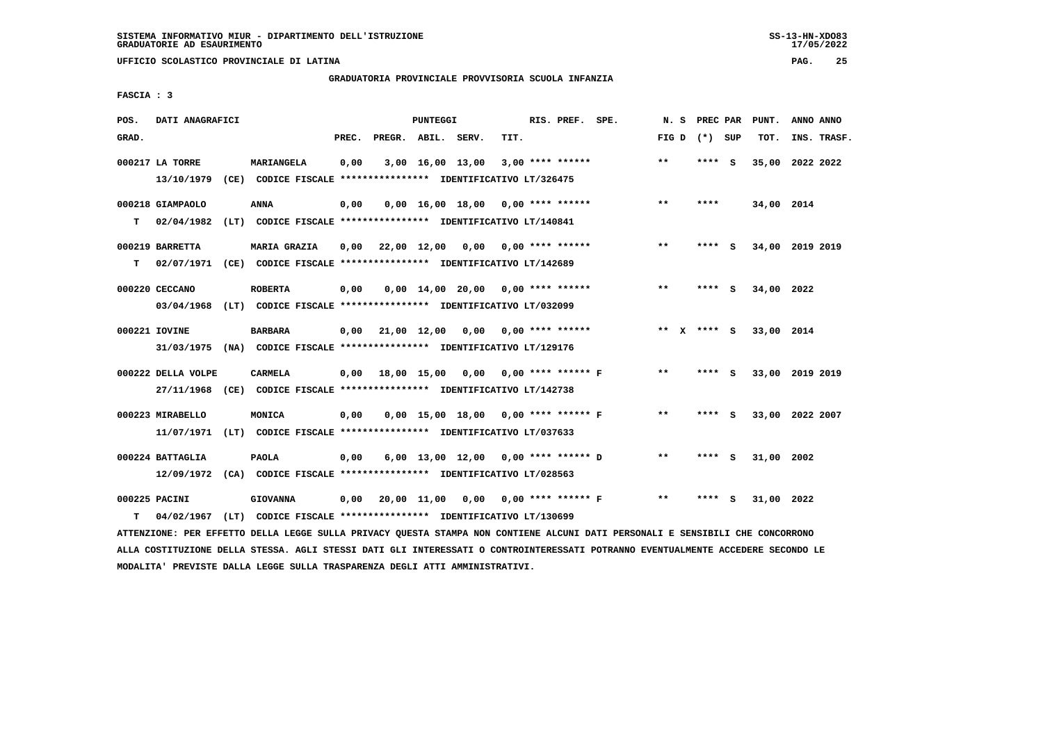SISTEMA INFORMATIVO MIUR - DIPARTIMENTO DELL'ISTRUZIONE
GRADUATORIE AD ESAURIMENTO

UFFICIO SCOLASTICO PROVINCIALE DI LATINA

GRADUATORIA PROVINCIALE PROVVISORIA SCUOLA INFANZIA

FASCIA : 3

| POS. GRAD. | DATI ANAGRAFICI | | PREC. | PREGR. | ABIL. | SERV. | TIT. | RIS. PREF. SPE. | N. S FIG D | PREC PAR (*) SUP | PUNT. TOT. | ANNO ANNO INS. TRASF. |
|---|---|---|---|---|---|---|---|---|---|---|---|---|
| 000217 | LA TORRE | MARIANGELA | 0,00 | 3,00 | 16,00 | 13,00 | 3,00 | **** ****** | ** | **** S | 35,00 | 2022 2022 |
| | 13/10/1979 (CE) CODICE FISCALE **************** IDENTIFICATIVO LT/326475 | | | | | | | | | | | |
| 000218 | GIAMPAOLO | ANNA | 0,00 | 0,00 | 16,00 | 18,00 | 0,00 | **** ****** | ** | **** | 34,00 | 2014 |
| T | 02/04/1982 (LT) CODICE FISCALE **************** IDENTIFICATIVO LT/140841 | | | | | | | | | | | |
| 000219 | BARRETTA | MARIA GRAZIA | 0,00 | 22,00 | 12,00 | 0,00 | 0,00 | **** ****** | ** | **** S | 34,00 | 2019 2019 |
| T | 02/07/1971 (CE) CODICE FISCALE **************** IDENTIFICATIVO LT/142689 | | | | | | | | | | | |
| 000220 | CECCANO | ROBERTA | 0,00 | 0,00 | 14,00 | 20,00 | 0,00 | **** ****** | ** | **** S | 34,00 | 2022 |
| | 03/04/1968 (LT) CODICE FISCALE **************** IDENTIFICATIVO LT/032099 | | | | | | | | | | | |
| 000221 | IOVINE | BARBARA | 0,00 | 21,00 | 12,00 | 0,00 | 0,00 | **** ****** | ** X | **** S | 33,00 | 2014 |
| | 31/03/1975 (NA) CODICE FISCALE **************** IDENTIFICATIVO LT/129176 | | | | | | | | | | | |
| 000222 | DELLA VOLPE | CARMELA | 0,00 | 18,00 | 15,00 | 0,00 | 0,00 | **** ****** F | ** | **** S | 33,00 | 2019 2019 |
| | 27/11/1968 (CE) CODICE FISCALE **************** IDENTIFICATIVO LT/142738 | | | | | | | | | | | |
| 000223 | MIRABELLO | MONICA | 0,00 | 0,00 | 15,00 | 18,00 | 0,00 | **** ****** F | ** | **** S | 33,00 | 2022 2007 |
| | 11/07/1971 (LT) CODICE FISCALE **************** IDENTIFICATIVO LT/037633 | | | | | | | | | | | |
| 000224 | BATTAGLIA | PAOLA | 0,00 | 6,00 | 13,00 | 12,00 | 0,00 | **** ****** D | ** | **** S | 31,00 | 2002 |
| | 12/09/1972 (CA) CODICE FISCALE **************** IDENTIFICATIVO LT/028563 | | | | | | | | | | | |
| 000225 | PACINI | GIOVANNA | 0,00 | 20,00 | 11,00 | 0,00 | 0,00 | **** ****** F | ** | **** S | 31,00 | 2022 |
| T | 04/02/1967 (LT) CODICE FISCALE **************** IDENTIFICATIVO LT/130699 | | | | | | | | | | | |

ATTENZIONE: PER EFFETTO DELLA LEGGE SULLA PRIVACY QUESTA STAMPA NON CONTIENE ALCUNI DATI PERSONALI E SENSIBILI CHE CONCORRONO ALLA COSTITUZIONE DELLA STESSA. AGLI STESSI DATI GLI INTERESSATI O CONTROINTERESSATI POTRANNO EVENTUALMENTE ACCEDERE SECONDO LE MODALITA' PREVISTE DALLA LEGGE SULLA TRASPARENZA DEGLI ATTI AMMINISTRATIVI.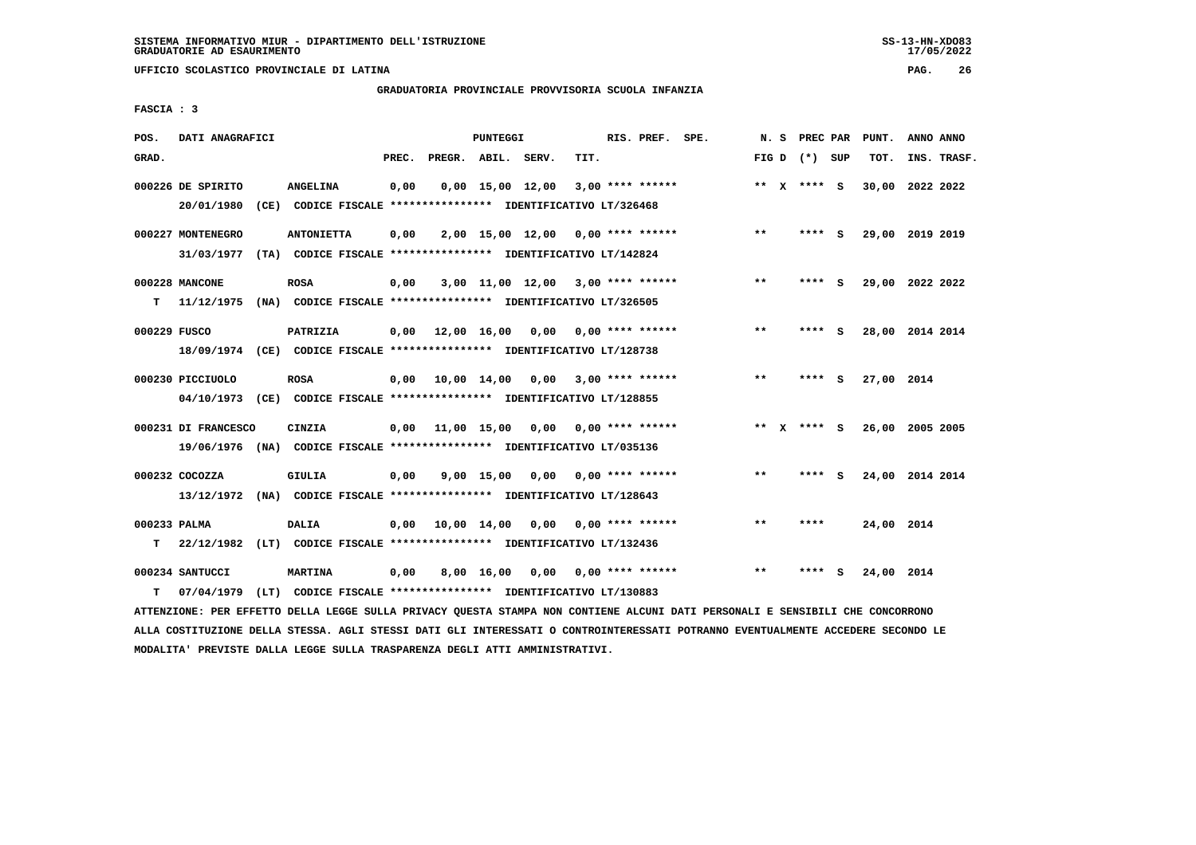SISTEMA INFORMATIVO MIUR - DIPARTIMENTO DELL'ISTRUZIONE
GRADUATORIE AD ESAURIMENTO

UFFICIO SCOLASTICO PROVINCIALE DI LATINA

GRADUATORIA PROVINCIALE PROVVISORIA SCUOLA INFANZIA

FASCIA : 3

| POS. GRAD. | DATI ANAGRAFICI | | PUNTEGGI PREC. | PREGR. | ABIL. | SERV. | TIT. | RIS. PREF. SPE. | N. S FIG D | PREC PAR (*) SUP | PUNT. TOT. | ANNO ANNO INS. TRASF. |
|---|---|---|---|---|---|---|---|---|---|---|---|---|
| 000226 | DE SPIRITO 20/01/1980 (CE) CODICE FISCALE **************** IDENTIFICATIVO LT/326468 | ANGELINA | 0,00 | 0,00 | 15,00 | 12,00 | 3,00 | **** ****** | ** X | **** S | 30,00 | 2022 2022 |
| 000227 | MONTENEGRO 31/03/1977 (TA) CODICE FISCALE **************** IDENTIFICATIVO LT/142824 | ANTONIETTA | 0,00 | 2,00 | 15,00 | 12,00 | 0,00 | **** ****** | ** | **** S | 29,00 | 2019 2019 |
| 000228 | MANCONE T 11/12/1975 (NA) CODICE FISCALE **************** IDENTIFICATIVO LT/326505 | ROSA | 0,00 | 3,00 | 11,00 | 12,00 | 3,00 | **** ****** | ** | **** S | 29,00 | 2022 2022 |
| 000229 | FUSCO 18/09/1974 (CE) CODICE FISCALE **************** IDENTIFICATIVO LT/128738 | PATRIZIA | 0,00 | 12,00 | 16,00 | 0,00 | 0,00 | **** ****** | ** | **** S | 28,00 | 2014 2014 |
| 000230 | PICCIUOLO 04/10/1973 (CE) CODICE FISCALE **************** IDENTIFICATIVO LT/128855 | ROSA | 0,00 | 10,00 | 14,00 | 0,00 | 3,00 | **** ****** | ** | **** S | 27,00 | 2014 |
| 000231 | DI FRANCESCO 19/06/1976 (NA) CODICE FISCALE **************** IDENTIFICATIVO LT/035136 | CINZIA | 0,00 | 11,00 | 15,00 | 0,00 | 0,00 | **** ****** | ** X | **** S | 26,00 | 2005 2005 |
| 000232 | COCOZZA 13/12/1972 (NA) CODICE FISCALE **************** IDENTIFICATIVO LT/128643 | GIULIA | 0,00 | 9,00 | 15,00 | 0,00 | 0,00 | **** ****** | ** | **** S | 24,00 | 2014 2014 |
| 000233 | PALMA T 22/12/1982 (LT) CODICE FISCALE **************** IDENTIFICATIVO LT/132436 | DALIA | 0,00 | 10,00 | 14,00 | 0,00 | 0,00 | **** ****** | ** | **** | 24,00 | 2014 |
| 000234 | SANTUCCI T 07/04/1979 (LT) CODICE FISCALE **************** IDENTIFICATIVO LT/130883 | MARTINA | 0,00 | 8,00 | 16,00 | 0,00 | 0,00 | **** ****** | ** | **** S | 24,00 | 2014 |

ATTENZIONE: PER EFFETTO DELLA LEGGE SULLA PRIVACY QUESTA STAMPA NON CONTIENE ALCUNI DATI PERSONALI E SENSIBILI CHE CONCORRONO ALLA COSTITUZIONE DELLA STESSA. AGLI STESSI DATI GLI INTERESSATI O CONTROINTERESSATI POTRANNO EVENTUALMENTE ACCEDERE SECONDO LE MODALITA' PREVISTE DALLA LEGGE SULLA TRASPARENZA DEGLI ATTI AMMINISTRATIVI.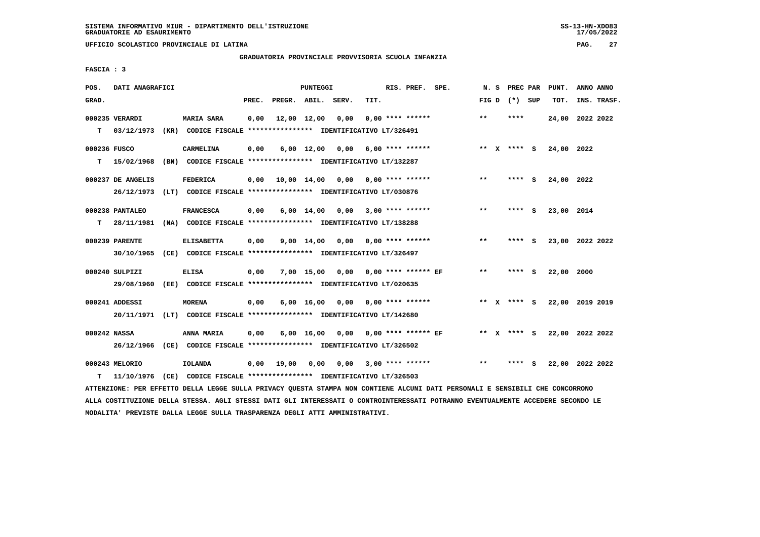SISTEMA INFORMATIVO MIUR - DIPARTIMENTO DELL'ISTRUZIONE
GRADUATORIE AD ESAURIMENTO

UFFICIO SCOLASTICO PROVINCIALE DI LATINA

GRADUATORIA PROVINCIALE PROVVISORIA SCUOLA INFANZIA

FASCIA : 3

| POS. GRAD. | DATI ANAGRAFICI | | PREC. | PREGR. | ABIL. | SERV. | TIT. | RIS. PREF. SPE. | N. S FIG D | PREC PAR (*) SUP | PUNT. TOT. | ANNO ANNO INS. TRASF. |
|---|---|---|---|---|---|---|---|---|---|---|---|---|
| 000235 | VERARDI | MARIA SARA | 0,00 | 12,00 | 12,00 | 0,00 | 0,00 | **** ****** | ** | **** | 24,00 | 2022 2022 |
| T | 03/12/1973 (KR) CODICE FISCALE **************** IDENTIFICATIVO LT/326491 | | | | | | | | | | | |
| 000236 | FUSCO | CARMELINA | 0,00 | 6,00 | 12,00 | 0,00 | 6,00 | **** ****** | ** X | **** S | 24,00 | 2022 |
| T | 15/02/1968 (BN) CODICE FISCALE **************** IDENTIFICATIVO LT/132287 | | | | | | | | | | | |
| 000237 | DE ANGELIS | FEDERICA | 0,00 | 10,00 | 14,00 | 0,00 | 0,00 | **** ****** | ** | **** S | 24,00 | 2022 |
| | 26/12/1973 (LT) CODICE FISCALE **************** IDENTIFICATIVO LT/030876 | | | | | | | | | | | |
| 000238 | PANTALEO | FRANCESCA | 0,00 | 6,00 | 14,00 | 0,00 | 3,00 | **** ****** | ** | **** S | 23,00 | 2014 |
| T | 28/11/1981 (NA) CODICE FISCALE **************** IDENTIFICATIVO LT/138288 | | | | | | | | | | | |
| 000239 | PARENTE | ELISABETTA | 0,00 | 9,00 | 14,00 | 0,00 | 0,00 | **** ****** | ** | **** S | 23,00 | 2022 2022 |
| | 30/10/1965 (CE) CODICE FISCALE **************** IDENTIFICATIVO LT/326497 | | | | | | | | | | | |
| 000240 | SULPIZI | ELISA | 0,00 | 7,00 | 15,00 | 0,00 | 0,00 | **** ****** EF | ** | **** S | 22,00 | 2000 |
| | 29/08/1960 (EE) CODICE FISCALE **************** IDENTIFICATIVO LT/020635 | | | | | | | | | | | |
| 000241 | ADDESSI | MORENA | 0,00 | 6,00 | 16,00 | 0,00 | 0,00 | **** ****** | ** X | **** S | 22,00 | 2019 2019 |
| | 20/11/1971 (LT) CODICE FISCALE **************** IDENTIFICATIVO LT/142680 | | | | | | | | | | | |
| 000242 | NASSA | ANNA MARIA | 0,00 | 6,00 | 16,00 | 0,00 | 0,00 | **** ****** EF | ** X | **** S | 22,00 | 2022 2022 |
| | 26/12/1966 (CE) CODICE FISCALE **************** IDENTIFICATIVO LT/326502 | | | | | | | | | | | |
| 000243 | MELORIO | IOLANDA | 0,00 | 19,00 | 0,00 | 0,00 | 3,00 | **** ****** | ** | **** S | 22,00 | 2022 2022 |
| T | 11/10/1976 (CE) CODICE FISCALE **************** IDENTIFICATIVO LT/326503 | | | | | | | | | | | |

ATTENZIONE: PER EFFETTO DELLA LEGGE SULLA PRIVACY QUESTA STAMPA NON CONTIENE ALCUNI DATI PERSONALI E SENSIBILI CHE CONCORRONO ALLA COSTITUZIONE DELLA STESSA. AGLI STESSI DATI GLI INTERESSATI O CONTROINTERESSATI POTRANNO EVENTUALMENTE ACCEDERE SECONDO LE MODALITA' PREVISTE DALLA LEGGE SULLA TRASPARENZA DEGLI ATTI AMMINISTRATIVI.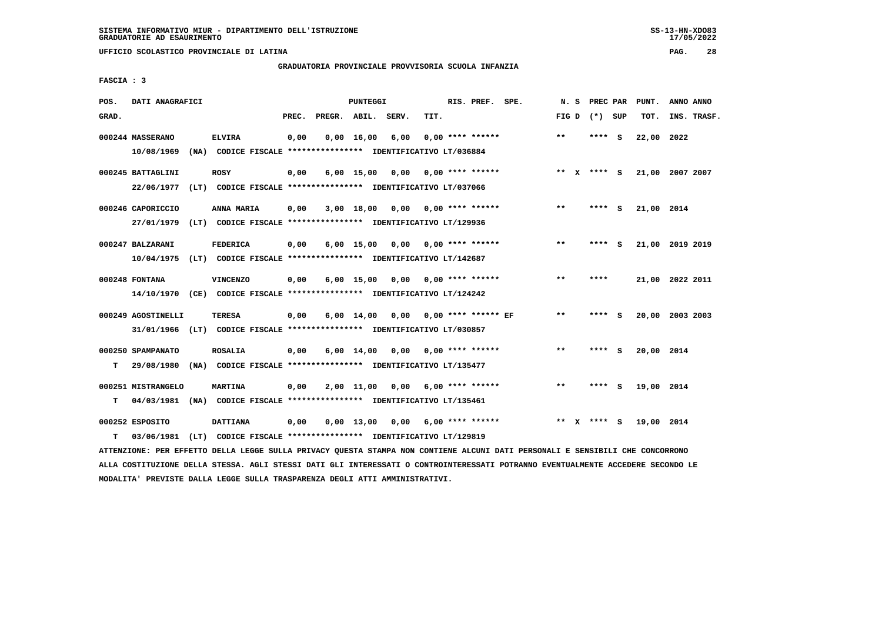SISTEMA INFORMATIVO MIUR - DIPARTIMENTO DELL'ISTRUZIONE
GRADUATORIE AD ESAURIMENTO

UFFICIO SCOLASTICO PROVINCIALE DI LATINA

GRADUATORIA PROVINCIALE PROVVISORIA SCUOLA INFANZIA

FASCIA : 3

| POS. GRAD. | DATI ANAGRAFICI | | PREC. | PREGR. | ABIL. | SERV. | TIT. | RIS. PREF. SPE. | N. S FIG D | PREC PAR (*) SUP | PUNT. TOT. | ANNO ANNO INS. TRASF. |
|---|---|---|---|---|---|---|---|---|---|---|---|---|
| 000244 MASSERANO | ELVIRA | | 0,00 | 0,00 | 16,00 | 6,00 | 0,00 | **** ****** | ** | **** S | 22,00 | 2022 |
| | 10/08/1969 (NA) CODICE FISCALE **************** IDENTIFICATIVO LT/036884 | | | | | | | | | | | |
| 000245 BATTAGLINI | ROSY | | 0,00 | 6,00 | 15,00 | 0,00 | 0,00 | **** ****** | ** X | **** S | 21,00 | 2007 2007 |
| | 22/06/1977 (LT) CODICE FISCALE **************** IDENTIFICATIVO LT/037066 | | | | | | | | | | | |
| 000246 CAPORICCIO | ANNA MARIA | | 0,00 | 3,00 | 18,00 | 0,00 | 0,00 | **** ****** | ** | **** S | 21,00 | 2014 |
| | 27/01/1979 (LT) CODICE FISCALE **************** IDENTIFICATIVO LT/129936 | | | | | | | | | | | |
| 000247 BALZARANI | FEDERICA | | 0,00 | 6,00 | 15,00 | 0,00 | 0,00 | **** ****** | ** | **** S | 21,00 | 2019 2019 |
| | 10/04/1975 (LT) CODICE FISCALE **************** IDENTIFICATIVO LT/142687 | | | | | | | | | | | |
| 000248 FONTANA | VINCENZO | | 0,00 | 6,00 | 15,00 | 0,00 | 0,00 | **** ****** | ** | **** | 21,00 | 2022 2011 |
| | 14/10/1970 (CE) CODICE FISCALE **************** IDENTIFICATIVO LT/124242 | | | | | | | | | | | |
| 000249 AGOSTINELLI | TERESA | | 0,00 | 6,00 | 14,00 | 0,00 | 0,00 | **** ****** EF | ** | **** S | 20,00 | 2003 2003 |
| | 31/01/1966 (LT) CODICE FISCALE **************** IDENTIFICATIVO LT/030857 | | | | | | | | | | | |
| 000250 SPAMPANATO | ROSALIA | | 0,00 | 6,00 | 14,00 | 0,00 | 0,00 | **** ****** | ** | **** S | 20,00 | 2014 |
| T | 29/08/1980 (NA) CODICE FISCALE **************** IDENTIFICATIVO LT/135477 | | | | | | | | | | | |
| 000251 MISTRANGELO | MARTINA | | 0,00 | 2,00 | 11,00 | 0,00 | 6,00 | **** ****** | ** | **** S | 19,00 | 2014 |
| T | 04/03/1981 (NA) CODICE FISCALE **************** IDENTIFICATIVO LT/135461 | | | | | | | | | | | |
| 000252 ESPOSITO | DATTIANA | | 0,00 | 0,00 | 13,00 | 0,00 | 6,00 | **** ****** | ** X | **** S | 19,00 | 2014 |
| T | 03/06/1981 (LT) CODICE FISCALE **************** IDENTIFICATIVO LT/129819 | | | | | | | | | | | |

ATTENZIONE: PER EFFETTO DELLA LEGGE SULLA PRIVACY QUESTA STAMPA NON CONTIENE ALCUNI DATI PERSONALI E SENSIBILI CHE CONCORRONO ALLA COSTITUZIONE DELLA STESSA. AGLI STESSI DATI GLI INTERESSATI O CONTROINTERESSATI POTRANNO EVENTUALMENTE ACCEDERE SECONDO LE MODALITA' PREVISTE DALLA LEGGE SULLA TRASPARENZA DEGLI ATTI AMMINISTRATIVI.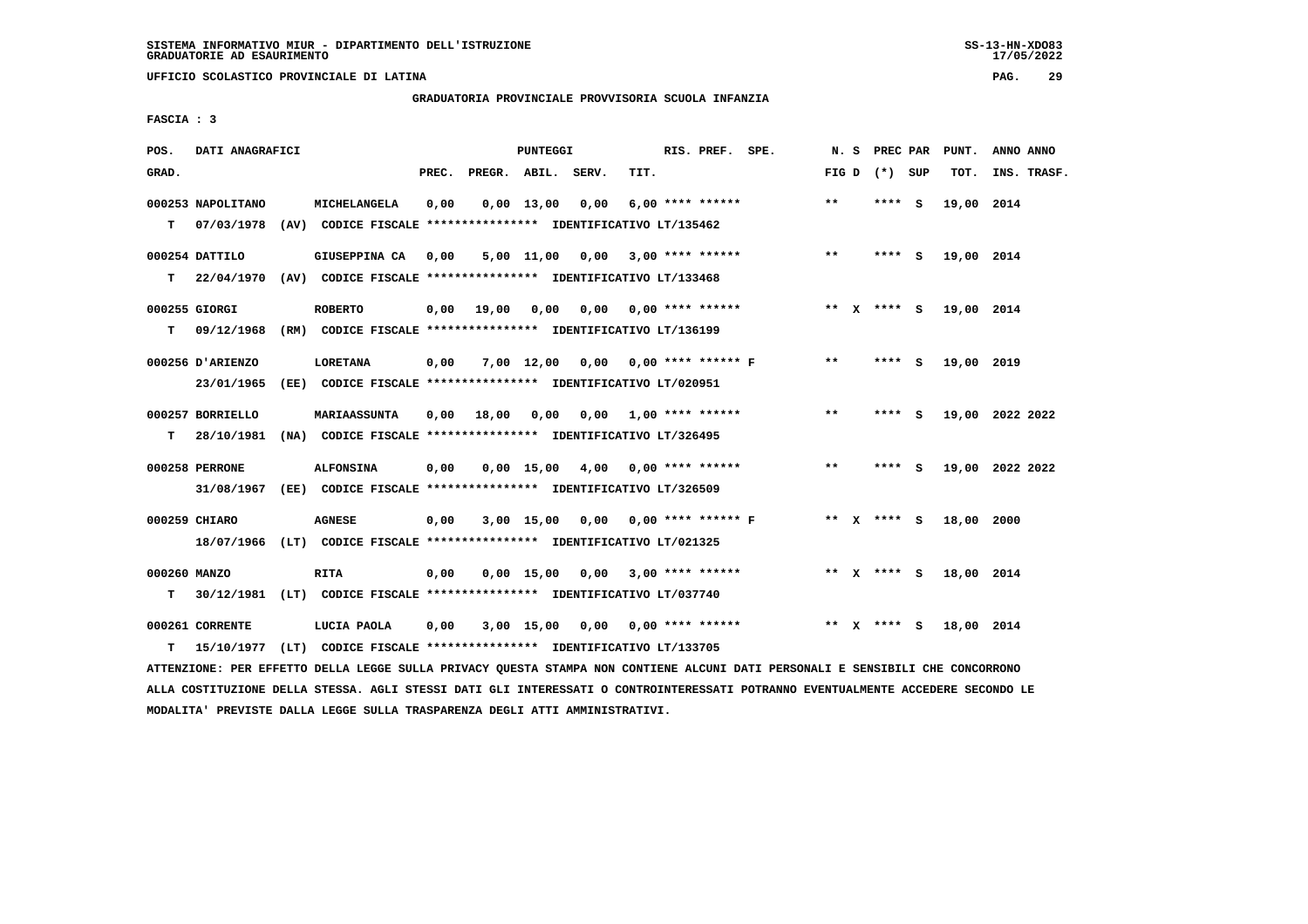SISTEMA INFORMATIVO MIUR - DIPARTIMENTO DELL'ISTRUZIONE
GRADUATORIE AD ESAURIMENTO

UFFICIO SCOLASTICO PROVINCIALE DI LATINA

GRADUATORIA PROVINCIALE PROVVISORIA SCUOLA INFANZIA

FASCIA : 3

| POS. GRAD. | DATI ANAGRAFICI | | PREC. | PREGR. | ABIL. | SERV. | TIT. | RIS. PREF. SPE. | N. S FIG D | PREC PAR (*) SUP | PUNT. TOT. | ANNO ANNO INS. TRASF. |
|---|---|---|---|---|---|---|---|---|---|---|---|---|
| 000253 NAPOLITANO | MICHELANGELA | | 0,00 | 0,00 | 13,00 | 0,00 | 6,00 | **** ****** | ** | **** S | 19,00 | 2014 |
| T 07/03/1978 (AV) | CODICE FISCALE **************** | IDENTIFICATIVO LT/135462 | | | | | | | | | | |
| 000254 DATTILO | GIUSEPPINA CA | | 0,00 | 5,00 | 11,00 | 0,00 | 3,00 | **** ****** | ** | **** S | 19,00 | 2014 |
| T 22/04/1970 (AV) | CODICE FISCALE **************** | IDENTIFICATIVO LT/133468 | | | | | | | | | | |
| 000255 GIORGI | ROBERTO | | 0,00 | 19,00 | 0,00 | 0,00 | 0,00 | **** ****** | ** X | **** S | 19,00 | 2014 |
| T 09/12/1968 (RM) | CODICE FISCALE **************** | IDENTIFICATIVO LT/136199 | | | | | | | | | | |
| 000256 D'ARIENZO | LORETANA | | 0,00 | 7,00 | 12,00 | 0,00 | 0,00 | **** ****** F | ** | **** S | 19,00 | 2019 |
| 23/01/1965 (EE) | CODICE FISCALE **************** | IDENTIFICATIVO LT/020951 | | | | | | | | | | |
| 000257 BORRIELLO | MARIAASSUNTA | | 0,00 | 18,00 | 0,00 | 0,00 | 1,00 | **** ****** | ** | **** S | 19,00 | 2022 2022 |
| T 28/10/1981 (NA) | CODICE FISCALE **************** | IDENTIFICATIVO LT/326495 | | | | | | | | | | |
| 000258 PERRONE | ALFONSINA | | 0,00 | 0,00 | 15,00 | 4,00 | 0,00 | **** ****** | ** | **** S | 19,00 | 2022 2022 |
| 31/08/1967 (EE) | CODICE FISCALE **************** | IDENTIFICATIVO LT/326509 | | | | | | | | | | |
| 000259 CHIARO | AGNESE | | 0,00 | 3,00 | 15,00 | 0,00 | 0,00 | **** ****** F | ** X | **** S | 18,00 | 2000 |
| 18/07/1966 (LT) | CODICE FISCALE **************** | IDENTIFICATIVO LT/021325 | | | | | | | | | | |
| 000260 MANZO | RITA | | 0,00 | 0,00 | 15,00 | 0,00 | 3,00 | **** ****** | ** X | **** S | 18,00 | 2014 |
| T 30/12/1981 (LT) | CODICE FISCALE **************** | IDENTIFICATIVO LT/037740 | | | | | | | | | | |
| 000261 CORRENTE | LUCIA PAOLA | | 0,00 | 3,00 | 15,00 | 0,00 | 0,00 | **** ****** | ** X | **** S | 18,00 | 2014 |
| T 15/10/1977 (LT) | CODICE FISCALE **************** | IDENTIFICATIVO LT/133705 | | | | | | | | | | |

ATTENZIONE: PER EFFETTO DELLA LEGGE SULLA PRIVACY QUESTA STAMPA NON CONTIENE ALCUNI DATI PERSONALI E SENSIBILI CHE CONCORRONO ALLA COSTITUZIONE DELLA STESSA. AGLI STESSI DATI GLI INTERESSATI O CONTROINTERESSATI POTRANNO EVENTUALMENTE ACCEDERE SECONDO LE MODALITA' PREVISTE DALLA LEGGE SULLA TRASPARENZA DEGLI ATTI AMMINISTRATIVI.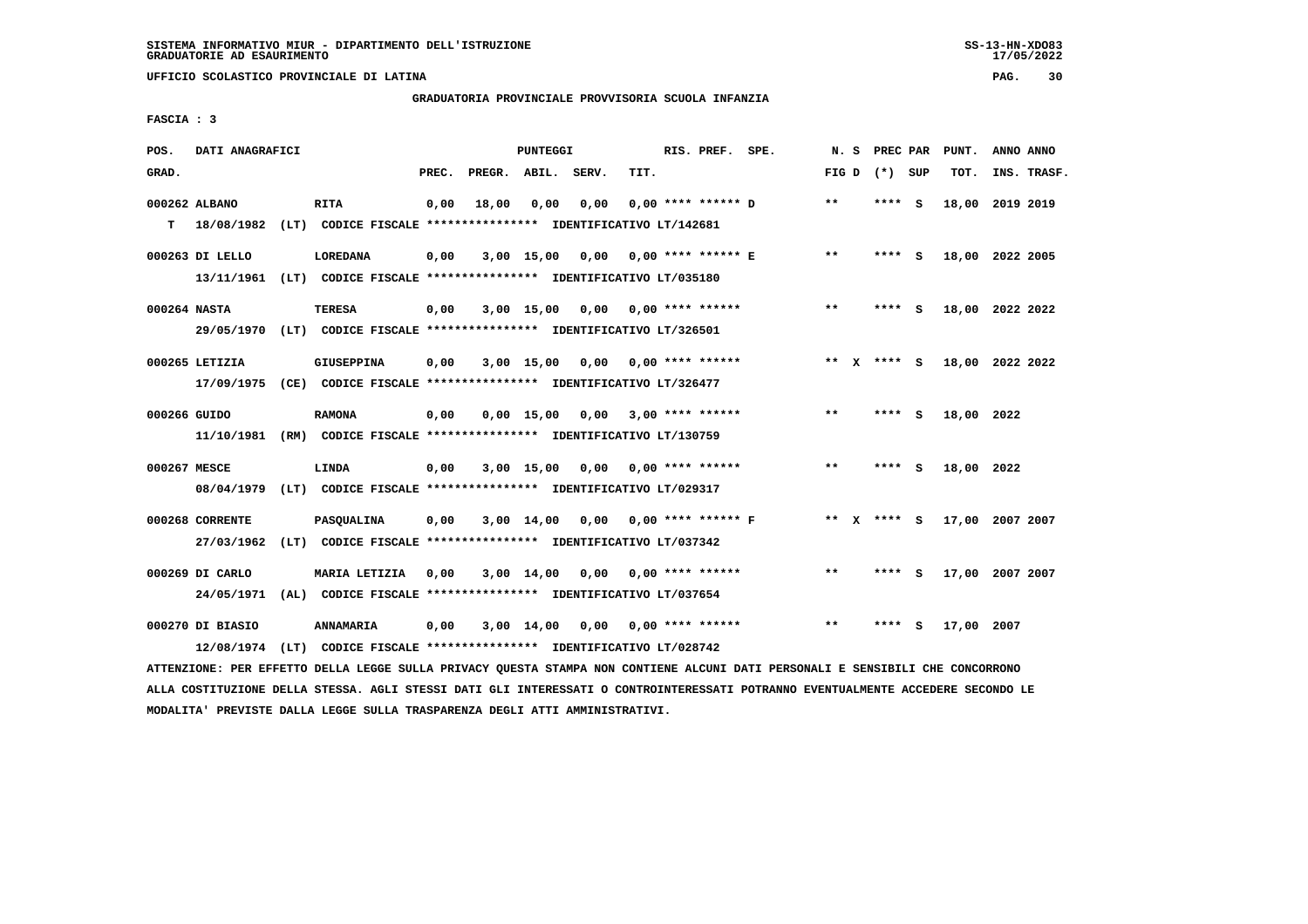SISTEMA INFORMATIVO MIUR - DIPARTIMENTO DELL'ISTRUZIONE
GRADUATORIE AD ESAURIMENTO

UFFICIO SCOLASTICO PROVINCIALE DI LATINA

GRADUATORIA PROVINCIALE PROVVISORIA SCUOLA INFANZIA

FASCIA : 3

| POS. GRAD. | DATI ANAGRAFICI | | PREC. | PREGR. | ABIL. | SERV. | TIT. | RIS. PREF. | SPE. | N. S FIG D | PREC PAR (*) | SUP | PUNT. TOT. | ANNO INS. | ANNO TRASF. |
|---|---|---|---|---|---|---|---|---|---|---|---|---|---|---|---|
| 000262 | ALBANO | RITA | 0,00 | 18,00 | 0,00 | 0,00 | 0,00 | **** ****** D | | ** | **** | S | 18,00 | 2019 | 2019 |
| T | 18/08/1982 (LT) CODICE FISCALE **************** IDENTIFICATIVO LT/142681 | | | | | | | | | | | | | | |
| 000263 | DI LELLO | LOREDANA | 0,00 | 3,00 | 15,00 | 0,00 | 0,00 | **** ****** E | | ** | **** | S | 18,00 | 2022 | 2005 |
| | 13/11/1961 (LT) CODICE FISCALE **************** IDENTIFICATIVO LT/035180 | | | | | | | | | | | | | | |
| 000264 | NASTA | TERESA | 0,00 | 3,00 | 15,00 | 0,00 | 0,00 | **** ****** | | ** | **** | S | 18,00 | 2022 | 2022 |
| | 29/05/1970 (LT) CODICE FISCALE **************** IDENTIFICATIVO LT/326501 | | | | | | | | | | | | | | |
| 000265 | LETIZIA | GIUSEPPINA | 0,00 | 3,00 | 15,00 | 0,00 | 0,00 | **** ****** | | ** X | **** | S | 18,00 | 2022 | 2022 |
| | 17/09/1975 (CE) CODICE FISCALE **************** IDENTIFICATIVO LT/326477 | | | | | | | | | | | | | | |
| 000266 | GUIDO | RAMONA | 0,00 | 0,00 | 15,00 | 0,00 | 3,00 | **** ****** | | ** | **** | S | 18,00 | 2022 | |
| | 11/10/1981 (RM) CODICE FISCALE **************** IDENTIFICATIVO LT/130759 | | | | | | | | | | | | | | |
| 000267 | MESCE | LINDA | 0,00 | 3,00 | 15,00 | 0,00 | 0,00 | **** ****** | | ** | **** | S | 18,00 | 2022 | |
| | 08/04/1979 (LT) CODICE FISCALE **************** IDENTIFICATIVO LT/029317 | | | | | | | | | | | | | | |
| 000268 | CORRENTE | PASQUALINA | 0,00 | 3,00 | 14,00 | 0,00 | 0,00 | **** ****** F | | ** X | **** | S | 17,00 | 2007 | 2007 |
| | 27/03/1962 (LT) CODICE FISCALE **************** IDENTIFICATIVO LT/037342 | | | | | | | | | | | | | | |
| 000269 | DI CARLO | MARIA LETIZIA | 0,00 | 3,00 | 14,00 | 0,00 | 0,00 | **** ****** | | ** | **** | S | 17,00 | 2007 | 2007 |
| | 24/05/1971 (AL) CODICE FISCALE **************** IDENTIFICATIVO LT/037654 | | | | | | | | | | | | | | |
| 000270 | DI BIASIO | ANNAMARIA | 0,00 | 3,00 | 14,00 | 0,00 | 0,00 | **** ****** | | ** | **** | S | 17,00 | 2007 | |
| | 12/08/1974 (LT) CODICE FISCALE **************** IDENTIFICATIVO LT/028742 | | | | | | | | | | | | | | |

ATTENZIONE: PER EFFETTO DELLA LEGGE SULLA PRIVACY QUESTA STAMPA NON CONTIENE ALCUNI DATI PERSONALI E SENSIBILI CHE CONCORRONO ALLA COSTITUZIONE DELLA STESSA. AGLI STESSI DATI GLI INTERESSATI O CONTROINTERESSATI POTRANNO EVENTUALMENTE ACCEDERE SECONDO LE MODALITA' PREVISTE DALLA LEGGE SULLA TRASPARENZA DEGLI ATTI AMMINISTRATIVI.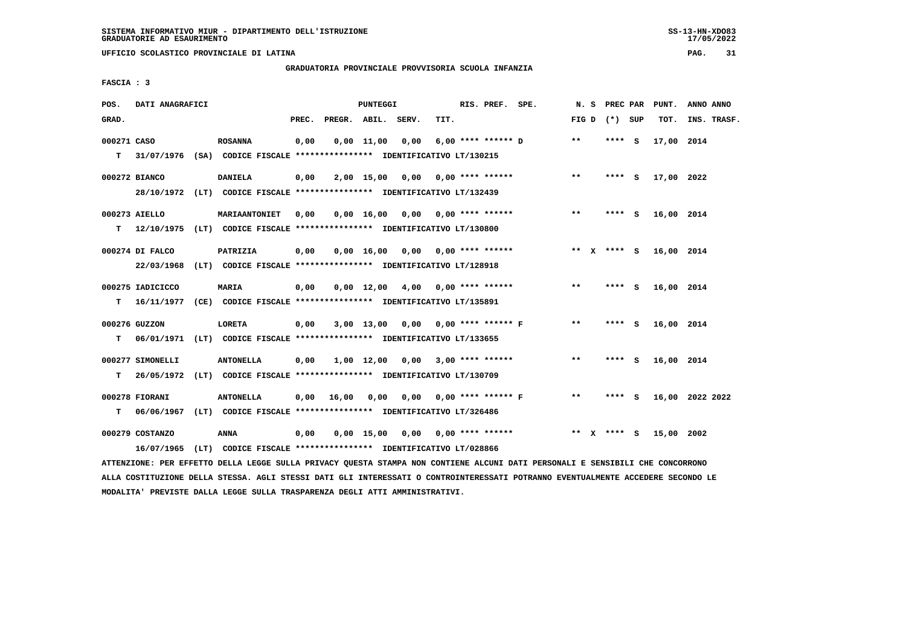SISTEMA INFORMATIVO MIUR - DIPARTIMENTO DELL'ISTRUZIONE
GRADUATORIE AD ESAURIMENTO

UFFICIO SCOLASTICO PROVINCIALE DI LATINA

GRADUATORIA PROVINCIALE PROVVISORIA SCUOLA INFANZIA

FASCIA : 3

| POS. GRAD. | DATI ANAGRAFICI | | PREC. | PREGR. | ABIL. | SERV. | TIT. | RIS. PREF. SPE. | N. S FIG D | PREC PAR (*) SUP | PUNT. TOT. | ANNO ANNO INS. TRASF. |
|---|---|---|---|---|---|---|---|---|---|---|---|---|
| 000271 | CASO | ROSANNA | 0,00 | 0,00 | 11,00 | 0,00 | 6,00 | **** ****** D | ** | **** S | 17,00 | 2014 |
| T | 31/07/1976 (SA) CODICE FISCALE **************** IDENTIFICATIVO LT/130215 | | | | | | | | | | | |
| 000272 | BIANCO | DANIELA | 0,00 | 2,00 | 15,00 | 0,00 | 0,00 | **** ****** | ** | **** S | 17,00 | 2022 |
| | 28/10/1972 (LT) CODICE FISCALE **************** IDENTIFICATIVO LT/132439 | | | | | | | | | | | |
| 000273 | AIELLO | MARIAANTONIET | 0,00 | 0,00 | 16,00 | 0,00 | 0,00 | **** ****** | ** | **** S | 16,00 | 2014 |
| T | 12/10/1975 (LT) CODICE FISCALE **************** IDENTIFICATIVO LT/130800 | | | | | | | | | | | |
| 000274 | DI FALCO | PATRIZIA | 0,00 | 0,00 | 16,00 | 0,00 | 0,00 | **** ****** | ** X | **** S | 16,00 | 2014 |
| | 22/03/1968 (LT) CODICE FISCALE **************** IDENTIFICATIVO LT/128918 | | | | | | | | | | | |
| 000275 | IADICICCO | MARIA | 0,00 | 0,00 | 12,00 | 4,00 | 0,00 | **** ****** | ** | **** S | 16,00 | 2014 |
| T | 16/11/1977 (CE) CODICE FISCALE **************** IDENTIFICATIVO LT/135891 | | | | | | | | | | | |
| 000276 | GUZZON | LORETA | 0,00 | 3,00 | 13,00 | 0,00 | 0,00 | **** ****** F | ** | **** S | 16,00 | 2014 |
| T | 06/01/1971 (LT) CODICE FISCALE **************** IDENTIFICATIVO LT/133655 | | | | | | | | | | | |
| 000277 | SIMONELLI | ANTONELLA | 0,00 | 1,00 | 12,00 | 0,00 | 3,00 | **** ****** | ** | **** S | 16,00 | 2014 |
| T | 26/05/1972 (LT) CODICE FISCALE **************** IDENTIFICATIVO LT/130709 | | | | | | | | | | | |
| 000278 | FIORANI | ANTONELLA | 0,00 | 16,00 | 0,00 | 0,00 | 0,00 | **** ****** F | ** | **** S | 16,00 | 2022 2022 |
| T | 06/06/1967 (LT) CODICE FISCALE **************** IDENTIFICATIVO LT/326486 | | | | | | | | | | | |
| 000279 | COSTANZO | ANNA | 0,00 | 0,00 | 15,00 | 0,00 | 0,00 | **** ****** | ** X | **** S | 15,00 | 2002 |
| | 16/07/1965 (LT) CODICE FISCALE **************** IDENTIFICATIVO LT/028866 | | | | | | | | | | | |

ATTENZIONE: PER EFFETTO DELLA LEGGE SULLA PRIVACY QUESTA STAMPA NON CONTIENE ALCUNI DATI PERSONALI E SENSIBILI CHE CONCORRONO ALLA COSTITUZIONE DELLA STESSA. AGLI STESSI DATI GLI INTERESSATI O CONTROINTERESSATI POTRANNO EVENTUALMENTE ACCEDERE SECONDO LE MODALITA' PREVISTE DALLA LEGGE SULLA TRASPARENZA DEGLI ATTI AMMINISTRATIVI.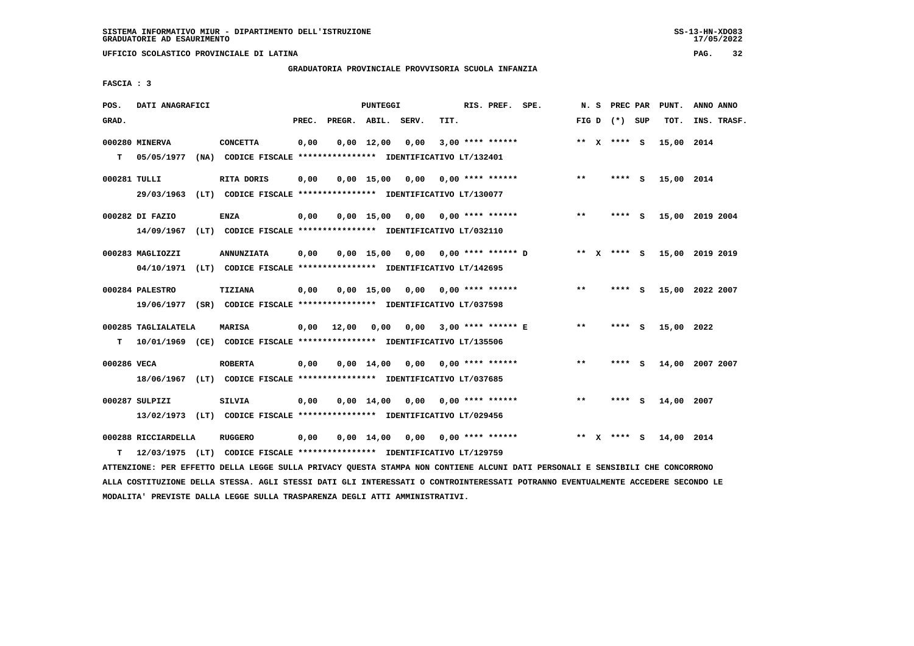SISTEMA INFORMATIVO MIUR - DIPARTIMENTO DELL'ISTRUZIONE
GRADUATORIE AD ESAURIMENTO

UFFICIO SCOLASTICO PROVINCIALE DI LATINA

GRADUATORIA PROVINCIALE PROVVISORIA SCUOLA INFANZIA

FASCIA : 3

| POS. GRAD. | DATI ANAGRAFICI | | PREC. | PREGR. | ABIL. | SERV. | TIT. | RIS. PREF. SPE. | N. S FIG D | PREC PAR (*) SUP | PUNT. TOT. | ANNO ANNO INS. TRASF. |
|---|---|---|---|---|---|---|---|---|---|---|---|---|
| 000280 | MINERVA | CONCETTA | 0,00 | 0,00 | 12,00 | 0,00 | 3,00 | **** ****** | ** X | **** S | 15,00 | 2014 |
| T | 05/05/1977 (NA) CODICE FISCALE **************** IDENTIFICATIVO LT/132401 | | | | | | | | | | | |
| 000281 | TULLI | RITA DORIS | 0,00 | 0,00 | 15,00 | 0,00 | 0,00 | **** ****** | ** | **** S | 15,00 | 2014 |
| | 29/03/1963 (LT) CODICE FISCALE **************** IDENTIFICATIVO LT/130077 | | | | | | | | | | | |
| 000282 | DI FAZIO | ENZA | 0,00 | 0,00 | 15,00 | 0,00 | 0,00 | **** ****** | ** | **** S | 15,00 | 2019 2004 |
| | 14/09/1967 (LT) CODICE FISCALE **************** IDENTIFICATIVO LT/032110 | | | | | | | | | | | |
| 000283 | MAGLIOZZI | ANNUNZIATA | 0,00 | 0,00 | 15,00 | 0,00 | 0,00 | **** ****** D | ** X | **** S | 15,00 | 2019 2019 |
| | 04/10/1971 (LT) CODICE FISCALE **************** IDENTIFICATIVO LT/142695 | | | | | | | | | | | |
| 000284 | PALESTRO | TIZIANA | 0,00 | 0,00 | 15,00 | 0,00 | 0,00 | **** ****** | ** | **** S | 15,00 | 2022 2007 |
| | 19/06/1977 (SR) CODICE FISCALE **************** IDENTIFICATIVO LT/037598 | | | | | | | | | | | |
| 000285 | TAGLIALATELA | MARISA | 0,00 | 12,00 | 0,00 | 0,00 | 3,00 | **** ****** E | ** | **** S | 15,00 | 2022 |
| T | 10/01/1969 (CE) CODICE FISCALE **************** IDENTIFICATIVO LT/135506 | | | | | | | | | | | |
| 000286 | VECA | ROBERTA | 0,00 | 0,00 | 14,00 | 0,00 | 0,00 | **** ****** | ** | **** S | 14,00 | 2007 2007 |
| | 18/06/1967 (LT) CODICE FISCALE **************** IDENTIFICATIVO LT/037685 | | | | | | | | | | | |
| 000287 | SULPIZI | SILVIA | 0,00 | 0,00 | 14,00 | 0,00 | 0,00 | **** ****** | ** | **** S | 14,00 | 2007 |
| | 13/02/1973 (LT) CODICE FISCALE **************** IDENTIFICATIVO LT/029456 | | | | | | | | | | | |
| 000288 | RICCIARDELLA | RUGGERO | 0,00 | 0,00 | 14,00 | 0,00 | 0,00 | **** ****** | ** X | **** S | 14,00 | 2014 |
| T | 12/03/1975 (LT) CODICE FISCALE **************** IDENTIFICATIVO LT/129759 | | | | | | | | | | | |

ATTENZIONE: PER EFFETTO DELLA LEGGE SULLA PRIVACY QUESTA STAMPA NON CONTIENE ALCUNI DATI PERSONALI E SENSIBILI CHE CONCORRONO ALLA COSTITUZIONE DELLA STESSA. AGLI STESSI DATI GLI INTERESSATI O CONTROINTERESSATI POTRANNO EVENTUALMENTE ACCEDERE SECONDO LE MODALITA' PREVISTE DALLA LEGGE SULLA TRASPARENZA DEGLI ATTI AMMINISTRATIVI.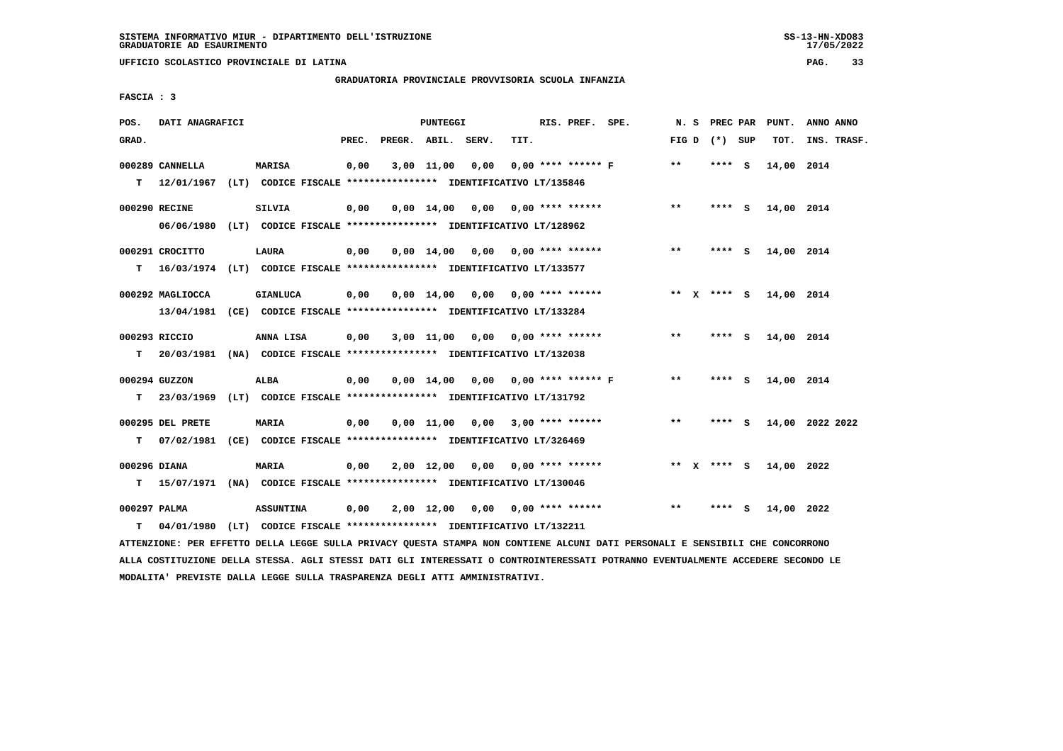SISTEMA INFORMATIVO MIUR - DIPARTIMENTO DELL'ISTRUZIONE
GRADUATORIE AD ESAURIMENTO

UFFICIO SCOLASTICO PROVINCIALE DI LATINA

GRADUATORIA PROVINCIALE PROVVISORIA SCUOLA INFANZIA

FASCIA : 3

| POS. GRAD. | DATI ANAGRAFICI | | PREC. | PREGR. | ABIL. | SERV. | TIT. | RIS. PREF. SPE. | N. S FIG D | PREC PAR (*) SUP | PUNT. TOT. | ANNO ANNO INS. TRASF. |
|---|---|---|---|---|---|---|---|---|---|---|---|---|
| 000289 | CANNELLA | MARISA | 0,00 | 3,00 | 11,00 | 0,00 | 0,00 | **** ****** F | ** | **** S | 14,00 | 2014 |
| T | 12/01/1967 (LT) CODICE FISCALE **************** IDENTIFICATIVO LT/135846 | | | | | | | | | | | |
| 000290 | RECINE | SILVIA | 0,00 | 0,00 | 14,00 | 0,00 | 0,00 | **** ****** | ** | **** S | 14,00 | 2014 |
| | 06/06/1980 (LT) CODICE FISCALE **************** IDENTIFICATIVO LT/128962 | | | | | | | | | | | |
| 000291 | CROCITTO | LAURA | 0,00 | 0,00 | 14,00 | 0,00 | 0,00 | **** ****** | ** | **** S | 14,00 | 2014 |
| T | 16/03/1974 (LT) CODICE FISCALE **************** IDENTIFICATIVO LT/133577 | | | | | | | | | | | |
| 000292 | MAGLIOCCA | GIANLUCA | 0,00 | 0,00 | 14,00 | 0,00 | 0,00 | **** ****** | ** X | **** S | 14,00 | 2014 |
| | 13/04/1981 (CE) CODICE FISCALE **************** IDENTIFICATIVO LT/133284 | | | | | | | | | | | |
| 000293 | RICCIO | ANNA LISA | 0,00 | 3,00 | 11,00 | 0,00 | 0,00 | **** ****** | ** | **** S | 14,00 | 2014 |
| T | 20/03/1981 (NA) CODICE FISCALE **************** IDENTIFICATIVO LT/132038 | | | | | | | | | | | |
| 000294 | GUZZON | ALBA | 0,00 | 0,00 | 14,00 | 0,00 | 0,00 | **** ****** F | ** | **** S | 14,00 | 2014 |
| T | 23/03/1969 (LT) CODICE FISCALE **************** IDENTIFICATIVO LT/131792 | | | | | | | | | | | |
| 000295 | DEL PRETE | MARIA | 0,00 | 0,00 | 11,00 | 0,00 | 3,00 | **** ****** | ** | **** S | 14,00 | 2022 2022 |
| T | 07/02/1981 (CE) CODICE FISCALE **************** IDENTIFICATIVO LT/326469 | | | | | | | | | | | |
| 000296 | DIANA | MARIA | 0,00 | 2,00 | 12,00 | 0,00 | 0,00 | **** ****** | ** X | **** S | 14,00 | 2022 |
| T | 15/07/1971 (NA) CODICE FISCALE **************** IDENTIFICATIVO LT/130046 | | | | | | | | | | | |
| 000297 | PALMA | ASSUNTINA | 0,00 | 2,00 | 12,00 | 0,00 | 0,00 | **** ****** | ** | **** S | 14,00 | 2022 |
| T | 04/01/1980 (LT) CODICE FISCALE **************** IDENTIFICATIVO LT/132211 | | | | | | | | | | | |

ATTENZIONE: PER EFFETTO DELLA LEGGE SULLA PRIVACY QUESTA STAMPA NON CONTIENE ALCUNI DATI PERSONALI E SENSIBILI CHE CONCORRONO ALLA COSTITUZIONE DELLA STESSA. AGLI STESSI DATI GLI INTERESSATI O CONTROINTERESSATI POTRANNO EVENTUALMENTE ACCEDERE SECONDO LE MODALITA' PREVISTE DALLA LEGGE SULLA TRASPARENZA DEGLI ATTI AMMINISTRATIVI.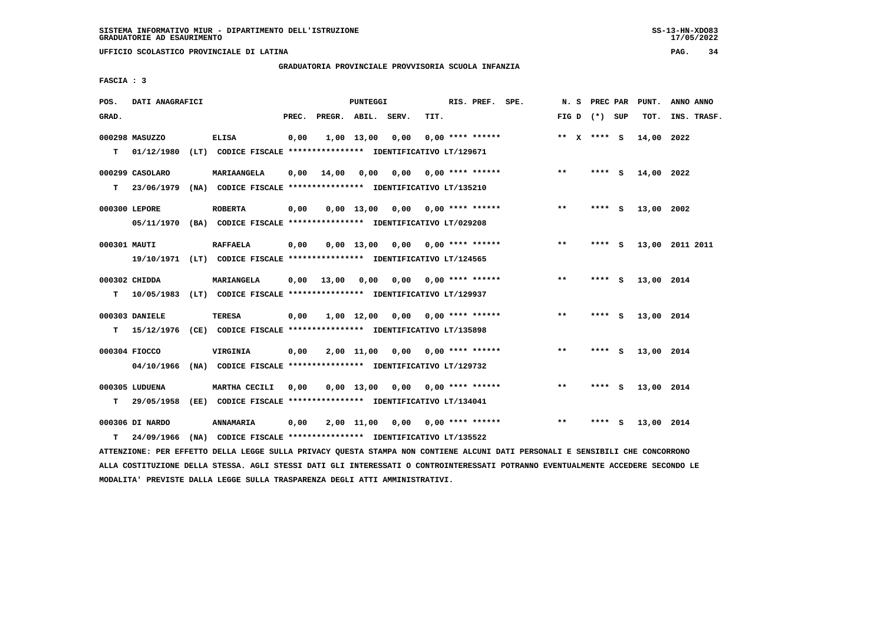SISTEMA INFORMATIVO MIUR - DIPARTIMENTO DELL'ISTRUZIONE
GRADUATORIE AD ESAURIMENTO

UFFICIO SCOLASTICO PROVINCIALE DI LATINA

GRADUATORIA PROVINCIALE PROVVISORIA SCUOLA INFANZIA

FASCIA : 3

| POS. GRAD. | DATI ANAGRAFICI | | PREC. | PREGR. | ABIL. | SERV. | TIT. | RIS. PREF. SPE. | N. S FIG D | PREC PAR (*) SUP | PUNT. TOT. | ANNO ANNO INS. TRASF. |
|---|---|---|---|---|---|---|---|---|---|---|---|---|
| 000298 | MASUZZO | ELISA | 0,00 | 1,00 | 13,00 | 0,00 | 0,00 | **** ****** | ** X | **** S | 14,00 | 2022 |
| T | 01/12/1980 (LT) CODICE FISCALE **************** IDENTIFICATIVO LT/129671 | | | | | | | | | | | |
| 000299 | CASOLARO | MARIAANGELA | 0,00 | 14,00 | 0,00 | 0,00 | 0,00 | **** ****** | ** | **** S | 14,00 | 2022 |
| T | 23/06/1979 (NA) CODICE FISCALE **************** IDENTIFICATIVO LT/135210 | | | | | | | | | | | |
| 000300 | LEPORE | ROBERTA | 0,00 | 0,00 | 13,00 | 0,00 | 0,00 | **** ****** | ** | **** S | 13,00 | 2002 |
| | 05/11/1970 (BA) CODICE FISCALE **************** IDENTIFICATIVO LT/029208 | | | | | | | | | | | |
| 000301 | MAUTI | RAFFAELA | 0,00 | 0,00 | 13,00 | 0,00 | 0,00 | **** ****** | ** | **** S | 13,00 | 2011 2011 |
| | 19/10/1971 (LT) CODICE FISCALE **************** IDENTIFICATIVO LT/124565 | | | | | | | | | | | |
| 000302 | CHIDDA | MARIANGELA | 0,00 | 13,00 | 0,00 | 0,00 | 0,00 | **** ****** | ** | **** S | 13,00 | 2014 |
| T | 10/05/1983 (LT) CODICE FISCALE **************** IDENTIFICATIVO LT/129937 | | | | | | | | | | | |
| 000303 | DANIELE | TERESA | 0,00 | 1,00 | 12,00 | 0,00 | 0,00 | **** ****** | ** | **** S | 13,00 | 2014 |
| T | 15/12/1976 (CE) CODICE FISCALE **************** IDENTIFICATIVO LT/135898 | | | | | | | | | | | |
| 000304 | FIOCCO | VIRGINIA | 0,00 | 2,00 | 11,00 | 0,00 | 0,00 | **** ****** | ** | **** S | 13,00 | 2014 |
| | 04/10/1966 (NA) CODICE FISCALE **************** IDENTIFICATIVO LT/129732 | | | | | | | | | | | |
| 000305 | LUDUENA | MARTHA CECILI | 0,00 | 0,00 | 13,00 | 0,00 | 0,00 | **** ****** | ** | **** S | 13,00 | 2014 |
| T | 29/05/1958 (EE) CODICE FISCALE **************** IDENTIFICATIVO LT/134041 | | | | | | | | | | | |
| 000306 | DI NARDO | ANNAMARIA | 0,00 | 2,00 | 11,00 | 0,00 | 0,00 | **** ****** | ** | **** S | 13,00 | 2014 |
| T | 24/09/1966 (NA) CODICE FISCALE **************** IDENTIFICATIVO LT/135522 | | | | | | | | | | | |

ATTENZIONE: PER EFFETTO DELLA LEGGE SULLA PRIVACY QUESTA STAMPA NON CONTIENE ALCUNI DATI PERSONALI E SENSIBILI CHE CONCORRONO ALLA COSTITUZIONE DELLA STESSA. AGLI STESSI DATI GLI INTERESSATI O CONTROINTERESSATI POTRANNO EVENTUALMENTE ACCEDERE SECONDO LE MODALITA' PREVISTE DALLA LEGGE SULLA TRASPARENZA DEGLI ATTI AMMINISTRATIVI.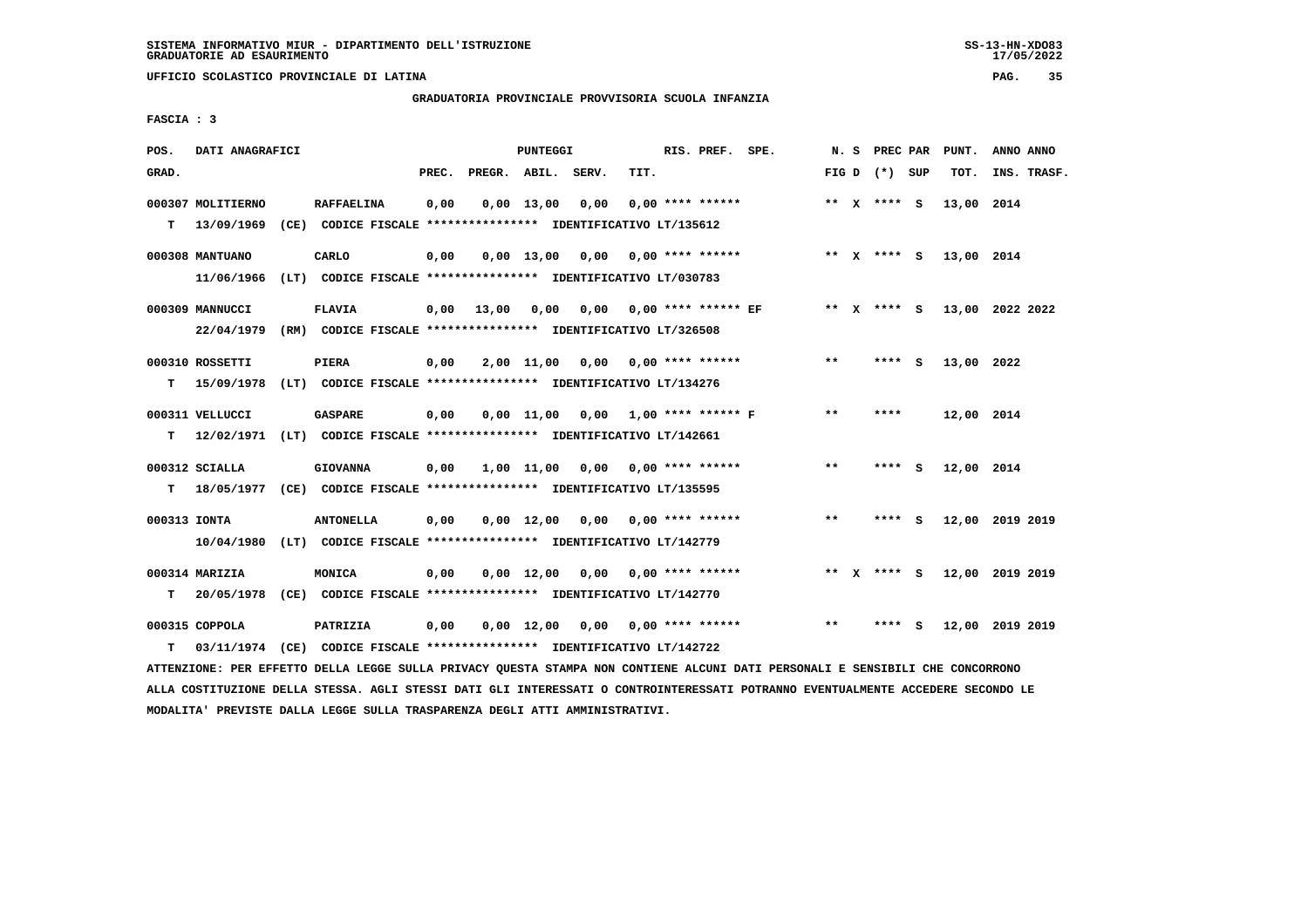SISTEMA INFORMATIVO MIUR - DIPARTIMENTO DELL'ISTRUZIONE
GRADUATORIE AD ESAURIMENTO

UFFICIO SCOLASTICO PROVINCIALE DI LATINA

GRADUATORIA PROVINCIALE PROVVISORIA SCUOLA INFANZIA

FASCIA : 3

| POS. GRAD. | DATI ANAGRAFICI | | PREC. | PREGR. | ABIL. | SERV. | TIT. | RIS. PREF. SPE. | N. S FIG D | PREC PAR (*) SUP | PUNT. TOT. | ANNO ANNO INS. TRASF. |
|---|---|---|---|---|---|---|---|---|---|---|---|---|
| 000307 | MOLITIERNO | RAFFAELINA | 0,00 | 0,00 | 13,00 | 0,00 | 0,00 | **** ****** | ** X | **** S | 13,00 | 2014 |
| T | 13/09/1969 (CE) CODICE FISCALE **************** IDENTIFICATIVO LT/135612 | | | | | | | | | | | |
| 000308 | MANTUANO | CARLO | 0,00 | 0,00 | 13,00 | 0,00 | 0,00 | **** ****** | ** X | **** S | 13,00 | 2014 |
| | 11/06/1966 (LT) CODICE FISCALE **************** IDENTIFICATIVO LT/030783 | | | | | | | | | | | |
| 000309 | MANNUCCI | FLAVIA | 0,00 | 13,00 | 0,00 | 0,00 | 0,00 | **** ****** EF | ** X | **** S | 13,00 | 2022 2022 |
| | 22/04/1979 (RM) CODICE FISCALE **************** IDENTIFICATIVO LT/326508 | | | | | | | | | | | |
| 000310 | ROSSETTI | PIERA | 0,00 | 2,00 | 11,00 | 0,00 | 0,00 | **** ****** | ** | **** S | 13,00 | 2022 |
| T | 15/09/1978 (LT) CODICE FISCALE **************** IDENTIFICATIVO LT/134276 | | | | | | | | | | | |
| 000311 | VELLUCCI | GASPARE | 0,00 | 0,00 | 11,00 | 0,00 | 1,00 | **** ****** F | ** | **** | 12,00 | 2014 |
| T | 12/02/1971 (LT) CODICE FISCALE **************** IDENTIFICATIVO LT/142661 | | | | | | | | | | | |
| 000312 | SCIALLA | GIOVANNA | 0,00 | 1,00 | 11,00 | 0,00 | 0,00 | **** ****** | ** | **** S | 12,00 | 2014 |
| T | 18/05/1977 (CE) CODICE FISCALE **************** IDENTIFICATIVO LT/135595 | | | | | | | | | | | |
| 000313 | IONTA | ANTONELLA | 0,00 | 0,00 | 12,00 | 0,00 | 0,00 | **** ****** | ** | **** S | 12,00 | 2019 2019 |
| | 10/04/1980 (LT) CODICE FISCALE **************** IDENTIFICATIVO LT/142779 | | | | | | | | | | | |
| 000314 | MARIZIA | MONICA | 0,00 | 0,00 | 12,00 | 0,00 | 0,00 | **** ****** | ** X | **** S | 12,00 | 2019 2019 |
| T | 20/05/1978 (CE) CODICE FISCALE **************** IDENTIFICATIVO LT/142770 | | | | | | | | | | | |
| 000315 | COPPOLA | PATRIZIA | 0,00 | 0,00 | 12,00 | 0,00 | 0,00 | **** ****** | ** | **** S | 12,00 | 2019 2019 |
| T | 03/11/1974 (CE) CODICE FISCALE **************** IDENTIFICATIVO LT/142722 | | | | | | | | | | | |

ATTENZIONE: PER EFFETTO DELLA LEGGE SULLA PRIVACY QUESTA STAMPA NON CONTIENE ALCUNI DATI PERSONALI E SENSIBILI CHE CONCORRONO ALLA COSTITUZIONE DELLA STESSA. AGLI STESSI DATI GLI INTERESSATI O CONTROINTERESSATI POTRANNO EVENTUALMENTE ACCEDERE SECONDO LE MODALITA' PREVISTE DALLA LEGGE SULLA TRASPARENZA DEGLI ATTI AMMINISTRATIVI.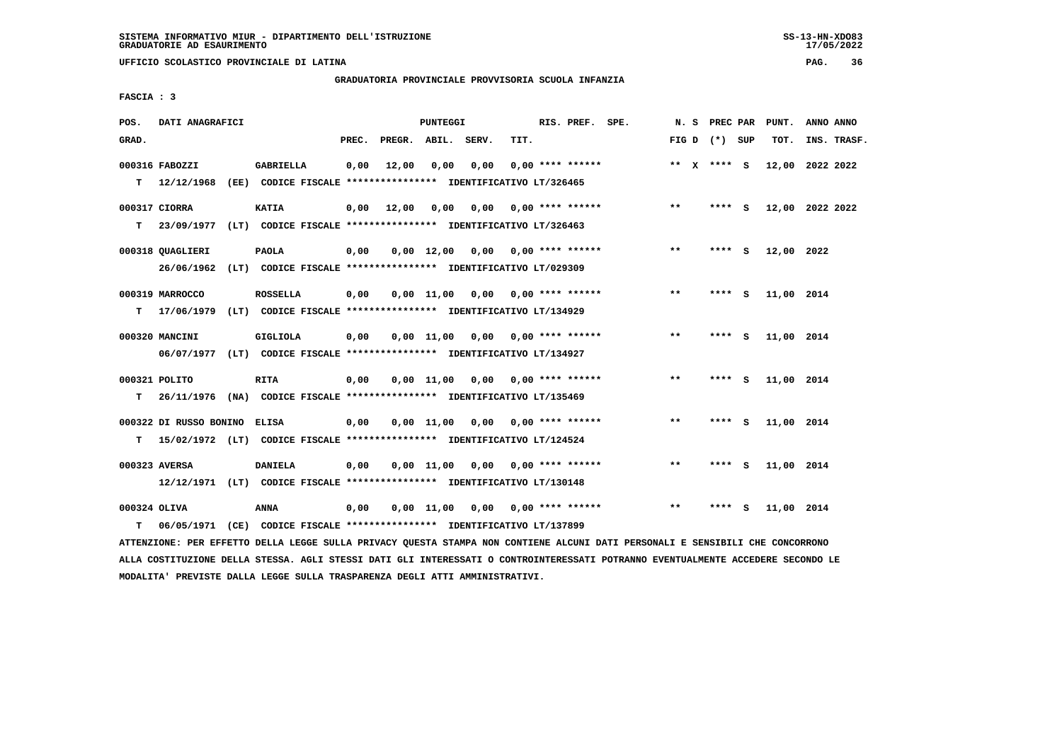SISTEMA INFORMATIVO MIUR - DIPARTIMENTO DELL'ISTRUZIONE
GRADUATORIE AD ESAURIMENTO

UFFICIO SCOLASTICO PROVINCIALE DI LATINA

GRADUATORIA PROVINCIALE PROVVISORIA SCUOLA INFANZIA

FASCIA : 3

| POS. GRAD. | DATI ANAGRAFICI | | PREC. | PREGR. | ABIL. | SERV. | TIT. | RIS. PREF. | SPE. | N. S FIG D | PREC PAR (*) | SUP | PUNT. TOT. | ANNO ANNO INS. TRASF. |
|---|---|---|---|---|---|---|---|---|---|---|---|---|---|---|
| 000316 FABOZZI | GABRIELLA | | 0,00 | 12,00 | 0,00 | 0,00 | 0,00 | **** ****** | | ** X | **** | S | 12,00 | 2022 2022 |
| T | 12/12/1968 (EE) CODICE FISCALE **************** IDENTIFICATIVO LT/326465 | | | | | | | | | | | | | |
| 000317 CIORRA | KATIA | | 0,00 | 12,00 | 0,00 | 0,00 | 0,00 | **** ****** | | ** | **** | S | 12,00 | 2022 2022 |
| T | 23/09/1977 (LT) CODICE FISCALE **************** IDENTIFICATIVO LT/326463 | | | | | | | | | | | | | |
| 000318 QUAGLIERI | PAOLA | | 0,00 | 0,00 | 12,00 | 0,00 | 0,00 | **** ****** | | ** | **** | S | 12,00 | 2022 |
| | 26/06/1962 (LT) CODICE FISCALE **************** IDENTIFICATIVO LT/029309 | | | | | | | | | | | | | |
| 000319 MARROCCO | ROSSELLA | | 0,00 | 0,00 | 11,00 | 0,00 | 0,00 | **** ****** | | ** | **** | S | 11,00 | 2014 |
| T | 17/06/1979 (LT) CODICE FISCALE **************** IDENTIFICATIVO LT/134929 | | | | | | | | | | | | | |
| 000320 MANCINI | GIGLIOLA | | 0,00 | 0,00 | 11,00 | 0,00 | 0,00 | **** ****** | | ** | **** | S | 11,00 | 2014 |
| | 06/07/1977 (LT) CODICE FISCALE **************** IDENTIFICATIVO LT/134927 | | | | | | | | | | | | | |
| 000321 POLITO | RITA | | 0,00 | 0,00 | 11,00 | 0,00 | 0,00 | **** ****** | | ** | **** | S | 11,00 | 2014 |
| T | 26/11/1976 (NA) CODICE FISCALE **************** IDENTIFICATIVO LT/135469 | | | | | | | | | | | | | |
| 000322 DI RUSSO BONINO | ELISA | | 0,00 | 0,00 | 11,00 | 0,00 | 0,00 | **** ****** | | ** | **** | S | 11,00 | 2014 |
| T | 15/02/1972 (LT) CODICE FISCALE **************** IDENTIFICATIVO LT/124524 | | | | | | | | | | | | | |
| 000323 AVERSA | DANIELA | | 0,00 | 0,00 | 11,00 | 0,00 | 0,00 | **** ****** | | ** | **** | S | 11,00 | 2014 |
| | 12/12/1971 (LT) CODICE FISCALE **************** IDENTIFICATIVO LT/130148 | | | | | | | | | | | | | |
| 000324 OLIVA | ANNA | | 0,00 | 0,00 | 11,00 | 0,00 | 0,00 | **** ****** | | ** | **** | S | 11,00 | 2014 |
| T | 06/05/1971 (CE) CODICE FISCALE **************** IDENTIFICATIVO LT/137899 | | | | | | | | | | | | | |

ATTENZIONE: PER EFFETTO DELLA LEGGE SULLA PRIVACY QUESTA STAMPA NON CONTIENE ALCUNI DATI PERSONALI E SENSIBILI CHE CONCORRONO ALLA COSTITUZIONE DELLA STESSA. AGLI STESSI DATI GLI INTERESSATI O CONTROINTERESSATI POTRANNO EVENTUALMENTE ACCEDERE SECONDO LE MODALITA' PREVISTE DALLA LEGGE SULLA TRASPARENZA DEGLI ATTI AMMINISTRATIVI.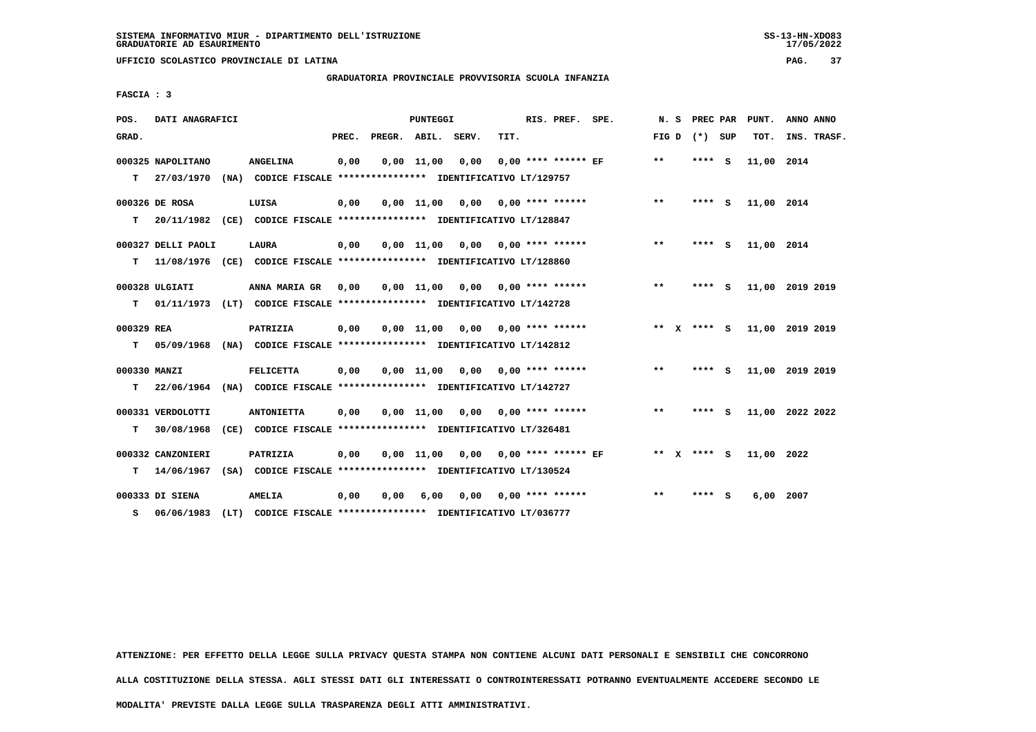SISTEMA INFORMATIVO MIUR - DIPARTIMENTO DELL'ISTRUZIONE
GRADUATORIE AD ESAURIMENTO

UFFICIO SCOLASTICO PROVINCIALE DI LATINA

GRADUATORIA PROVINCIALE PROVVISORIA SCUOLA INFANZIA

FASCIA : 3

| POS. GRAD. | DATI ANAGRAFICI | | PUNTEGGI PREC. | PREGR. | ABIL. | SERV. | TIT. | RIS. PREF. SPE. | N. S FIG D | PREC PAR (*) SUP | PUNT. TOT. | ANNO ANNO INS. TRASF. |
|---|---|---|---|---|---|---|---|---|---|---|---|---|
| 000325 | NAPOLITANO | ANGELINA | 0,00 | 0,00 | 11,00 | 0,00 | 0,00 | **** ****** EF | ** | **** S | 11,00 | 2014 |
| T | 27/03/1970 (NA) | CODICE FISCALE **************** IDENTIFICATIVO LT/129757 | | | | | | | | | | |
| 000326 | DE ROSA | LUISA | 0,00 | 0,00 | 11,00 | 0,00 | 0,00 | **** ****** | ** | **** S | 11,00 | 2014 |
| T | 20/11/1982 (CE) | CODICE FISCALE **************** IDENTIFICATIVO LT/128847 | | | | | | | | | | |
| 000327 | DELLI PAOLI | LAURA | 0,00 | 0,00 | 11,00 | 0,00 | 0,00 | **** ****** | ** | **** S | 11,00 | 2014 |
| T | 11/08/1976 (CE) | CODICE FISCALE **************** IDENTIFICATIVO LT/128860 | | | | | | | | | | |
| 000328 | ULGIATI | ANNA MARIA GR | 0,00 | 0,00 | 11,00 | 0,00 | 0,00 | **** ****** | ** | **** S | 11,00 | 2019 2019 |
| T | 01/11/1973 (LT) | CODICE FISCALE **************** IDENTIFICATIVO LT/142728 | | | | | | | | | | |
| 000329 | REA | PATRIZIA | 0,00 | 0,00 | 11,00 | 0,00 | 0,00 | **** ****** | ** X | **** S | 11,00 | 2019 2019 |
| T | 05/09/1968 (NA) | CODICE FISCALE **************** IDENTIFICATIVO LT/142812 | | | | | | | | | | |
| 000330 | MANZI | FELICETTA | 0,00 | 0,00 | 11,00 | 0,00 | 0,00 | **** ****** | ** | **** S | 11,00 | 2019 2019 |
| T | 22/06/1964 (NA) | CODICE FISCALE **************** IDENTIFICATIVO LT/142727 | | | | | | | | | | |
| 000331 | VERDOLOTTI | ANTONIETTA | 0,00 | 0,00 | 11,00 | 0,00 | 0,00 | **** ****** | ** | **** S | 11,00 | 2022 2022 |
| T | 30/08/1968 (CE) | CODICE FISCALE **************** IDENTIFICATIVO LT/326481 | | | | | | | | | | |
| 000332 | CANZONIERI | PATRIZIA | 0,00 | 0,00 | 11,00 | 0,00 | 0,00 | **** ****** EF | ** X | **** S | 11,00 | 2022 |
| T | 14/06/1967 (SA) | CODICE FISCALE **************** IDENTIFICATIVO LT/130524 | | | | | | | | | | |
| 000333 | DI SIENA | AMELIA | 0,00 | 0,00 | 6,00 | 0,00 | 0,00 | **** ****** | ** | **** S | 6,00 | 2007 |
| S | 06/06/1983 (LT) | CODICE FISCALE **************** IDENTIFICATIVO LT/036777 | | | | | | | | | | |

ATTENZIONE: PER EFFETTO DELLA LEGGE SULLA PRIVACY QUESTA STAMPA NON CONTIENE ALCUNI DATI PERSONALI E SENSIBILI CHE CONCORRONO ALLA COSTITUZIONE DELLA STESSA. AGLI STESSI DATI GLI INTERESSATI O CONTROINTERESSATI POTRANNO EVENTUALMENTE ACCEDERE SECONDO LE MODALITA' PREVISTE DALLA LEGGE SULLA TRASPARENZA DEGLI ATTI AMMINISTRATIVI.